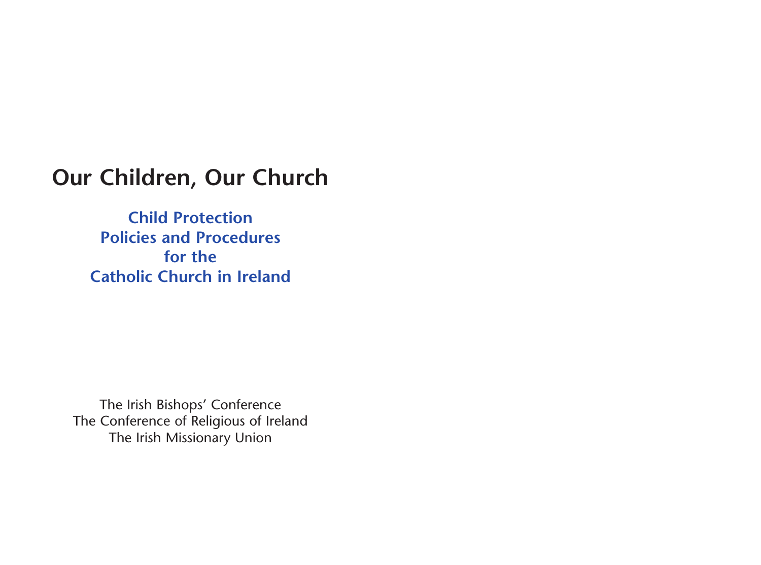# Our Children, Our Church

## Child Protection
## Policies and Procedures
## for the
## Catholic Church in Ireland

The Irish Bishops' Conference
The Conference of Religious of Ireland
The Irish Missionary Union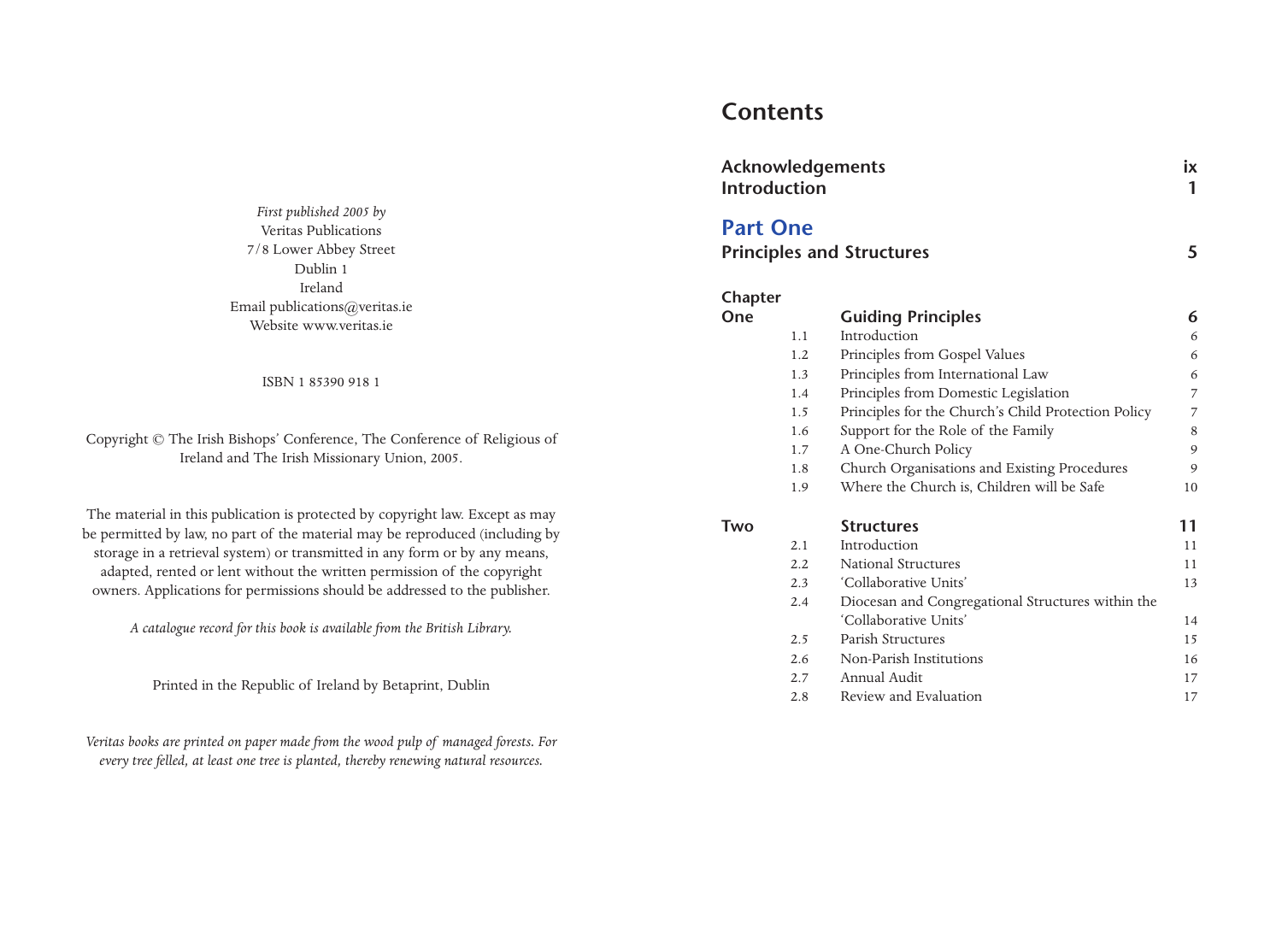*First published 2005 by*
Veritas Publications
7/8 Lower Abbey Street
Dublin 1
Ireland
Email publications@veritas.ie
Website www.veritas.ie

ISBN 1 85390 918 1

Copyright © The Irish Bishops' Conference, The Conference of Religious of Ireland and The Irish Missionary Union, 2005.

The material in this publication is protected by copyright law. Except as may be permitted by law, no part of the material may be reproduced (including by storage in a retrieval system) or transmitted in any form or by any means, adapted, rented or lent without the written permission of the copyright owners. Applications for permissions should be addressed to the publisher.

*A catalogue record for this book is available from the British Library.*

Printed in the Republic of Ireland by Betaprint, Dublin

*Veritas books are printed on paper made from the wood pulp of managed forests. For every tree felled, at least one tree is planted, thereby renewing natural resources.*

# Contents

| | | | |
|---|---|---|---|
| **Acknowledgements** | | | **ix** |
| **Introduction** | | | **1** |
| **Part One** | | | |
| **Principles and Structures** | | | **5** |
| **Chapter One** | | **Guiding Principles** | **6** |
| | 1.1 | Introduction | 6 |
| | 1.2 | Principles from Gospel Values | 6 |
| | 1.3 | Principles from International Law | 6 |
| | 1.4 | Principles from Domestic Legislation | 7 |
| | 1.5 | Principles for the Church's Child Protection Policy | 7 |
| | 1.6 | Support for the Role of the Family | 8 |
| | 1.7 | A One-Church Policy | 9 |
| | 1.8 | Church Organisations and Existing Procedures | 9 |
| | 1.9 | Where the Church is, Children will be Safe | 10 |
| **Two** | | **Structures** | **11** |
| | 2.1 | Introduction | 11 |
| | 2.2 | National Structures | 11 |
| | 2.3 | 'Collaborative Units' | 13 |
| | 2.4 | Diocesan and Congregational Structures within the 'Collaborative Units' | 14 |
| | 2.5 | Parish Structures | 15 |
| | 2.6 | Non-Parish Institutions | 16 |
| | 2.7 | Annual Audit | 17 |
| | 2.8 | Review and Evaluation | 17 |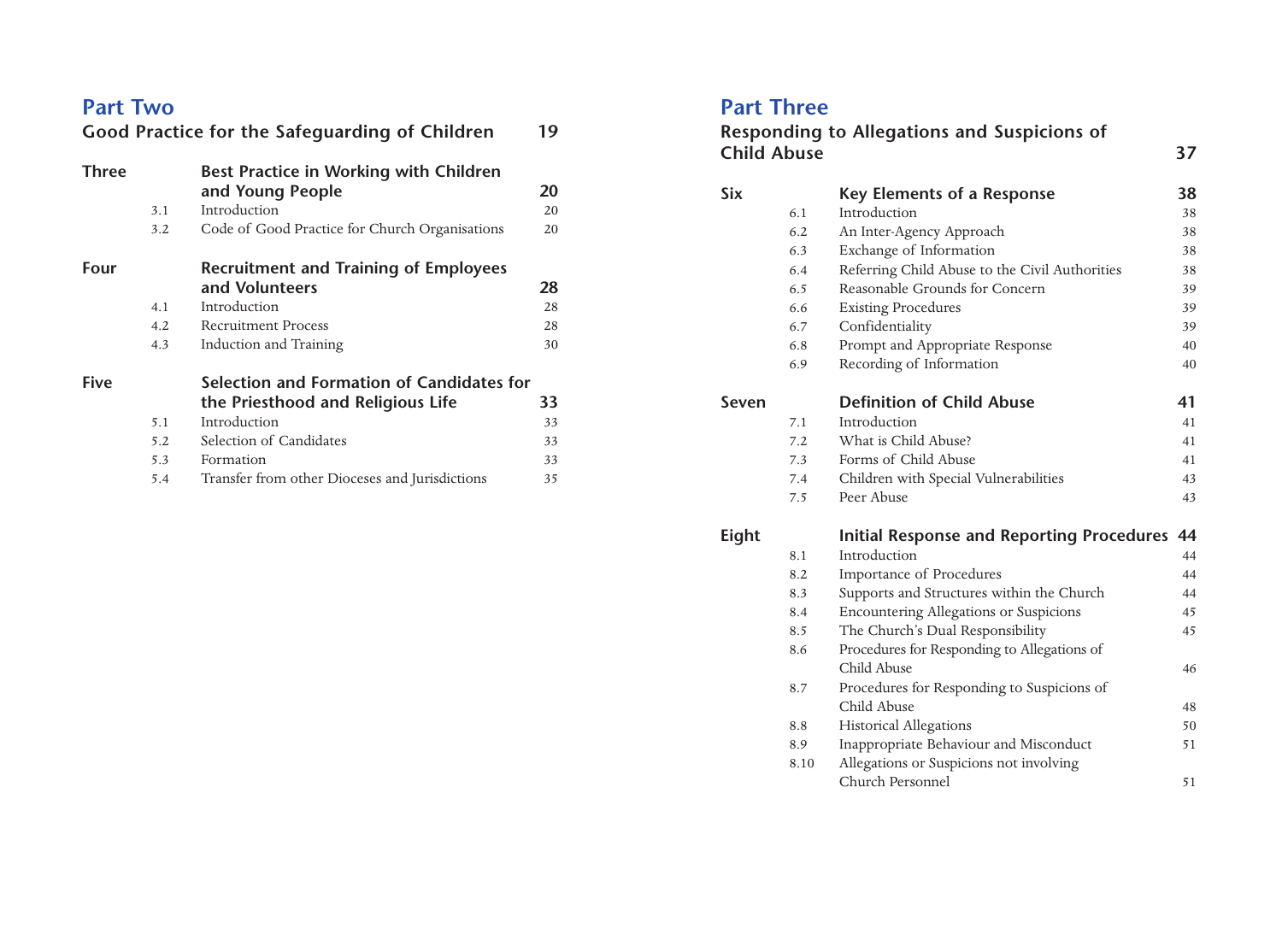## Part Two

**Good Practice for the Safeguarding of Children** 19

| | | | |
|---|---|---|---|
| **Three** | | **Best Practice in Working with Children and Young People** | **20** |
| | 3.1 | Introduction | 20 |
| | 3.2 | Code of Good Practice for Church Organisations | 20 |
| **Four** | | **Recruitment and Training of Employees and Volunteers** | **28** |
| | 4.1 | Introduction | 28 |
| | 4.2 | Recruitment Process | 28 |
| | 4.3 | Induction and Training | 30 |
| **Five** | | **Selection and Formation of Candidates for the Priesthood and Religious Life** | **33** |
| | 5.1 | Introduction | 33 |
| | 5.2 | Selection of Candidates | 33 |
| | 5.3 | Formation | 33 |
| | 5.4 | Transfer from other Dioceses and Jurisdictions | 35 |

## Part Three

**Responding to Allegations and Suspicions of Child Abuse** 37

| | | | |
|---|---|---|---|
| **Six** | | **Key Elements of a Response** | **38** |
| | 6.1 | Introduction | 38 |
| | 6.2 | An Inter-Agency Approach | 38 |
| | 6.3 | Exchange of Information | 38 |
| | 6.4 | Referring Child Abuse to the Civil Authorities | 38 |
| | 6.5 | Reasonable Grounds for Concern | 39 |
| | 6.6 | Existing Procedures | 39 |
| | 6.7 | Confidentiality | 39 |
| | 6.8 | Prompt and Appropriate Response | 40 |
| | 6.9 | Recording of Information | 40 |
| **Seven** | | **Definition of Child Abuse** | **41** |
| | 7.1 | Introduction | 41 |
| | 7.2 | What is Child Abuse? | 41 |
| | 7.3 | Forms of Child Abuse | 41 |
| | 7.4 | Children with Special Vulnerabilities | 43 |
| | 7.5 | Peer Abuse | 43 |
| **Eight** | | **Initial Response and Reporting Procedures** | **44** |
| | 8.1 | Introduction | 44 |
| | 8.2 | Importance of Procedures | 44 |
| | 8.3 | Supports and Structures within the Church | 44 |
| | 8.4 | Encountering Allegations or Suspicions | 45 |
| | 8.5 | The Church's Dual Responsibility | 45 |
| | 8.6 | Procedures for Responding to Allegations of Child Abuse | 46 |
| | 8.7 | Procedures for Responding to Suspicions of Child Abuse | 48 |
| | 8.8 | Historical Allegations | 50 |
| | 8.9 | Inappropriate Behaviour and Misconduct | 51 |
| | 8.10 | Allegations or Suspicions not involving Church Personnel | 51 |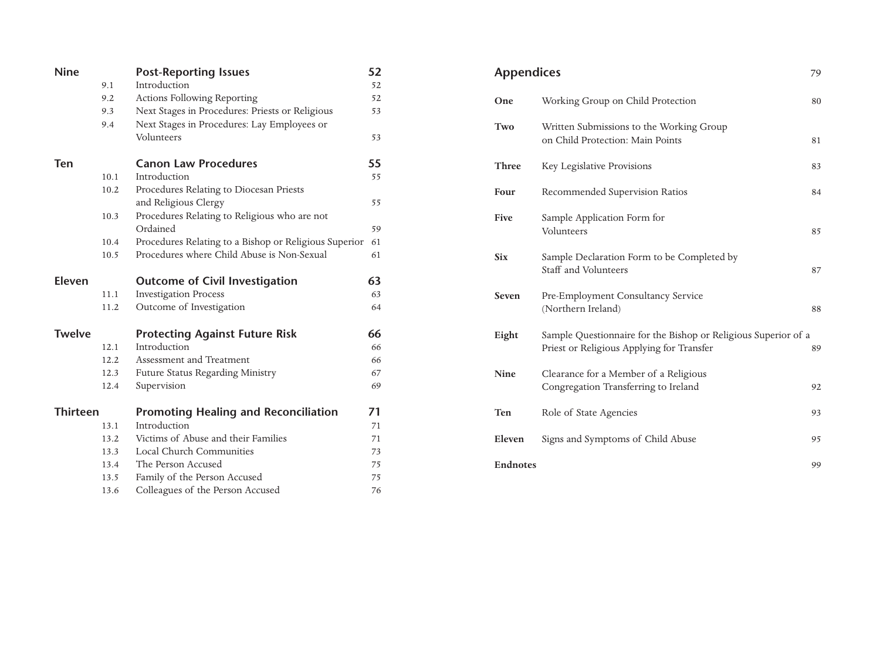| | | | |
|---|---|---|---|
| **Nine** | | **Post-Reporting Issues** | **52** |
| | 9.1 | Introduction | 52 |
| | 9.2 | Actions Following Reporting | 52 |
| | 9.3 | Next Stages in Procedures: Priests or Religious | 53 |
| | 9.4 | Next Stages in Procedures: Lay Employees or Volunteers | 53 |
| **Ten** | | **Canon Law Procedures** | **55** |
| | 10.1 | Introduction | 55 |
| | 10.2 | Procedures Relating to Diocesan Priests and Religious Clergy | 55 |
| | 10.3 | Procedures Relating to Religious who are not Ordained | 59 |
| | 10.4 | Procedures Relating to a Bishop or Religious Superior | 61 |
| | 10.5 | Procedures where Child Abuse is Non-Sexual | 61 |
| **Eleven** | | **Outcome of Civil Investigation** | **63** |
| | 11.1 | Investigation Process | 63 |
| | 11.2 | Outcome of Investigation | 64 |
| **Twelve** | | **Protecting Against Future Risk** | **66** |
| | 12.1 | Introduction | 66 |
| | 12.2 | Assessment and Treatment | 66 |
| | 12.3 | Future Status Regarding Ministry | 67 |
| | 12.4 | Supervision | 69 |
| **Thirteen** | | **Promoting Healing and Reconciliation** | **71** |
| | 13.1 | Introduction | 71 |
| | 13.2 | Victims of Abuse and their Families | 71 |
| | 13.3 | Local Church Communities | 73 |
| | 13.4 | The Person Accused | 75 |
| | 13.5 | Family of the Person Accused | 75 |
| | 13.6 | Colleagues of the Person Accused | 76 |

| **Appendices** | | 79 |
|---|---|---|
| **One** | Working Group on Child Protection | 80 |
| **Two** | Written Submissions to the Working Group on Child Protection: Main Points | 81 |
| **Three** | Key Legislative Provisions | 83 |
| **Four** | Recommended Supervision Ratios | 84 |
| **Five** | Sample Application Form for Volunteers | 85 |
| **Six** | Sample Declaration Form to be Completed by Staff and Volunteers | 87 |
| **Seven** | Pre-Employment Consultancy Service (Northern Ireland) | 88 |
| **Eight** | Sample Questionnaire for the Bishop or Religious Superior of a Priest or Religious Applying for Transfer | 89 |
| **Nine** | Clearance for a Member of a Religious Congregation Transferring to Ireland | 92 |
| **Ten** | Role of State Agencies | 93 |
| **Eleven** | Signs and Symptoms of Child Abuse | 95 |
| **Endnotes** | | 99 |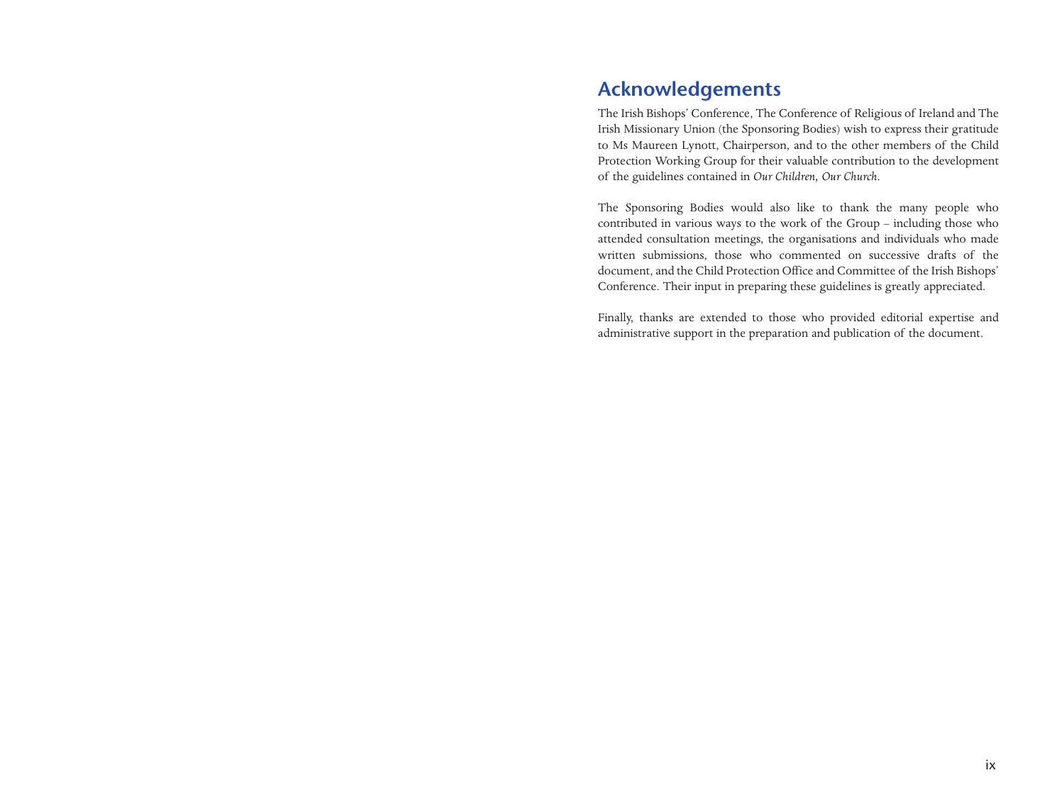## Acknowledgements

The Irish Bishops' Conference, The Conference of Religious of Ireland and The Irish Missionary Union (the Sponsoring Bodies) wish to express their gratitude to Ms Maureen Lynott, Chairperson, and to the other members of the Child Protection Working Group for their valuable contribution to the development of the guidelines contained in *Our Children, Our Church*.

The Sponsoring Bodies would also like to thank the many people who contributed in various ways to the work of the Group – including those who attended consultation meetings, the organisations and individuals who made written submissions, those who commented on successive drafts of the document, and the Child Protection Office and Committee of the Irish Bishops' Conference. Their input in preparing these guidelines is greatly appreciated.

Finally, thanks are extended to those who provided editorial expertise and administrative support in the preparation and publication of the document.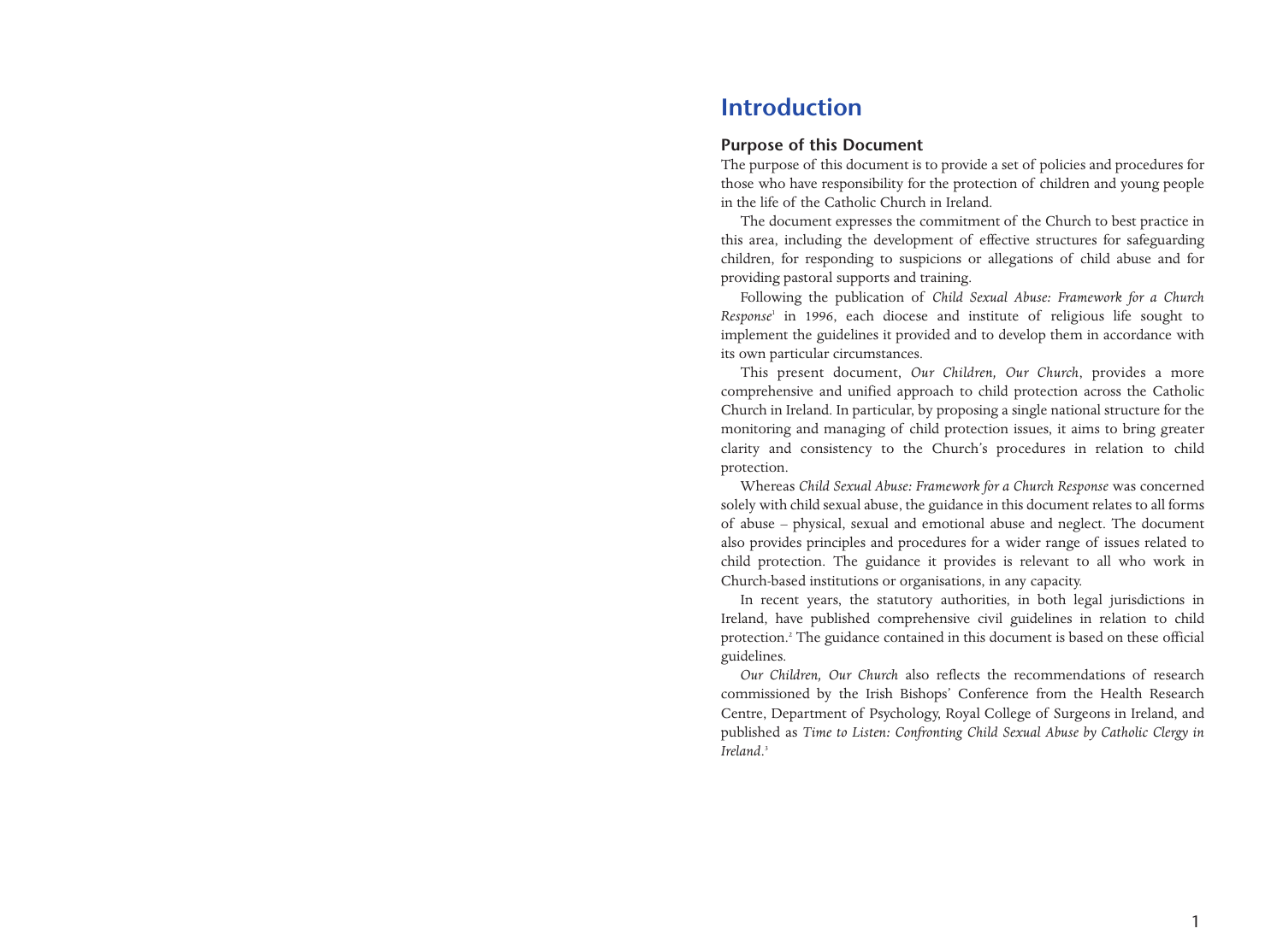# Introduction

## Purpose of this Document

The purpose of this document is to provide a set of policies and procedures for those who have responsibility for the protection of children and young people in the life of the Catholic Church in Ireland.

The document expresses the commitment of the Church to best practice in this area, including the development of effective structures for safeguarding children, for responding to suspicions or allegations of child abuse and for providing pastoral supports and training.

Following the publication of *Child Sexual Abuse: Framework for a Church Response*[1] in 1996, each diocese and institute of religious life sought to implement the guidelines it provided and to develop them in accordance with its own particular circumstances.

This present document, *Our Children, Our Church*, provides a more comprehensive and unified approach to child protection across the Catholic Church in Ireland. In particular, by proposing a single national structure for the monitoring and managing of child protection issues, it aims to bring greater clarity and consistency to the Church's procedures in relation to child protection.

Whereas *Child Sexual Abuse: Framework for a Church Response* was concerned solely with child sexual abuse, the guidance in this document relates to all forms of abuse – physical, sexual and emotional abuse and neglect. The document also provides principles and procedures for a wider range of issues related to child protection. The guidance it provides is relevant to all who work in Church-based institutions or organisations, in any capacity.

In recent years, the statutory authorities, in both legal jurisdictions in Ireland, have published comprehensive civil guidelines in relation to child protection.[2] The guidance contained in this document is based on these official guidelines.

*Our Children, Our Church* also reflects the recommendations of research commissioned by the Irish Bishops' Conference from the Health Research Centre, Department of Psychology, Royal College of Surgeons in Ireland, and published as *Time to Listen: Confronting Child Sexual Abuse by Catholic Clergy in Ireland*.[3]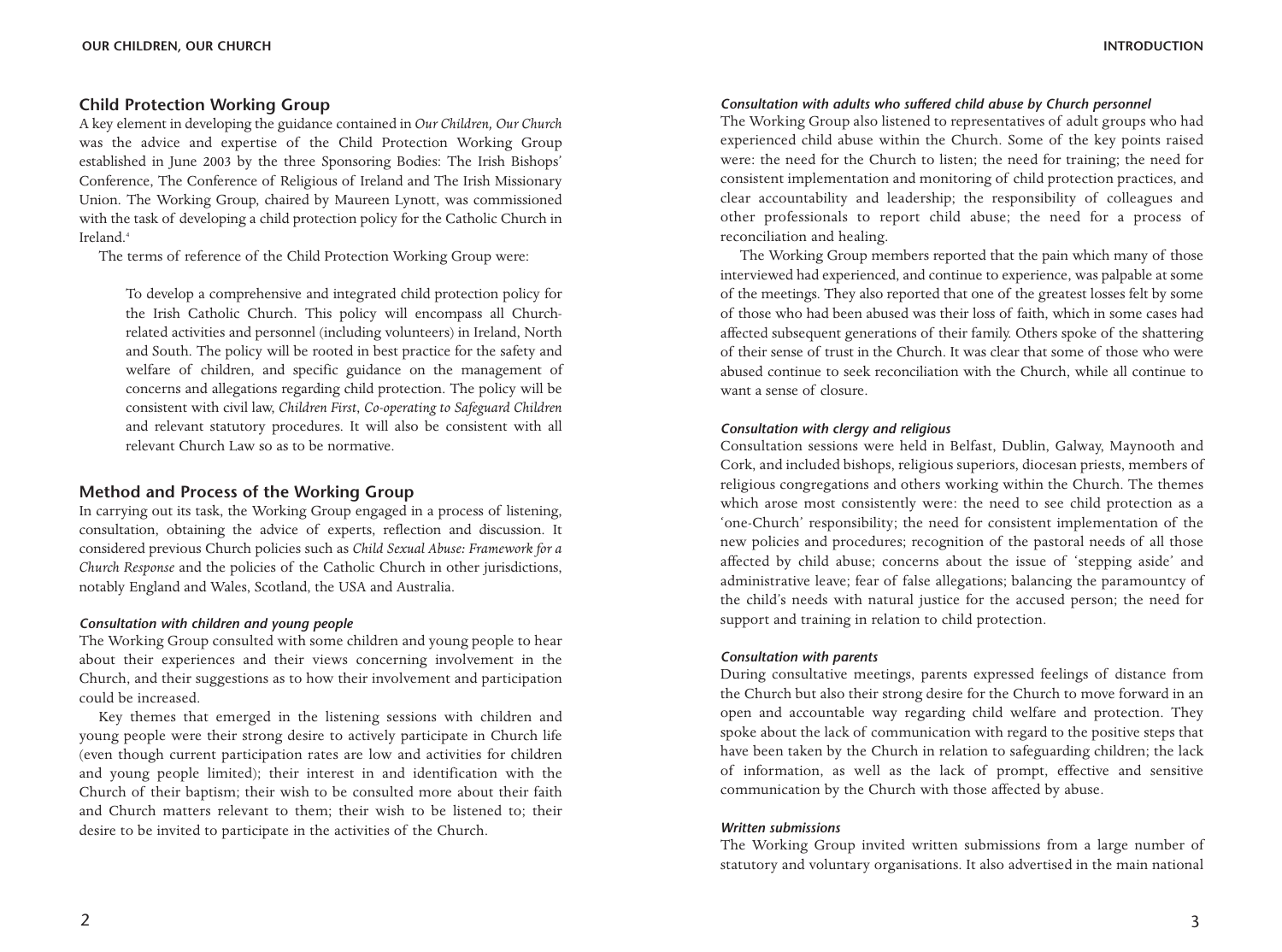## Child Protection Working Group

A key element in developing the guidance contained in *Our Children, Our Church* was the advice and expertise of the Child Protection Working Group established in June 2003 by the three Sponsoring Bodies: The Irish Bishops' Conference, The Conference of Religious of Ireland and The Irish Missionary Union. The Working Group, chaired by Maureen Lynott, was commissioned with the task of developing a child protection policy for the Catholic Church in Ireland.[4]

The terms of reference of the Child Protection Working Group were:

> To develop a comprehensive and integrated child protection policy for the Irish Catholic Church. This policy will encompass all Church-related activities and personnel (including volunteers) in Ireland, North and South. The policy will be rooted in best practice for the safety and welfare of children, and specific guidance on the management of concerns and allegations regarding child protection. The policy will be consistent with civil law, *Children First*, *Co-operating to Safeguard Children* and relevant statutory procedures. It will also be consistent with all relevant Church Law so as to be normative.

## Method and Process of the Working Group

In carrying out its task, the Working Group engaged in a process of listening, consultation, obtaining the advice of experts, reflection and discussion. It considered previous Church policies such as *Child Sexual Abuse: Framework for a Church Response* and the policies of the Catholic Church in other jurisdictions, notably England and Wales, Scotland, the USA and Australia.

### *Consultation with children and young people*

The Working Group consulted with some children and young people to hear about their experiences and their views concerning involvement in the Church, and their suggestions as to how their involvement and participation could be increased.

Key themes that emerged in the listening sessions with children and young people were their strong desire to actively participate in Church life (even though current participation rates are low and activities for children and young people limited); their interest in and identification with the Church of their baptism; their wish to be consulted more about their faith and Church matters relevant to them; their wish to be listened to; their desire to be invited to participate in the activities of the Church.

### *Consultation with adults who suffered child abuse by Church personnel*

The Working Group also listened to representatives of adult groups who had experienced child abuse within the Church. Some of the key points raised were: the need for the Church to listen; the need for training; the need for consistent implementation and monitoring of child protection practices, and clear accountability and leadership; the responsibility of colleagues and other professionals to report child abuse; the need for a process of reconciliation and healing.

The Working Group members reported that the pain which many of those interviewed had experienced, and continue to experience, was palpable at some of the meetings. They also reported that one of the greatest losses felt by some of those who had been abused was their loss of faith, which in some cases had affected subsequent generations of their family. Others spoke of the shattering of their sense of trust in the Church. It was clear that some of those who were abused continue to seek reconciliation with the Church, while all continue to want a sense of closure.

### *Consultation with clergy and religious*

Consultation sessions were held in Belfast, Dublin, Galway, Maynooth and Cork, and included bishops, religious superiors, diocesan priests, members of religious congregations and others working within the Church. The themes which arose most consistently were: the need to see child protection as a 'one-Church' responsibility; the need for consistent implementation of the new policies and procedures; recognition of the pastoral needs of all those affected by child abuse; concerns about the issue of 'stepping aside' and administrative leave; fear of false allegations; balancing the paramountcy of the child's needs with natural justice for the accused person; the need for support and training in relation to child protection.

### *Consultation with parents*

During consultative meetings, parents expressed feelings of distance from the Church but also their strong desire for the Church to move forward in an open and accountable way regarding child welfare and protection. They spoke about the lack of communication with regard to the positive steps that have been taken by the Church in relation to safeguarding children; the lack of information, as well as the lack of prompt, effective and sensitive communication by the Church with those affected by abuse.

### *Written submissions*

The Working Group invited written submissions from a large number of statutory and voluntary organisations. It also advertised in the main national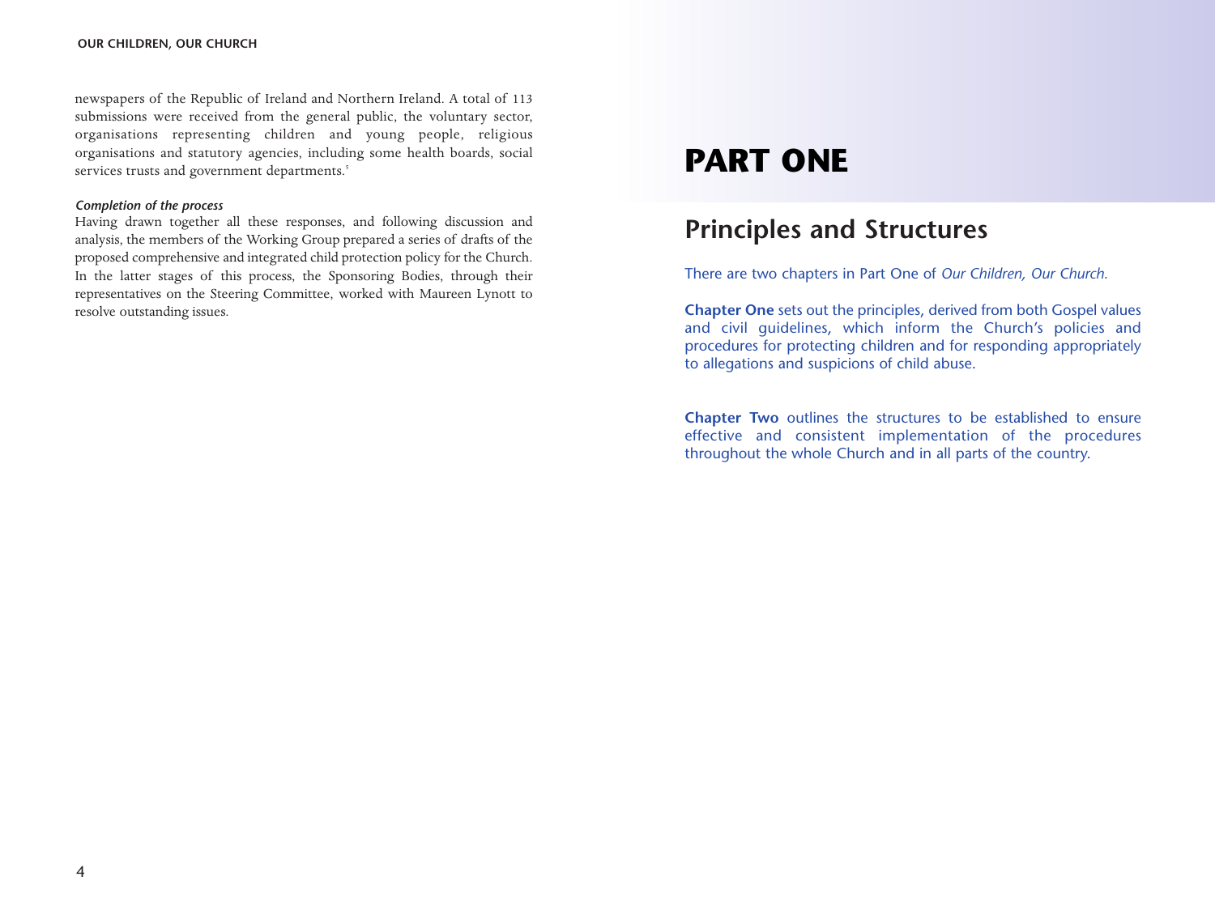newspapers of the Republic of Ireland and Northern Ireland. A total of 113 submissions were received from the general public, the voluntary sector, organisations representing children and young people, religious organisations and statutory agencies, including some health boards, social services trusts and government departments.[5]

***Completion of the process***

Having drawn together all these responses, and following discussion and analysis, the members of the Working Group prepared a series of drafts of the proposed comprehensive and integrated child protection policy for the Church. In the latter stages of this process, the Sponsoring Bodies, through their representatives on the Steering Committee, worked with Maureen Lynott to resolve outstanding issues.

# PART ONE

## Principles and Structures

There are two chapters in Part One of *Our Children, Our Church.*

**Chapter One** sets out the principles, derived from both Gospel values and civil guidelines, which inform the Church's policies and procedures for protecting children and for responding appropriately to allegations and suspicions of child abuse.

**Chapter Two** outlines the structures to be established to ensure effective and consistent implementation of the procedures throughout the whole Church and in all parts of the country.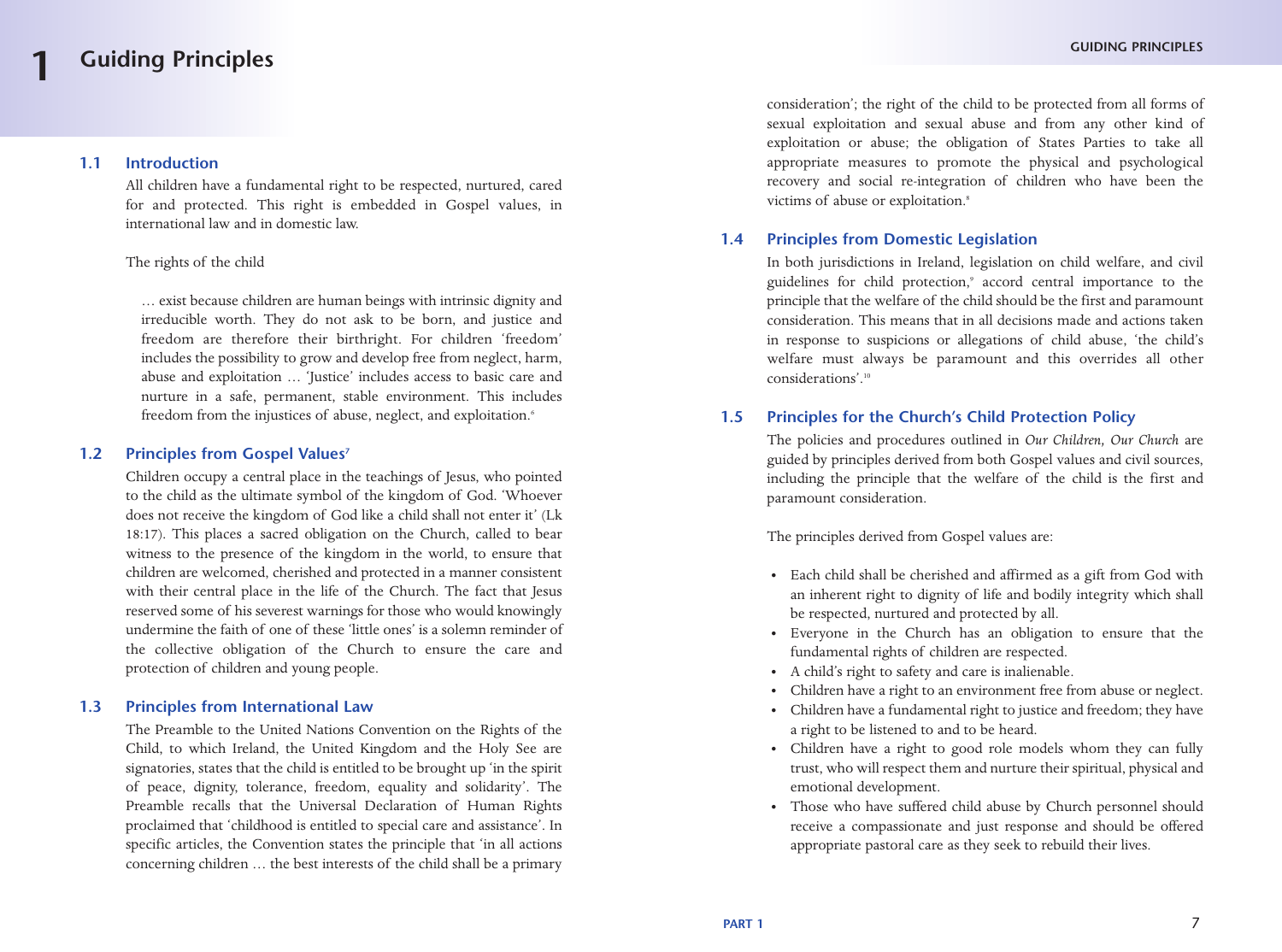# 1 Guiding Principles

## 1.1 Introduction

All children have a fundamental right to be respected, nurtured, cared for and protected. This right is embedded in Gospel values, in international law and in domestic law.

The rights of the child

> … exist because children are human beings with intrinsic dignity and irreducible worth. They do not ask to be born, and justice and freedom are therefore their birthright. For children 'freedom' includes the possibility to grow and develop free from neglect, harm, abuse and exploitation … 'Justice' includes access to basic care and nurture in a safe, permanent, stable environment. This includes freedom from the injustices of abuse, neglect, and exploitation.[6]

## 1.2 Principles from Gospel Values[7]

Children occupy a central place in the teachings of Jesus, who pointed to the child as the ultimate symbol of the kingdom of God. 'Whoever does not receive the kingdom of God like a child shall not enter it' (Lk 18:17). This places a sacred obligation on the Church, called to bear witness to the presence of the kingdom in the world, to ensure that children are welcomed, cherished and protected in a manner consistent with their central place in the life of the Church. The fact that Jesus reserved some of his severest warnings for those who would knowingly undermine the faith of one of these 'little ones' is a solemn reminder of the collective obligation of the Church to ensure the care and protection of children and young people.

## 1.3 Principles from International Law

The Preamble to the United Nations Convention on the Rights of the Child, to which Ireland, the United Kingdom and the Holy See are signatories, states that the child is entitled to be brought up 'in the spirit of peace, dignity, tolerance, freedom, equality and solidarity'. The Preamble recalls that the Universal Declaration of Human Rights proclaimed that 'childhood is entitled to special care and assistance'. In specific articles, the Convention states the principle that 'in all actions concerning children … the best interests of the child shall be a primary consideration'; the right of the child to be protected from all forms of sexual exploitation and sexual abuse and from any other kind of exploitation or abuse; the obligation of States Parties to take all appropriate measures to promote the physical and psychological recovery and social re-integration of children who have been the victims of abuse or exploitation.[8]

## 1.4 Principles from Domestic Legislation

In both jurisdictions in Ireland, legislation on child welfare, and civil guidelines for child protection,[9] accord central importance to the principle that the welfare of the child should be the first and paramount consideration. This means that in all decisions made and actions taken in response to suspicions or allegations of child abuse, 'the child's welfare must always be paramount and this overrides all other considerations'.[10]

## 1.5 Principles for the Church's Child Protection Policy

The policies and procedures outlined in *Our Children, Our Church* are guided by principles derived from both Gospel values and civil sources, including the principle that the welfare of the child is the first and paramount consideration.

The principles derived from Gospel values are:

- Each child shall be cherished and affirmed as a gift from God with an inherent right to dignity of life and bodily integrity which shall be respected, nurtured and protected by all.
- Everyone in the Church has an obligation to ensure that the fundamental rights of children are respected.
- A child's right to safety and care is inalienable.
- Children have a right to an environment free from abuse or neglect.
- Children have a fundamental right to justice and freedom; they have a right to be listened to and to be heard.
- Children have a right to good role models whom they can fully trust, who will respect them and nurture their spiritual, physical and emotional development.
- Those who have suffered child abuse by Church personnel should receive a compassionate and just response and should be offered appropriate pastoral care as they seek to rebuild their lives.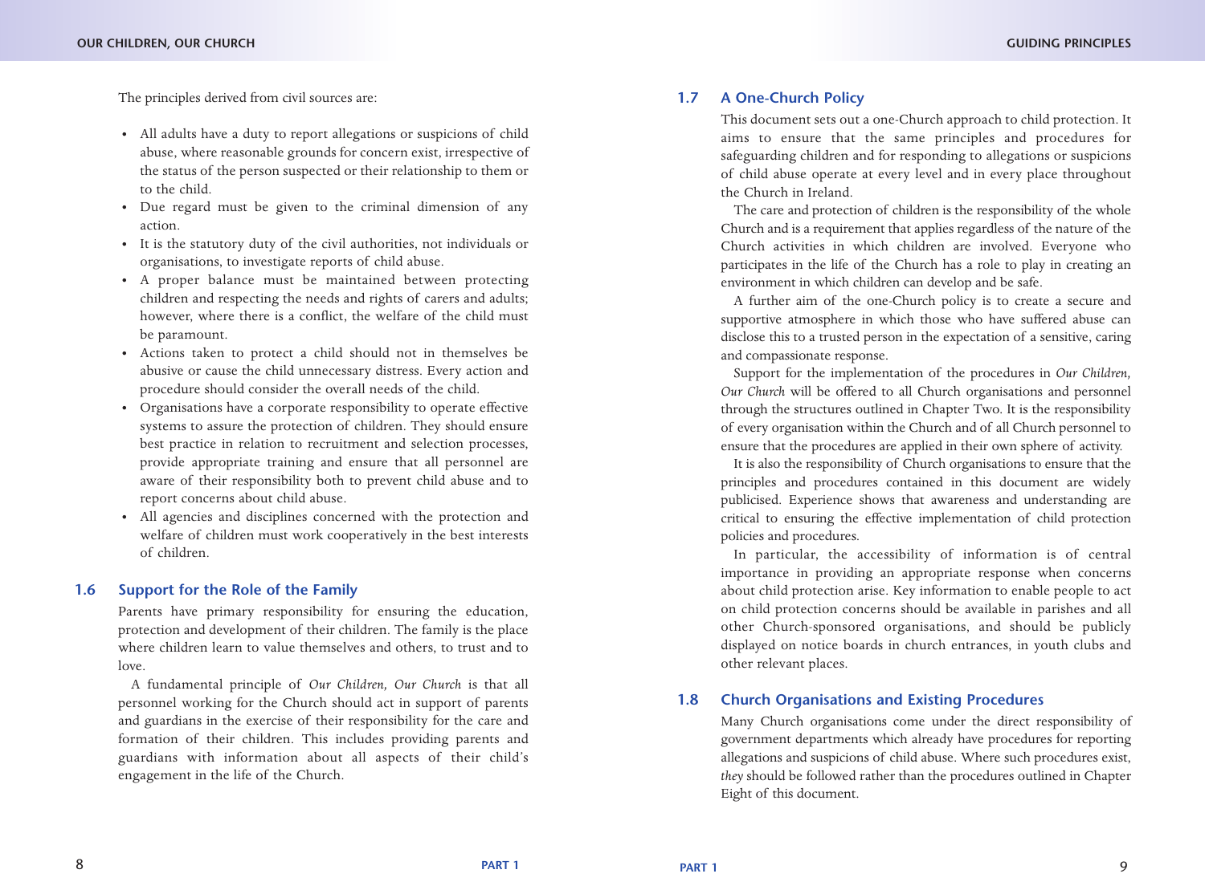The principles derived from civil sources are:

- All adults have a duty to report allegations or suspicions of child abuse, where reasonable grounds for concern exist, irrespective of the status of the person suspected or their relationship to them or to the child.
- Due regard must be given to the criminal dimension of any action.
- It is the statutory duty of the civil authorities, not individuals or organisations, to investigate reports of child abuse.
- A proper balance must be maintained between protecting children and respecting the needs and rights of carers and adults; however, where there is a conflict, the welfare of the child must be paramount.
- Actions taken to protect a child should not in themselves be abusive or cause the child unnecessary distress. Every action and procedure should consider the overall needs of the child.
- Organisations have a corporate responsibility to operate effective systems to assure the protection of children. They should ensure best practice in relation to recruitment and selection processes, provide appropriate training and ensure that all personnel are aware of their responsibility both to prevent child abuse and to report concerns about child abuse.
- All agencies and disciplines concerned with the protection and welfare of children must work cooperatively in the best interests of children.

## 1.6 Support for the Role of the Family

Parents have primary responsibility for ensuring the education, protection and development of their children. The family is the place where children learn to value themselves and others, to trust and to love.

A fundamental principle of *Our Children, Our Church* is that all personnel working for the Church should act in support of parents and guardians in the exercise of their responsibility for the care and formation of their children. This includes providing parents and guardians with information about all aspects of their child's engagement in the life of the Church.

## 1.7 A One-Church Policy

This document sets out a one-Church approach to child protection. It aims to ensure that the same principles and procedures for safeguarding children and for responding to allegations or suspicions of child abuse operate at every level and in every place throughout the Church in Ireland.

The care and protection of children is the responsibility of the whole Church and is a requirement that applies regardless of the nature of the Church activities in which children are involved. Everyone who participates in the life of the Church has a role to play in creating an environment in which children can develop and be safe.

A further aim of the one-Church policy is to create a secure and supportive atmosphere in which those who have suffered abuse can disclose this to a trusted person in the expectation of a sensitive, caring and compassionate response.

Support for the implementation of the procedures in *Our Children, Our Church* will be offered to all Church organisations and personnel through the structures outlined in Chapter Two. It is the responsibility of every organisation within the Church and of all Church personnel to ensure that the procedures are applied in their own sphere of activity.

It is also the responsibility of Church organisations to ensure that the principles and procedures contained in this document are widely publicised. Experience shows that awareness and understanding are critical to ensuring the effective implementation of child protection policies and procedures.

In particular, the accessibility of information is of central importance in providing an appropriate response when concerns about child protection arise. Key information to enable people to act on child protection concerns should be available in parishes and all other Church-sponsored organisations, and should be publicly displayed on notice boards in church entrances, in youth clubs and other relevant places.

## 1.8 Church Organisations and Existing Procedures

Many Church organisations come under the direct responsibility of government departments which already have procedures for reporting allegations and suspicions of child abuse. Where such procedures exist, *they* should be followed rather than the procedures outlined in Chapter Eight of this document.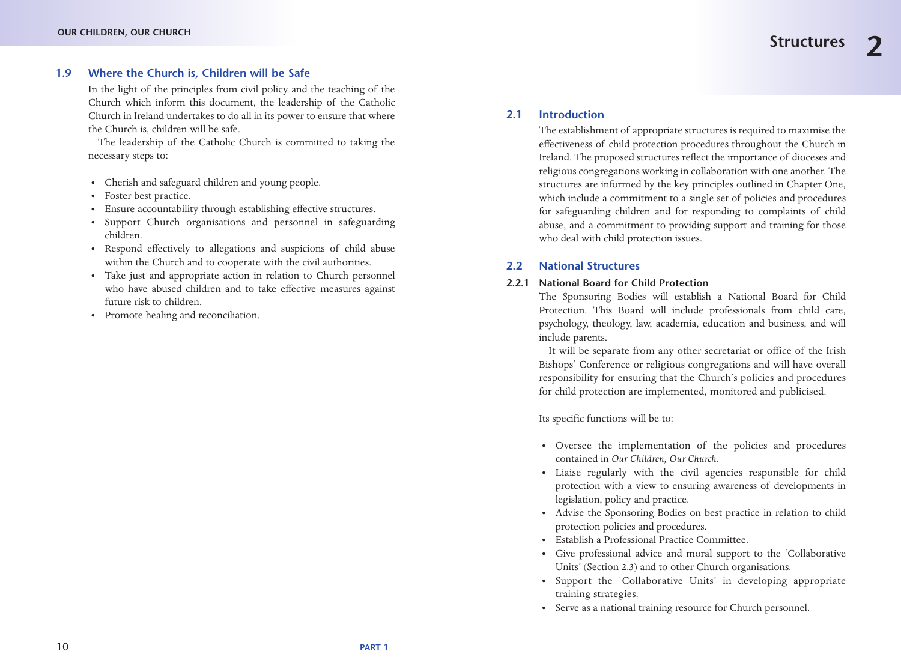## 1.9 Where the Church is, Children will be Safe

In the light of the principles from civil policy and the teaching of the Church which inform this document, the leadership of the Catholic Church in Ireland undertakes to do all in its power to ensure that where the Church is, children will be safe.

The leadership of the Catholic Church is committed to taking the necessary steps to:

- Cherish and safeguard children and young people.
- Foster best practice.
- Ensure accountability through establishing effective structures.
- Support Church organisations and personnel in safeguarding children.
- Respond effectively to allegations and suspicions of child abuse within the Church and to cooperate with the civil authorities.
- Take just and appropriate action in relation to Church personnel who have abused children and to take effective measures against future risk to children.
- Promote healing and reconciliation.

# 2 Structures

## 2.1 Introduction

The establishment of appropriate structures is required to maximise the effectiveness of child protection procedures throughout the Church in Ireland. The proposed structures reflect the importance of dioceses and religious congregations working in collaboration with one another. The structures are informed by the key principles outlined in Chapter One, which include a commitment to a single set of policies and procedures for safeguarding children and for responding to complaints of child abuse, and a commitment to providing support and training for those who deal with child protection issues.

## 2.2 National Structures

### 2.2.1 National Board for Child Protection

The Sponsoring Bodies will establish a National Board for Child Protection. This Board will include professionals from child care, psychology, theology, law, academia, education and business, and will include parents.

It will be separate from any other secretariat or office of the Irish Bishops' Conference or religious congregations and will have overall responsibility for ensuring that the Church's policies and procedures for child protection are implemented, monitored and publicised.

Its specific functions will be to:

- Oversee the implementation of the policies and procedures contained in *Our Children, Our Church*.
- Liaise regularly with the civil agencies responsible for child protection with a view to ensuring awareness of developments in legislation, policy and practice.
- Advise the Sponsoring Bodies on best practice in relation to child protection policies and procedures.
- Establish a Professional Practice Committee.
- Give professional advice and moral support to the 'Collaborative Units' (Section 2.3) and to other Church organisations.
- Support the 'Collaborative Units' in developing appropriate training strategies.
- Serve as a national training resource for Church personnel.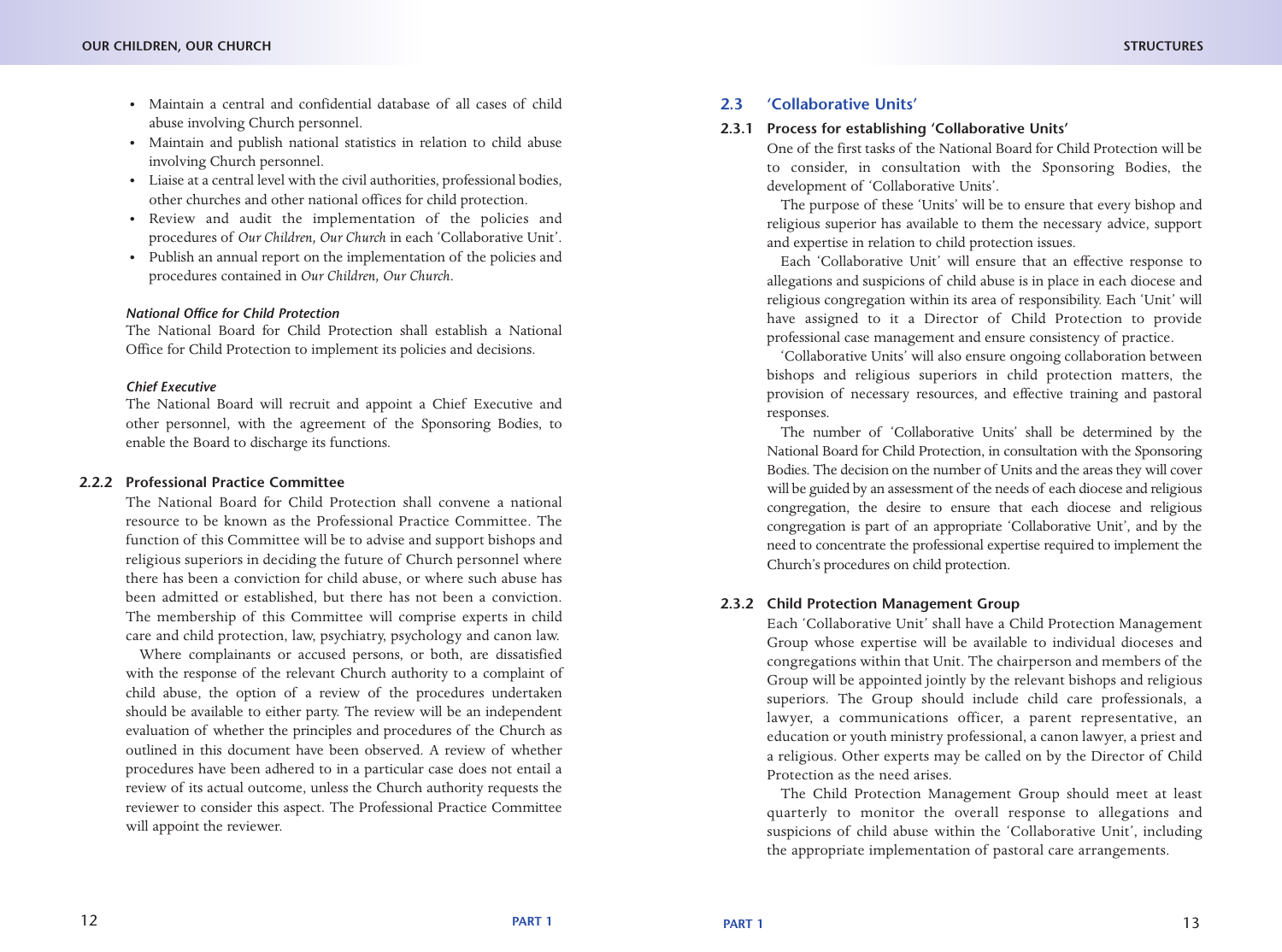- Maintain a central and confidential database of all cases of child abuse involving Church personnel.
- Maintain and publish national statistics in relation to child abuse involving Church personnel.
- Liaise at a central level with the civil authorities, professional bodies, other churches and other national offices for child protection.
- Review and audit the implementation of the policies and procedures of *Our Children, Our Church* in each 'Collaborative Unit'.
- Publish an annual report on the implementation of the policies and procedures contained in *Our Children, Our Church*.

***National Office for Child Protection***

The National Board for Child Protection shall establish a National Office for Child Protection to implement its policies and decisions.

***Chief Executive***

The National Board will recruit and appoint a Chief Executive and other personnel, with the agreement of the Sponsoring Bodies, to enable the Board to discharge its functions.

### 2.2.2 Professional Practice Committee

The National Board for Child Protection shall convene a national resource to be known as the Professional Practice Committee. The function of this Committee will be to advise and support bishops and religious superiors in deciding the future of Church personnel where there has been a conviction for child abuse, or where such abuse has been admitted or established, but there has not been a conviction. The membership of this Committee will comprise experts in child care and child protection, law, psychiatry, psychology and canon law.

Where complainants or accused persons, or both, are dissatisfied with the response of the relevant Church authority to a complaint of child abuse, the option of a review of the procedures undertaken should be available to either party. The review will be an independent evaluation of whether the principles and procedures of the Church as outlined in this document have been observed. A review of whether procedures have been adhered to in a particular case does not entail a review of its actual outcome, unless the Church authority requests the reviewer to consider this aspect. The Professional Practice Committee will appoint the reviewer.

## 2.3 'Collaborative Units'

### 2.3.1 Process for establishing 'Collaborative Units'

One of the first tasks of the National Board for Child Protection will be to consider, in consultation with the Sponsoring Bodies, the development of 'Collaborative Units'.

The purpose of these 'Units' will be to ensure that every bishop and religious superior has available to them the necessary advice, support and expertise in relation to child protection issues.

Each 'Collaborative Unit' will ensure that an effective response to allegations and suspicions of child abuse is in place in each diocese and religious congregation within its area of responsibility. Each 'Unit' will have assigned to it a Director of Child Protection to provide professional case management and ensure consistency of practice.

'Collaborative Units' will also ensure ongoing collaboration between bishops and religious superiors in child protection matters, the provision of necessary resources, and effective training and pastoral responses.

The number of 'Collaborative Units' shall be determined by the National Board for Child Protection, in consultation with the Sponsoring Bodies. The decision on the number of Units and the areas they will cover will be guided by an assessment of the needs of each diocese and religious congregation, the desire to ensure that each diocese and religious congregation is part of an appropriate 'Collaborative Unit', and by the need to concentrate the professional expertise required to implement the Church's procedures on child protection.

### 2.3.2 Child Protection Management Group

Each 'Collaborative Unit' shall have a Child Protection Management Group whose expertise will be available to individual dioceses and congregations within that Unit. The chairperson and members of the Group will be appointed jointly by the relevant bishops and religious superiors. The Group should include child care professionals, a lawyer, a communications officer, a parent representative, an education or youth ministry professional, a canon lawyer, a priest and a religious. Other experts may be called on by the Director of Child Protection as the need arises.

The Child Protection Management Group should meet at least quarterly to monitor the overall response to allegations and suspicions of child abuse within the 'Collaborative Unit', including the appropriate implementation of pastoral care arrangements.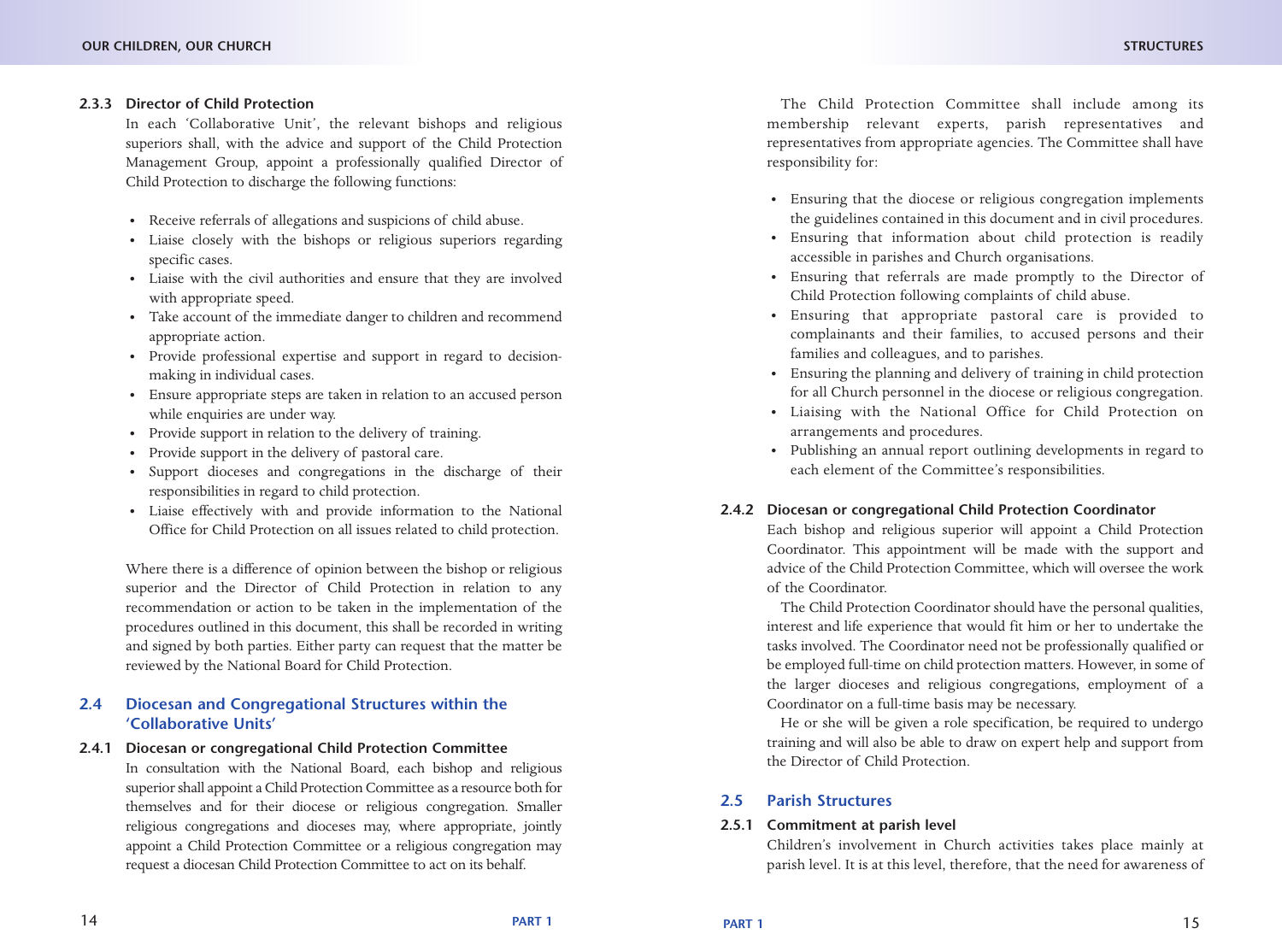### 2.3.3 Director of Child Protection

In each 'Collaborative Unit', the relevant bishops and religious superiors shall, with the advice and support of the Child Protection Management Group, appoint a professionally qualified Director of Child Protection to discharge the following functions:

- Receive referrals of allegations and suspicions of child abuse.
- Liaise closely with the bishops or religious superiors regarding specific cases.
- Liaise with the civil authorities and ensure that they are involved with appropriate speed.
- Take account of the immediate danger to children and recommend appropriate action.
- Provide professional expertise and support in regard to decision-making in individual cases.
- Ensure appropriate steps are taken in relation to an accused person while enquiries are under way.
- Provide support in relation to the delivery of training.
- Provide support in the delivery of pastoral care.
- Support dioceses and congregations in the discharge of their responsibilities in regard to child protection.
- Liaise effectively with and provide information to the National Office for Child Protection on all issues related to child protection.

Where there is a difference of opinion between the bishop or religious superior and the Director of Child Protection in relation to any recommendation or action to be taken in the implementation of the procedures outlined in this document, this shall be recorded in writing and signed by both parties. Either party can request that the matter be reviewed by the National Board for Child Protection.

## 2.4 Diocesan and Congregational Structures within the 'Collaborative Units'

### 2.4.1 Diocesan or congregational Child Protection Committee

In consultation with the National Board, each bishop and religious superior shall appoint a Child Protection Committee as a resource both for themselves and for their diocese or religious congregation. Smaller religious congregations and dioceses may, where appropriate, jointly appoint a Child Protection Committee or a religious congregation may request a diocesan Child Protection Committee to act on its behalf.

The Child Protection Committee shall include among its membership relevant experts, parish representatives and representatives from appropriate agencies. The Committee shall have responsibility for:

- Ensuring that the diocese or religious congregation implements the guidelines contained in this document and in civil procedures.
- Ensuring that information about child protection is readily accessible in parishes and Church organisations.
- Ensuring that referrals are made promptly to the Director of Child Protection following complaints of child abuse.
- Ensuring that appropriate pastoral care is provided to complainants and their families, to accused persons and their families and colleagues, and to parishes.
- Ensuring the planning and delivery of training in child protection for all Church personnel in the diocese or religious congregation.
- Liaising with the National Office for Child Protection on arrangements and procedures.
- Publishing an annual report outlining developments in regard to each element of the Committee's responsibilities.

### 2.4.2 Diocesan or congregational Child Protection Coordinator

Each bishop and religious superior will appoint a Child Protection Coordinator. This appointment will be made with the support and advice of the Child Protection Committee, which will oversee the work of the Coordinator.

The Child Protection Coordinator should have the personal qualities, interest and life experience that would fit him or her to undertake the tasks involved. The Coordinator need not be professionally qualified or be employed full-time on child protection matters. However, in some of the larger dioceses and religious congregations, employment of a Coordinator on a full-time basis may be necessary.

He or she will be given a role specification, be required to undergo training and will also be able to draw on expert help and support from the Director of Child Protection.

## 2.5 Parish Structures

### 2.5.1 Commitment at parish level

Children's involvement in Church activities takes place mainly at parish level. It is at this level, therefore, that the need for awareness of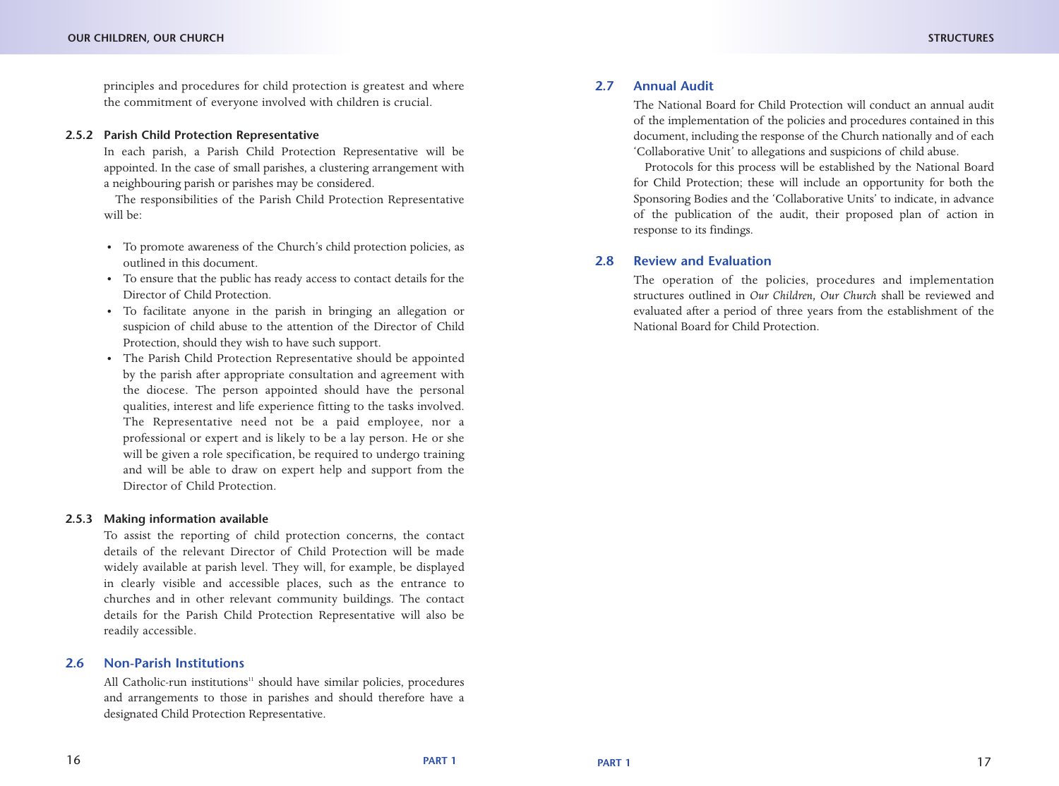principles and procedures for child protection is greatest and where the commitment of everyone involved with children is crucial.

#### 2.5.2 Parish Child Protection Representative

In each parish, a Parish Child Protection Representative will be appointed. In the case of small parishes, a clustering arrangement with a neighbouring parish or parishes may be considered.

The responsibilities of the Parish Child Protection Representative will be:

- To promote awareness of the Church's child protection policies, as outlined in this document.
- To ensure that the public has ready access to contact details for the Director of Child Protection.
- To facilitate anyone in the parish in bringing an allegation or suspicion of child abuse to the attention of the Director of Child Protection, should they wish to have such support.
- The Parish Child Protection Representative should be appointed by the parish after appropriate consultation and agreement with the diocese. The person appointed should have the personal qualities, interest and life experience fitting to the tasks involved. The Representative need not be a paid employee, nor a professional or expert and is likely to be a lay person. He or she will be given a role specification, be required to undergo training and will be able to draw on expert help and support from the Director of Child Protection.

#### 2.5.3 Making information available

To assist the reporting of child protection concerns, the contact details of the relevant Director of Child Protection will be made widely available at parish level. They will, for example, be displayed in clearly visible and accessible places, such as the entrance to churches and in other relevant community buildings. The contact details for the Parish Child Protection Representative will also be readily accessible.

### 2.6 Non-Parish Institutions

All Catholic-run institutions[11] should have similar policies, procedures and arrangements to those in parishes and should therefore have a designated Child Protection Representative.

### 2.7 Annual Audit

The National Board for Child Protection will conduct an annual audit of the implementation of the policies and procedures contained in this document, including the response of the Church nationally and of each 'Collaborative Unit' to allegations and suspicions of child abuse.

Protocols for this process will be established by the National Board for Child Protection; these will include an opportunity for both the Sponsoring Bodies and the 'Collaborative Units' to indicate, in advance of the publication of the audit, their proposed plan of action in response to its findings.

### 2.8 Review and Evaluation

The operation of the policies, procedures and implementation structures outlined in *Our Children, Our Church* shall be reviewed and evaluated after a period of three years from the establishment of the National Board for Child Protection.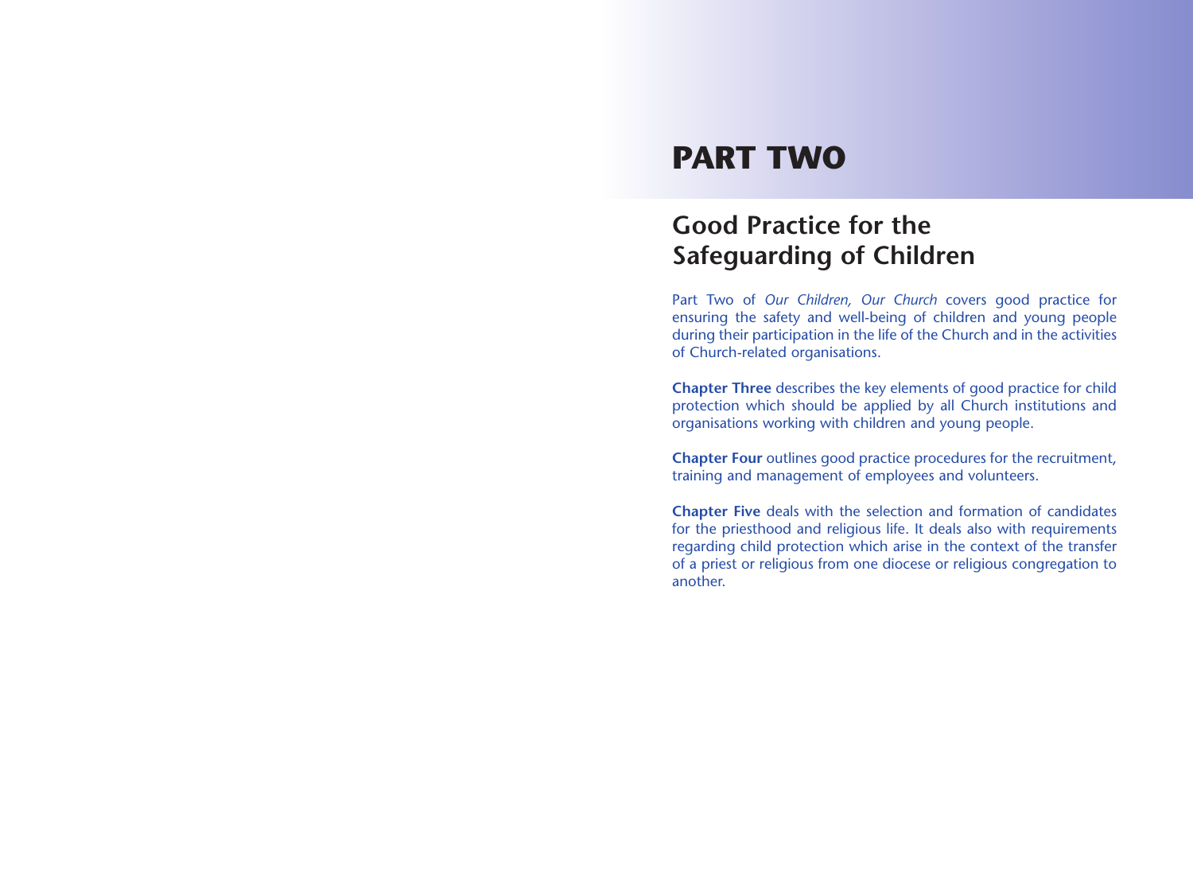# PART TWO

## Good Practice for the Safeguarding of Children

Part Two of *Our Children, Our Church* covers good practice for ensuring the safety and well-being of children and young people during their participation in the life of the Church and in the activities of Church-related organisations.

**Chapter Three** describes the key elements of good practice for child protection which should be applied by all Church institutions and organisations working with children and young people.

**Chapter Four** outlines good practice procedures for the recruitment, training and management of employees and volunteers.

**Chapter Five** deals with the selection and formation of candidates for the priesthood and religious life. It deals also with requirements regarding child protection which arise in the context of the transfer of a priest or religious from one diocese or religious congregation to another.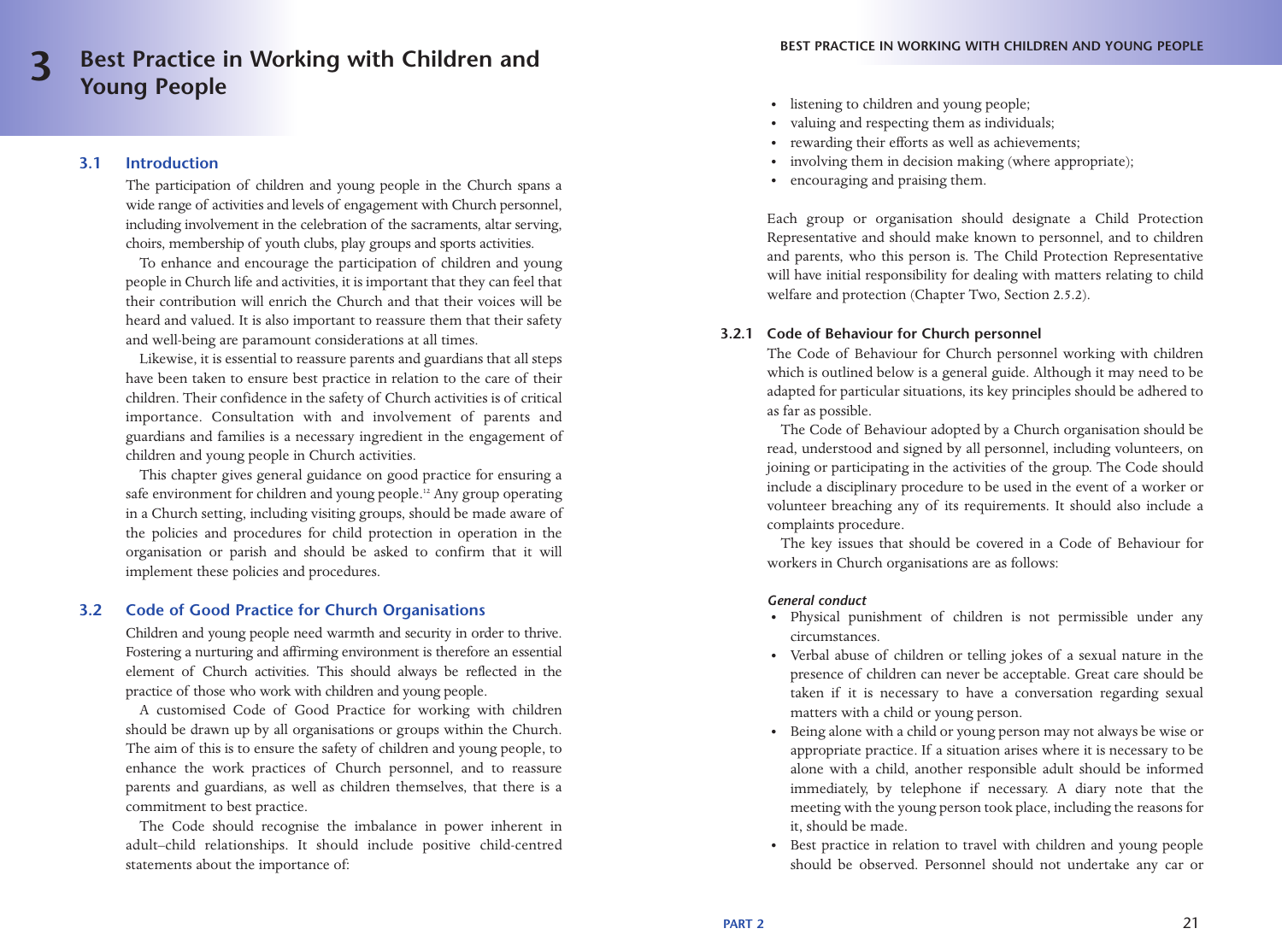# 3 Best Practice in Working with Children and Young People

## 3.1 Introduction

The participation of children and young people in the Church spans a wide range of activities and levels of engagement with Church personnel, including involvement in the celebration of the sacraments, altar serving, choirs, membership of youth clubs, play groups and sports activities.

To enhance and encourage the participation of children and young people in Church life and activities, it is important that they can feel that their contribution will enrich the Church and that their voices will be heard and valued. It is also important to reassure them that their safety and well-being are paramount considerations at all times.

Likewise, it is essential to reassure parents and guardians that all steps have been taken to ensure best practice in relation to the care of their children. Their confidence in the safety of Church activities is of critical importance. Consultation with and involvement of parents and guardians and families is a necessary ingredient in the engagement of children and young people in Church activities.

This chapter gives general guidance on good practice for ensuring a safe environment for children and young people.[12] Any group operating in a Church setting, including visiting groups, should be made aware of the policies and procedures for child protection in operation in the organisation or parish and should be asked to confirm that it will implement these policies and procedures.

## 3.2 Code of Good Practice for Church Organisations

Children and young people need warmth and security in order to thrive. Fostering a nurturing and affirming environment is therefore an essential element of Church activities. This should always be reflected in the practice of those who work with children and young people.

A customised Code of Good Practice for working with children should be drawn up by all organisations or groups within the Church. The aim of this is to ensure the safety of children and young people, to enhance the work practices of Church personnel, and to reassure parents and guardians, as well as children themselves, that there is a commitment to best practice.

The Code should recognise the imbalance in power inherent in adult–child relationships. It should include positive child-centred statements about the importance of:

- listening to children and young people;
- valuing and respecting them as individuals;
- rewarding their efforts as well as achievements;
- involving them in decision making (where appropriate);
- encouraging and praising them.

Each group or organisation should designate a Child Protection Representative and should make known to personnel, and to children and parents, who this person is. The Child Protection Representative will have initial responsibility for dealing with matters relating to child welfare and protection (Chapter Two, Section 2.5.2).

### 3.2.1 Code of Behaviour for Church personnel

The Code of Behaviour for Church personnel working with children which is outlined below is a general guide. Although it may need to be adapted for particular situations, its key principles should be adhered to as far as possible.

The Code of Behaviour adopted by a Church organisation should be read, understood and signed by all personnel, including volunteers, on joining or participating in the activities of the group. The Code should include a disciplinary procedure to be used in the event of a worker or volunteer breaching any of its requirements. It should also include a complaints procedure.

The key issues that should be covered in a Code of Behaviour for workers in Church organisations are as follows:

***General conduct***

- Physical punishment of children is not permissible under any circumstances.
- Verbal abuse of children or telling jokes of a sexual nature in the presence of children can never be acceptable. Great care should be taken if it is necessary to have a conversation regarding sexual matters with a child or young person.
- Being alone with a child or young person may not always be wise or appropriate practice. If a situation arises where it is necessary to be alone with a child, another responsible adult should be informed immediately, by telephone if necessary. A diary note that the meeting with the young person took place, including the reasons for it, should be made.
- Best practice in relation to travel with children and young people should be observed. Personnel should not undertake any car or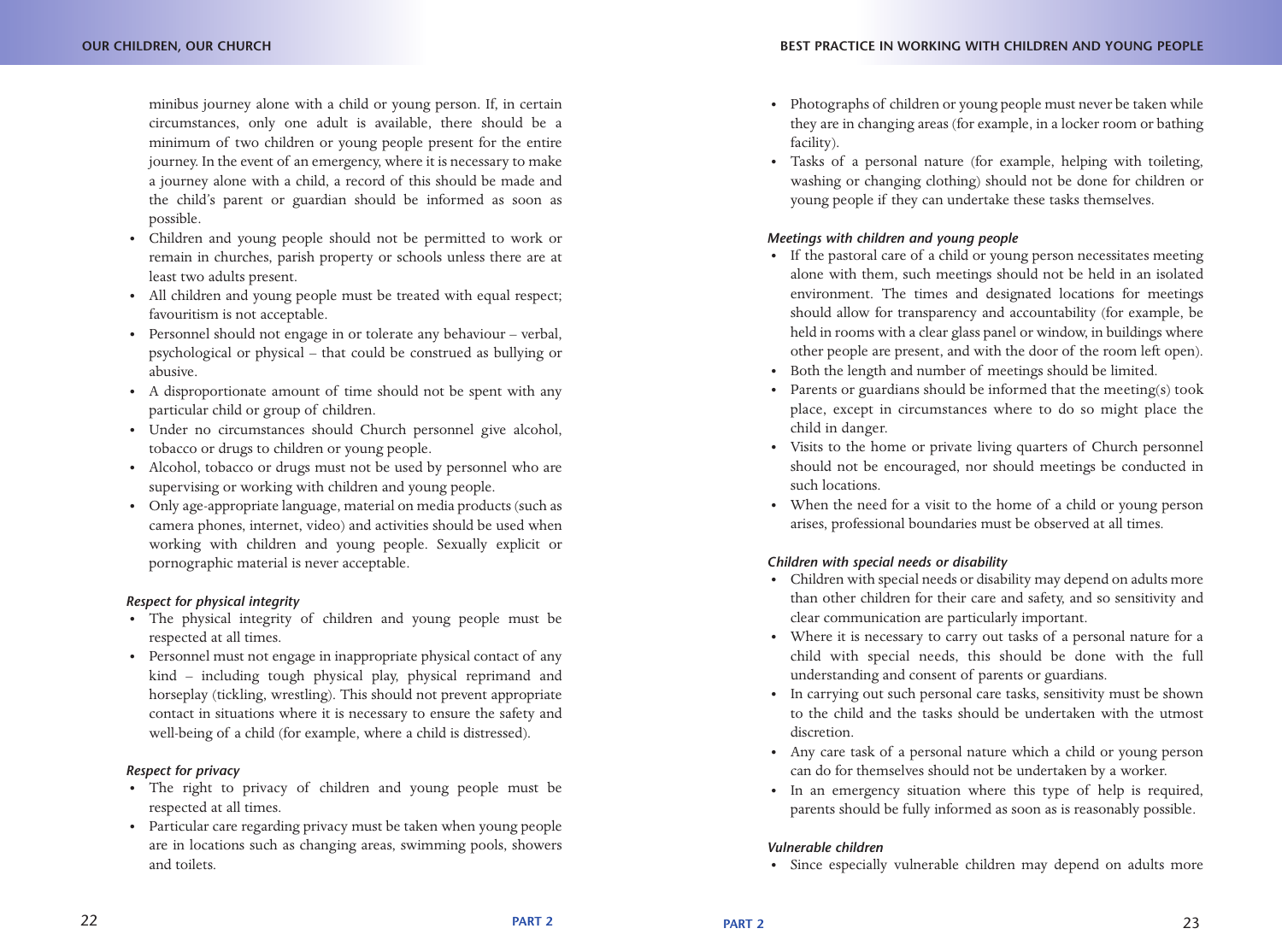minibus journey alone with a child or young person. If, in certain circumstances, only one adult is available, there should be a minimum of two children or young people present for the entire journey. In the event of an emergency, where it is necessary to make a journey alone with a child, a record of this should be made and the child's parent or guardian should be informed as soon as possible.

- Children and young people should not be permitted to work or remain in churches, parish property or schools unless there are at least two adults present.
- All children and young people must be treated with equal respect; favouritism is not acceptable.
- Personnel should not engage in or tolerate any behaviour – verbal, psychological or physical – that could be construed as bullying or abusive.
- A disproportionate amount of time should not be spent with any particular child or group of children.
- Under no circumstances should Church personnel give alcohol, tobacco or drugs to children or young people.
- Alcohol, tobacco or drugs must not be used by personnel who are supervising or working with children and young people.
- Only age-appropriate language, material on media products (such as camera phones, internet, video) and activities should be used when working with children and young people. Sexually explicit or pornographic material is never acceptable.

***Respect for physical integrity***

- The physical integrity of children and young people must be respected at all times.
- Personnel must not engage in inappropriate physical contact of any kind – including tough physical play, physical reprimand and horseplay (tickling, wrestling). This should not prevent appropriate contact in situations where it is necessary to ensure the safety and well-being of a child (for example, where a child is distressed).

***Respect for privacy***

- The right to privacy of children and young people must be respected at all times.
- Particular care regarding privacy must be taken when young people are in locations such as changing areas, swimming pools, showers and toilets.
- Photographs of children or young people must never be taken while they are in changing areas (for example, in a locker room or bathing facility).
- Tasks of a personal nature (for example, helping with toileting, washing or changing clothing) should not be done for children or young people if they can undertake these tasks themselves.

***Meetings with children and young people***

- If the pastoral care of a child or young person necessitates meeting alone with them, such meetings should not be held in an isolated environment. The times and designated locations for meetings should allow for transparency and accountability (for example, be held in rooms with a clear glass panel or window, in buildings where other people are present, and with the door of the room left open).
- Both the length and number of meetings should be limited.
- Parents or guardians should be informed that the meeting(s) took place, except in circumstances where to do so might place the child in danger.
- Visits to the home or private living quarters of Church personnel should not be encouraged, nor should meetings be conducted in such locations.
- When the need for a visit to the home of a child or young person arises, professional boundaries must be observed at all times.

***Children with special needs or disability***

- Children with special needs or disability may depend on adults more than other children for their care and safety, and so sensitivity and clear communication are particularly important.
- Where it is necessary to carry out tasks of a personal nature for a child with special needs, this should be done with the full understanding and consent of parents or guardians.
- In carrying out such personal care tasks, sensitivity must be shown to the child and the tasks should be undertaken with the utmost discretion.
- Any care task of a personal nature which a child or young person can do for themselves should not be undertaken by a worker.
- In an emergency situation where this type of help is required, parents should be fully informed as soon as is reasonably possible.

***Vulnerable children***

- Since especially vulnerable children may depend on adults more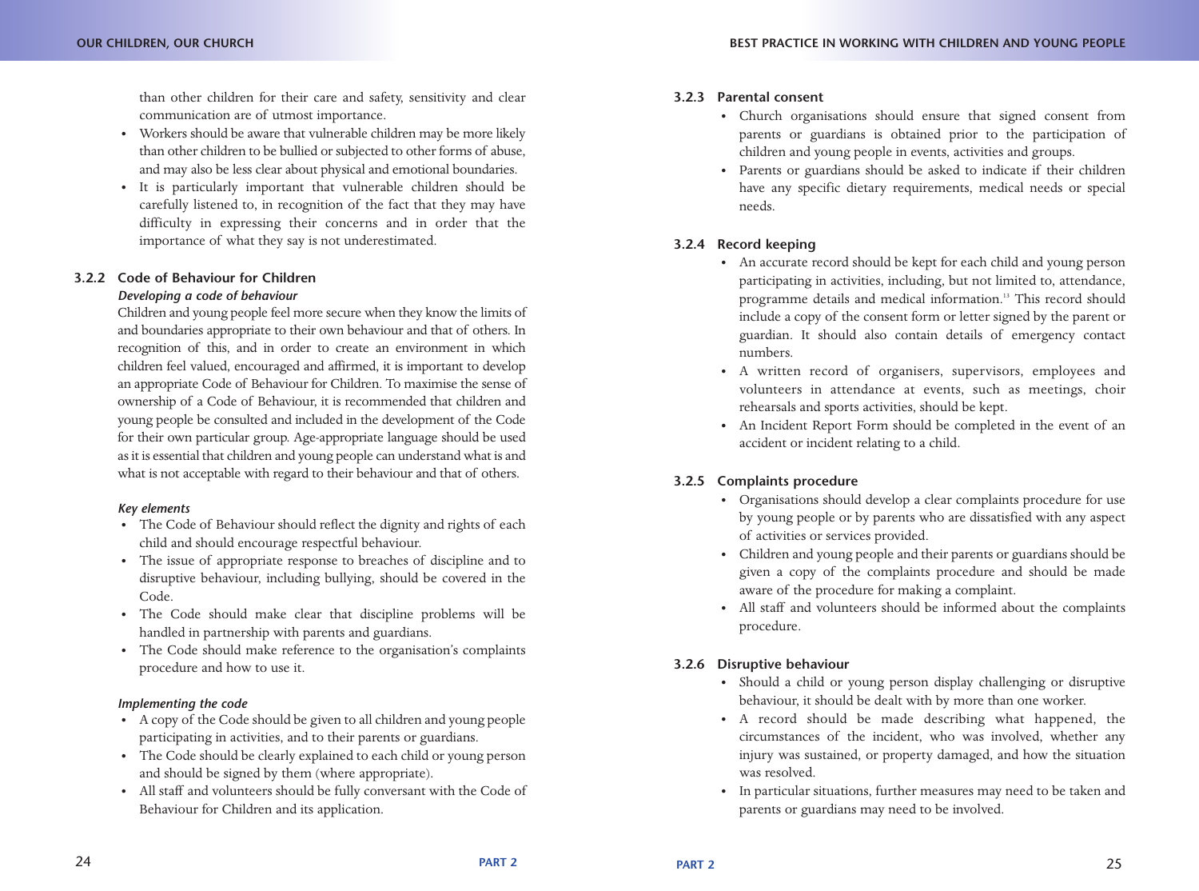than other children for their care and safety, sensitivity and clear communication are of utmost importance.

- Workers should be aware that vulnerable children may be more likely than other children to be bullied or subjected to other forms of abuse, and may also be less clear about physical and emotional boundaries.
- It is particularly important that vulnerable children should be carefully listened to, in recognition of the fact that they may have difficulty in expressing their concerns and in order that the importance of what they say is not underestimated.

### 3.2.2 Code of Behaviour for Children

***Developing a code of behaviour***

Children and young people feel more secure when they know the limits of and boundaries appropriate to their own behaviour and that of others. In recognition of this, and in order to create an environment in which children feel valued, encouraged and affirmed, it is important to develop an appropriate Code of Behaviour for Children. To maximise the sense of ownership of a Code of Behaviour, it is recommended that children and young people be consulted and included in the development of the Code for their own particular group. Age-appropriate language should be used as it is essential that children and young people can understand what is and what is not acceptable with regard to their behaviour and that of others.

***Key elements***

- The Code of Behaviour should reflect the dignity and rights of each child and should encourage respectful behaviour.
- The issue of appropriate response to breaches of discipline and to disruptive behaviour, including bullying, should be covered in the Code.
- The Code should make clear that discipline problems will be handled in partnership with parents and guardians.
- The Code should make reference to the organisation's complaints procedure and how to use it.

***Implementing the code***

- A copy of the Code should be given to all children and young people participating in activities, and to their parents or guardians.
- The Code should be clearly explained to each child or young person and should be signed by them (where appropriate).
- All staff and volunteers should be fully conversant with the Code of Behaviour for Children and its application.

### 3.2.3 Parental consent

- Church organisations should ensure that signed consent from parents or guardians is obtained prior to the participation of children and young people in events, activities and groups.
- Parents or guardians should be asked to indicate if their children have any specific dietary requirements, medical needs or special needs.

### 3.2.4 Record keeping

- An accurate record should be kept for each child and young person participating in activities, including, but not limited to, attendance, programme details and medical information.[13] This record should include a copy of the consent form or letter signed by the parent or guardian. It should also contain details of emergency contact numbers.
- A written record of organisers, supervisors, employees and volunteers in attendance at events, such as meetings, choir rehearsals and sports activities, should be kept.
- An Incident Report Form should be completed in the event of an accident or incident relating to a child.

### 3.2.5 Complaints procedure

- Organisations should develop a clear complaints procedure for use by young people or by parents who are dissatisfied with any aspect of activities or services provided.
- Children and young people and their parents or guardians should be given a copy of the complaints procedure and should be made aware of the procedure for making a complaint.
- All staff and volunteers should be informed about the complaints procedure.

### 3.2.6 Disruptive behaviour

- Should a child or young person display challenging or disruptive behaviour, it should be dealt with by more than one worker.
- A record should be made describing what happened, the circumstances of the incident, who was involved, whether any injury was sustained, or property damaged, and how the situation was resolved.
- In particular situations, further measures may need to be taken and parents or guardians may need to be involved.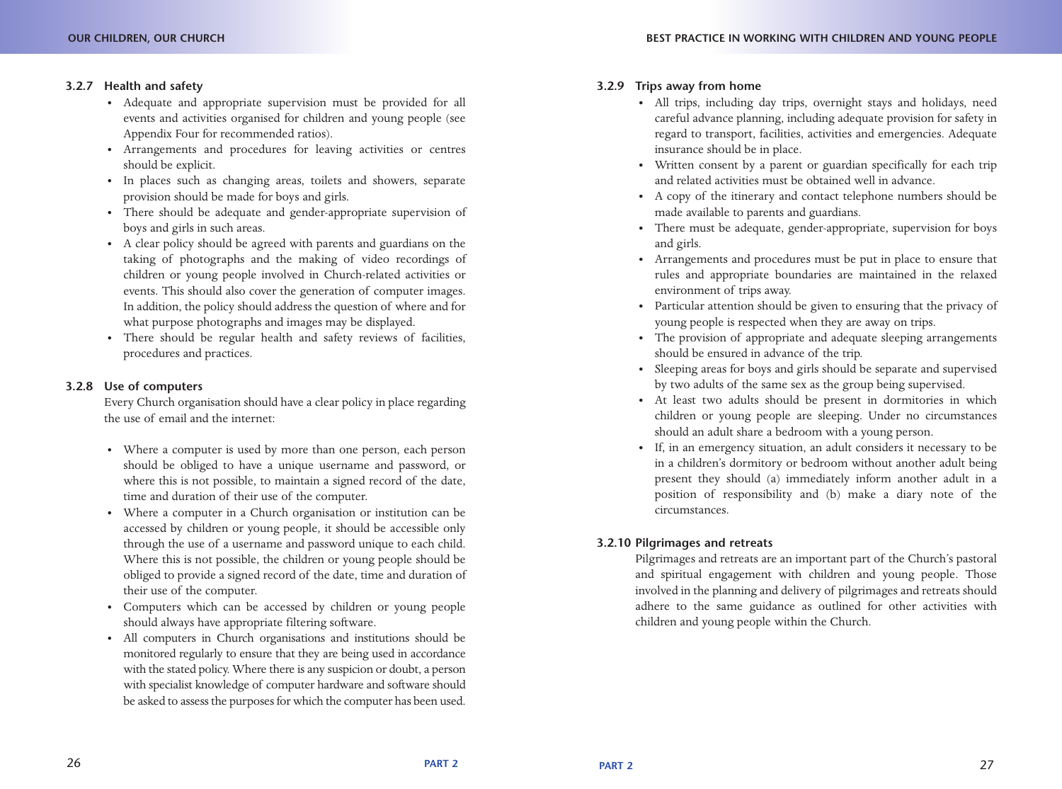### 3.2.7 Health and safety

- Adequate and appropriate supervision must be provided for all events and activities organised for children and young people (see Appendix Four for recommended ratios).
- Arrangements and procedures for leaving activities or centres should be explicit.
- In places such as changing areas, toilets and showers, separate provision should be made for boys and girls.
- There should be adequate and gender-appropriate supervision of boys and girls in such areas.
- A clear policy should be agreed with parents and guardians on the taking of photographs and the making of video recordings of children or young people involved in Church-related activities or events. This should also cover the generation of computer images. In addition, the policy should address the question of where and for what purpose photographs and images may be displayed.
- There should be regular health and safety reviews of facilities, procedures and practices.

### 3.2.8 Use of computers

Every Church organisation should have a clear policy in place regarding the use of email and the internet:

- Where a computer is used by more than one person, each person should be obliged to have a unique username and password, or where this is not possible, to maintain a signed record of the date, time and duration of their use of the computer.
- Where a computer in a Church organisation or institution can be accessed by children or young people, it should be accessible only through the use of a username and password unique to each child. Where this is not possible, the children or young people should be obliged to provide a signed record of the date, time and duration of their use of the computer.
- Computers which can be accessed by children or young people should always have appropriate filtering software.
- All computers in Church organisations and institutions should be monitored regularly to ensure that they are being used in accordance with the stated policy. Where there is any suspicion or doubt, a person with specialist knowledge of computer hardware and software should be asked to assess the purposes for which the computer has been used.

### 3.2.9 Trips away from home

- All trips, including day trips, overnight stays and holidays, need careful advance planning, including adequate provision for safety in regard to transport, facilities, activities and emergencies. Adequate insurance should be in place.
- Written consent by a parent or guardian specifically for each trip and related activities must be obtained well in advance.
- A copy of the itinerary and contact telephone numbers should be made available to parents and guardians.
- There must be adequate, gender-appropriate, supervision for boys and girls.
- Arrangements and procedures must be put in place to ensure that rules and appropriate boundaries are maintained in the relaxed environment of trips away.
- Particular attention should be given to ensuring that the privacy of young people is respected when they are away on trips.
- The provision of appropriate and adequate sleeping arrangements should be ensured in advance of the trip.
- Sleeping areas for boys and girls should be separate and supervised by two adults of the same sex as the group being supervised.
- At least two adults should be present in dormitories in which children or young people are sleeping. Under no circumstances should an adult share a bedroom with a young person.
- If, in an emergency situation, an adult considers it necessary to be in a children's dormitory or bedroom without another adult being present they should (a) immediately inform another adult in a position of responsibility and (b) make a diary note of the circumstances.

### 3.2.10 Pilgrimages and retreats

Pilgrimages and retreats are an important part of the Church's pastoral and spiritual engagement with children and young people. Those involved in the planning and delivery of pilgrimages and retreats should adhere to the same guidance as outlined for other activities with children and young people within the Church.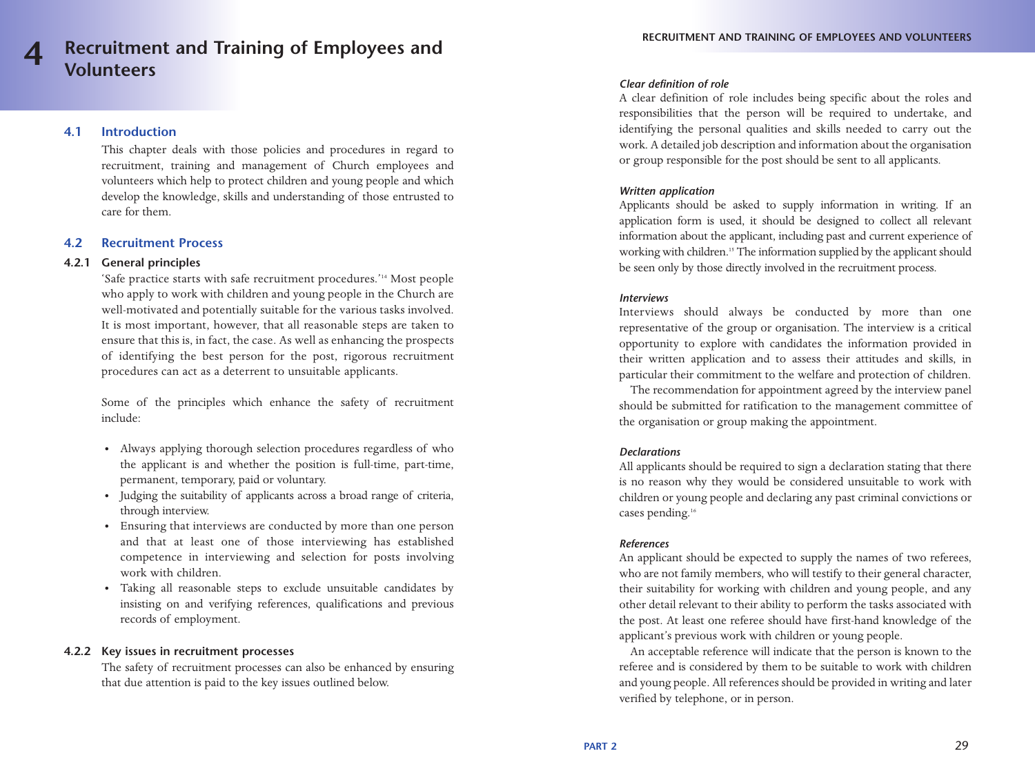# 4 Recruitment and Training of Employees and Volunteers

## 4.1 Introduction

This chapter deals with those policies and procedures in regard to recruitment, training and management of Church employees and volunteers which help to protect children and young people and which develop the knowledge, skills and understanding of those entrusted to care for them.

## 4.2 Recruitment Process

### 4.2.1 General principles

'Safe practice starts with safe recruitment procedures.'[14] Most people who apply to work with children and young people in the Church are well-motivated and potentially suitable for the various tasks involved. It is most important, however, that all reasonable steps are taken to ensure that this is, in fact, the case. As well as enhancing the prospects of identifying the best person for the post, rigorous recruitment procedures can act as a deterrent to unsuitable applicants.

Some of the principles which enhance the safety of recruitment include:

- Always applying thorough selection procedures regardless of who the applicant is and whether the position is full-time, part-time, permanent, temporary, paid or voluntary.
- Judging the suitability of applicants across a broad range of criteria, through interview.
- Ensuring that interviews are conducted by more than one person and that at least one of those interviewing has established competence in interviewing and selection for posts involving work with children.
- Taking all reasonable steps to exclude unsuitable candidates by insisting on and verifying references, qualifications and previous records of employment.

### 4.2.2 Key issues in recruitment processes

The safety of recruitment processes can also be enhanced by ensuring that due attention is paid to the key issues outlined below.

***Clear definition of role***

A clear definition of role includes being specific about the roles and responsibilities that the person will be required to undertake, and identifying the personal qualities and skills needed to carry out the work. A detailed job description and information about the organisation or group responsible for the post should be sent to all applicants.

***Written application***

Applicants should be asked to supply information in writing. If an application form is used, it should be designed to collect all relevant information about the applicant, including past and current experience of working with children.[15] The information supplied by the applicant should be seen only by those directly involved in the recruitment process.

***Interviews***

Interviews should always be conducted by more than one representative of the group or organisation. The interview is a critical opportunity to explore with candidates the information provided in their written application and to assess their attitudes and skills, in particular their commitment to the welfare and protection of children.

The recommendation for appointment agreed by the interview panel should be submitted for ratification to the management committee of the organisation or group making the appointment.

***Declarations***

All applicants should be required to sign a declaration stating that there is no reason why they would be considered unsuitable to work with children or young people and declaring any past criminal convictions or cases pending.[16]

***References***

An applicant should be expected to supply the names of two referees, who are not family members, who will testify to their general character, their suitability for working with children and young people, and any other detail relevant to their ability to perform the tasks associated with the post. At least one referee should have first-hand knowledge of the applicant's previous work with children or young people.

An acceptable reference will indicate that the person is known to the referee and is considered by them to be suitable to work with children and young people. All references should be provided in writing and later verified by telephone, or in person.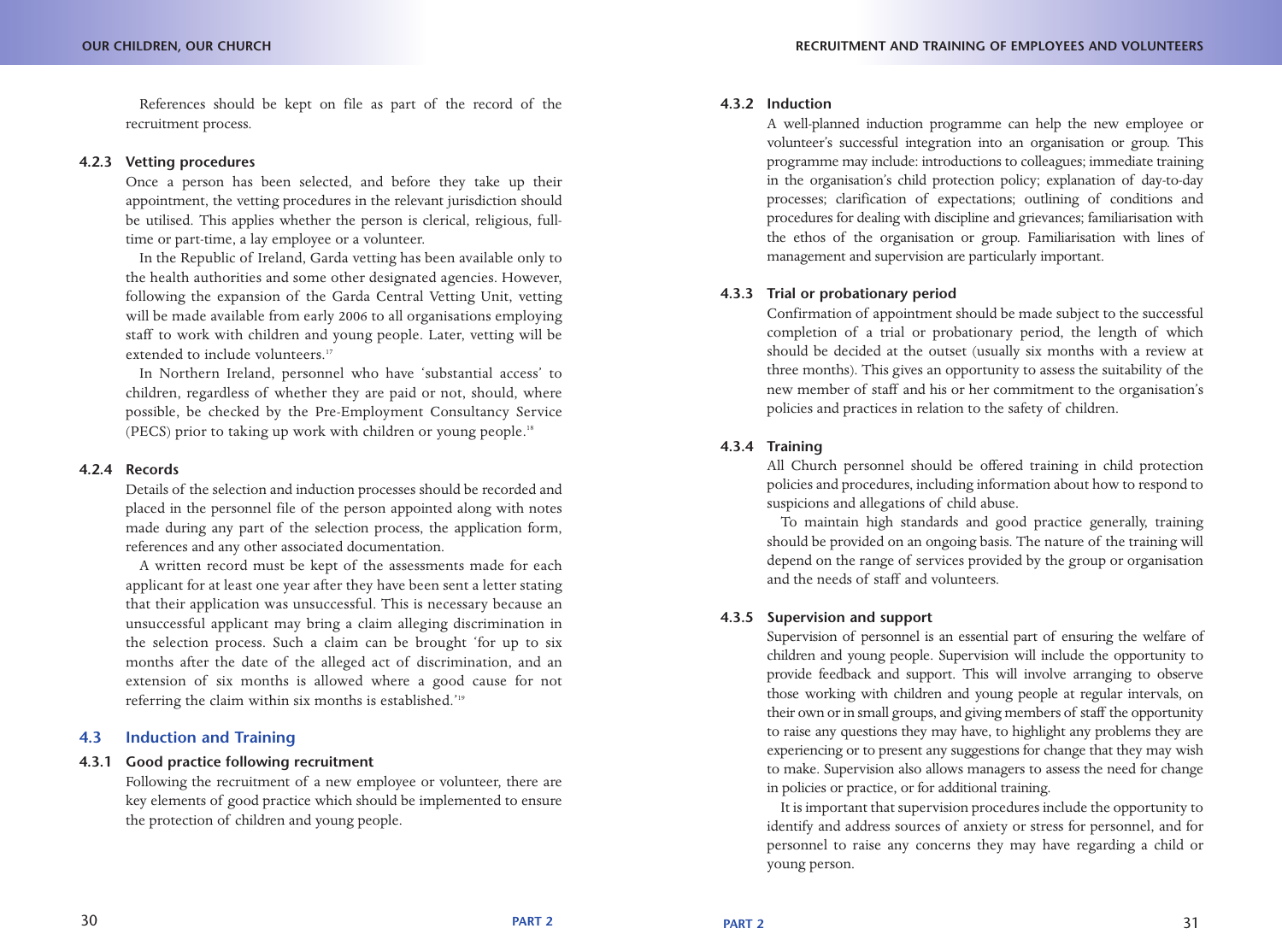References should be kept on file as part of the record of the recruitment process.

#### 4.2.3 Vetting procedures

Once a person has been selected, and before they take up their appointment, the vetting procedures in the relevant jurisdiction should be utilised. This applies whether the person is clerical, religious, full-time or part-time, a lay employee or a volunteer.

In the Republic of Ireland, Garda vetting has been available only to the health authorities and some other designated agencies. However, following the expansion of the Garda Central Vetting Unit, vetting will be made available from early 2006 to all organisations employing staff to work with children and young people. Later, vetting will be extended to include volunteers.[17]

In Northern Ireland, personnel who have 'substantial access' to children, regardless of whether they are paid or not, should, where possible, be checked by the Pre-Employment Consultancy Service (PECS) prior to taking up work with children or young people.[18]

#### 4.2.4 Records

Details of the selection and induction processes should be recorded and placed in the personnel file of the person appointed along with notes made during any part of the selection process, the application form, references and any other associated documentation.

A written record must be kept of the assessments made for each applicant for at least one year after they have been sent a letter stating that their application was unsuccessful. This is necessary because an unsuccessful applicant may bring a claim alleging discrimination in the selection process. Such a claim can be brought 'for up to six months after the date of the alleged act of discrimination, and an extension of six months is allowed where a good cause for not referring the claim within six months is established.'[19]

### 4.3 Induction and Training

#### 4.3.1 Good practice following recruitment

Following the recruitment of a new employee or volunteer, there are key elements of good practice which should be implemented to ensure the protection of children and young people.

#### 4.3.2 Induction

A well-planned induction programme can help the new employee or volunteer's successful integration into an organisation or group. This programme may include: introductions to colleagues; immediate training in the organisation's child protection policy; explanation of day-to-day processes; clarification of expectations; outlining of conditions and procedures for dealing with discipline and grievances; familiarisation with the ethos of the organisation or group. Familiarisation with lines of management and supervision are particularly important.

#### 4.3.3 Trial or probationary period

Confirmation of appointment should be made subject to the successful completion of a trial or probationary period, the length of which should be decided at the outset (usually six months with a review at three months). This gives an opportunity to assess the suitability of the new member of staff and his or her commitment to the organisation's policies and practices in relation to the safety of children.

#### 4.3.4 Training

All Church personnel should be offered training in child protection policies and procedures, including information about how to respond to suspicions and allegations of child abuse.

To maintain high standards and good practice generally, training should be provided on an ongoing basis. The nature of the training will depend on the range of services provided by the group or organisation and the needs of staff and volunteers.

#### 4.3.5 Supervision and support

Supervision of personnel is an essential part of ensuring the welfare of children and young people. Supervision will include the opportunity to provide feedback and support. This will involve arranging to observe those working with children and young people at regular intervals, on their own or in small groups, and giving members of staff the opportunity to raise any questions they may have, to highlight any problems they are experiencing or to present any suggestions for change that they may wish to make. Supervision also allows managers to assess the need for change in policies or practice, or for additional training.

It is important that supervision procedures include the opportunity to identify and address sources of anxiety or stress for personnel, and for personnel to raise any concerns they may have regarding a child or young person.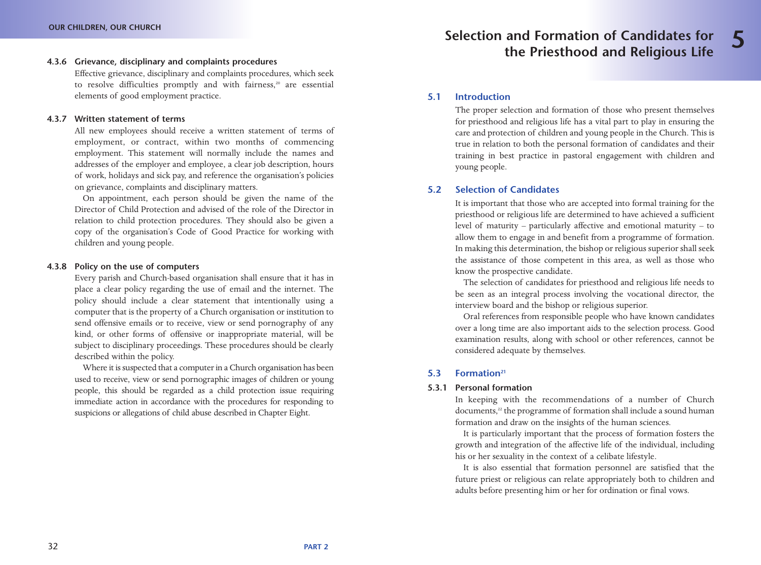#### 4.3.6 Grievance, disciplinary and complaints procedures

Effective grievance, disciplinary and complaints procedures, which seek to resolve difficulties promptly and with fairness,[20] are essential elements of good employment practice.

#### 4.3.7 Written statement of terms

All new employees should receive a written statement of terms of employment, or contract, within two months of commencing employment. This statement will normally include the names and addresses of the employer and employee, a clear job description, hours of work, holidays and sick pay, and reference the organisation's policies on grievance, complaints and disciplinary matters.

On appointment, each person should be given the name of the Director of Child Protection and advised of the role of the Director in relation to child protection procedures. They should also be given a copy of the organisation's Code of Good Practice for working with children and young people.

#### 4.3.8 Policy on the use of computers

Every parish and Church-based organisation shall ensure that it has in place a clear policy regarding the use of email and the internet. The policy should include a clear statement that intentionally using a computer that is the property of a Church organisation or institution to send offensive emails or to receive, view or send pornography of any kind, or other forms of offensive or inappropriate material, will be subject to disciplinary proceedings. These procedures should be clearly described within the policy.

Where it is suspected that a computer in a Church organisation has been used to receive, view or send pornographic images of children or young people, this should be regarded as a child protection issue requiring immediate action in accordance with the procedures for responding to suspicions or allegations of child abuse described in Chapter Eight.

# 5 Selection and Formation of Candidates for the Priesthood and Religious Life

## 5.1 Introduction

The proper selection and formation of those who present themselves for priesthood and religious life has a vital part to play in ensuring the care and protection of children and young people in the Church. This is true in relation to both the personal formation of candidates and their training in best practice in pastoral engagement with children and young people.

## 5.2 Selection of Candidates

It is important that those who are accepted into formal training for the priesthood or religious life are determined to have achieved a sufficient level of maturity – particularly affective and emotional maturity – to allow them to engage in and benefit from a programme of formation. In making this determination, the bishop or religious superior shall seek the assistance of those competent in this area, as well as those who know the prospective candidate.

The selection of candidates for priesthood and religious life needs to be seen as an integral process involving the vocational director, the interview board and the bishop or religious superior.

Oral references from responsible people who have known candidates over a long time are also important aids to the selection process. Good examination results, along with school or other references, cannot be considered adequate by themselves.

## 5.3 Formation[21]

#### 5.3.1 Personal formation

In keeping with the recommendations of a number of Church documents,[22] the programme of formation shall include a sound human formation and draw on the insights of the human sciences.

It is particularly important that the process of formation fosters the growth and integration of the affective life of the individual, including his or her sexuality in the context of a celibate lifestyle.

It is also essential that formation personnel are satisfied that the future priest or religious can relate appropriately both to children and adults before presenting him or her for ordination or final vows.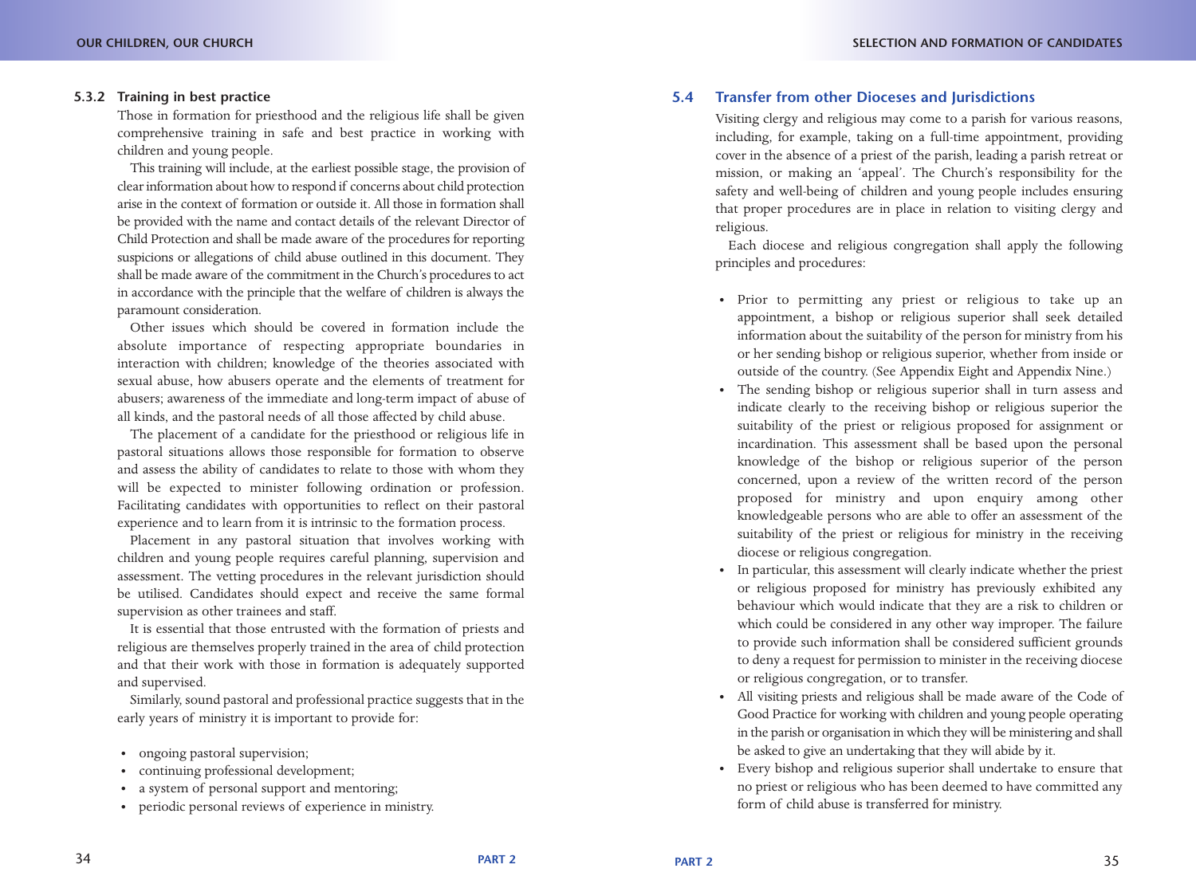### 5.3.2 Training in best practice

Those in formation for priesthood and the religious life shall be given comprehensive training in safe and best practice in working with children and young people.

This training will include, at the earliest possible stage, the provision of clear information about how to respond if concerns about child protection arise in the context of formation or outside it. All those in formation shall be provided with the name and contact details of the relevant Director of Child Protection and shall be made aware of the procedures for reporting suspicions or allegations of child abuse outlined in this document. They shall be made aware of the commitment in the Church's procedures to act in accordance with the principle that the welfare of children is always the paramount consideration.

Other issues which should be covered in formation include the absolute importance of respecting appropriate boundaries in interaction with children; knowledge of the theories associated with sexual abuse, how abusers operate and the elements of treatment for abusers; awareness of the immediate and long-term impact of abuse of all kinds, and the pastoral needs of all those affected by child abuse.

The placement of a candidate for the priesthood or religious life in pastoral situations allows those responsible for formation to observe and assess the ability of candidates to relate to those with whom they will be expected to minister following ordination or profession. Facilitating candidates with opportunities to reflect on their pastoral experience and to learn from it is intrinsic to the formation process.

Placement in any pastoral situation that involves working with children and young people requires careful planning, supervision and assessment. The vetting procedures in the relevant jurisdiction should be utilised. Candidates should expect and receive the same formal supervision as other trainees and staff.

It is essential that those entrusted with the formation of priests and religious are themselves properly trained in the area of child protection and that their work with those in formation is adequately supported and supervised.

Similarly, sound pastoral and professional practice suggests that in the early years of ministry it is important to provide for:

- ongoing pastoral supervision;
- continuing professional development;
- a system of personal support and mentoring;
- periodic personal reviews of experience in ministry.

## 5.4 Transfer from other Dioceses and Jurisdictions

Visiting clergy and religious may come to a parish for various reasons, including, for example, taking on a full-time appointment, providing cover in the absence of a priest of the parish, leading a parish retreat or mission, or making an 'appeal'. The Church's responsibility for the safety and well-being of children and young people includes ensuring that proper procedures are in place in relation to visiting clergy and religious.

Each diocese and religious congregation shall apply the following principles and procedures:

- Prior to permitting any priest or religious to take up an appointment, a bishop or religious superior shall seek detailed information about the suitability of the person for ministry from his or her sending bishop or religious superior, whether from inside or outside of the country. (See Appendix Eight and Appendix Nine.)
- The sending bishop or religious superior shall in turn assess and indicate clearly to the receiving bishop or religious superior the suitability of the priest or religious proposed for assignment or incardination. This assessment shall be based upon the personal knowledge of the bishop or religious superior of the person concerned, upon a review of the written record of the person proposed for ministry and upon enquiry among other knowledgeable persons who are able to offer an assessment of the suitability of the priest or religious for ministry in the receiving diocese or religious congregation.
- In particular, this assessment will clearly indicate whether the priest or religious proposed for ministry has previously exhibited any behaviour which would indicate that they are a risk to children or which could be considered in any other way improper. The failure to provide such information shall be considered sufficient grounds to deny a request for permission to minister in the receiving diocese or religious congregation, or to transfer.
- All visiting priests and religious shall be made aware of the Code of Good Practice for working with children and young people operating in the parish or organisation in which they will be ministering and shall be asked to give an undertaking that they will abide by it.
- Every bishop and religious superior shall undertake to ensure that no priest or religious who has been deemed to have committed any form of child abuse is transferred for ministry.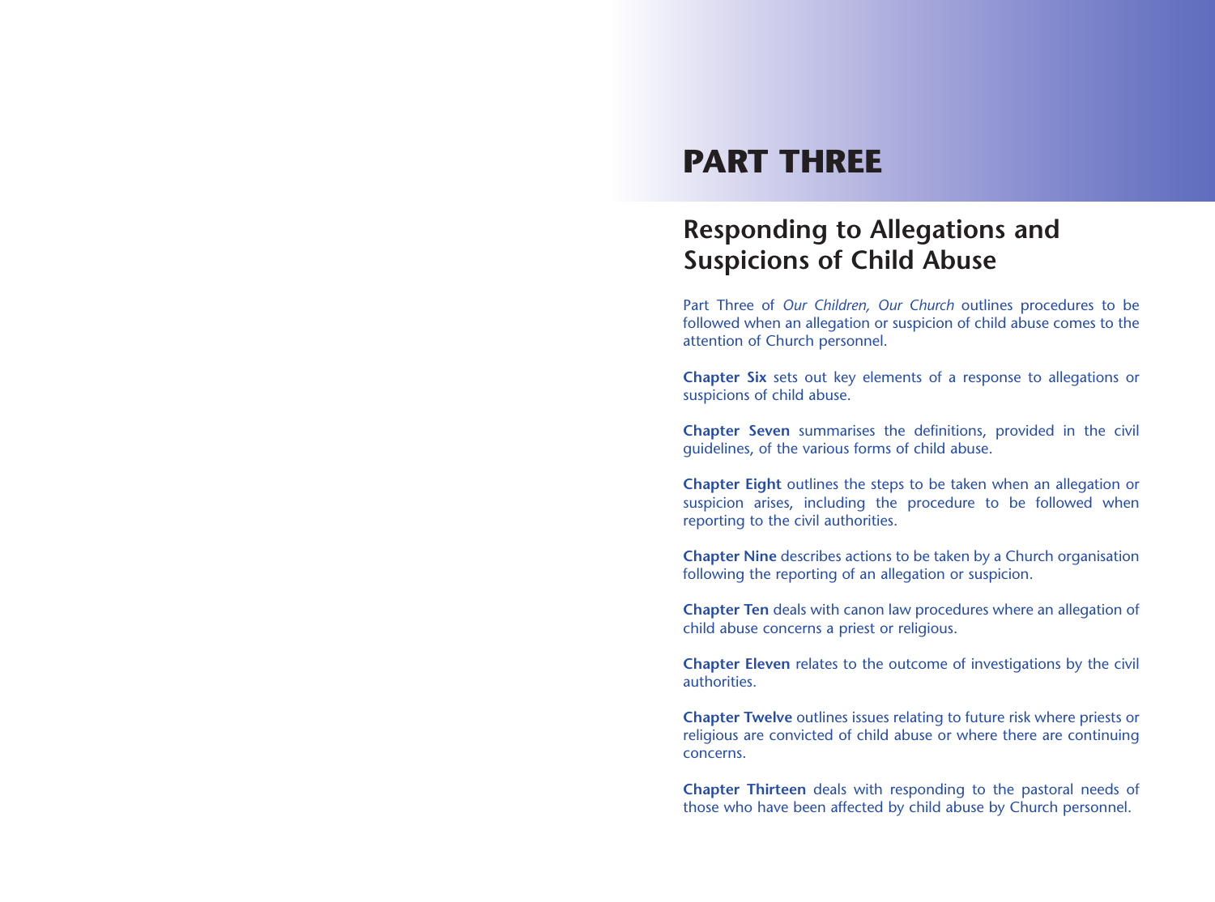# PART THREE

## Responding to Allegations and Suspicions of Child Abuse

Part Three of *Our Children, Our Church* outlines procedures to be followed when an allegation or suspicion of child abuse comes to the attention of Church personnel.

**Chapter Six** sets out key elements of a response to allegations or suspicions of child abuse.

**Chapter Seven** summarises the definitions, provided in the civil guidelines, of the various forms of child abuse.

**Chapter Eight** outlines the steps to be taken when an allegation or suspicion arises, including the procedure to be followed when reporting to the civil authorities.

**Chapter Nine** describes actions to be taken by a Church organisation following the reporting of an allegation or suspicion.

**Chapter Ten** deals with canon law procedures where an allegation of child abuse concerns a priest or religious.

**Chapter Eleven** relates to the outcome of investigations by the civil authorities.

**Chapter Twelve** outlines issues relating to future risk where priests or religious are convicted of child abuse or where there are continuing concerns.

**Chapter Thirteen** deals with responding to the pastoral needs of those who have been affected by child abuse by Church personnel.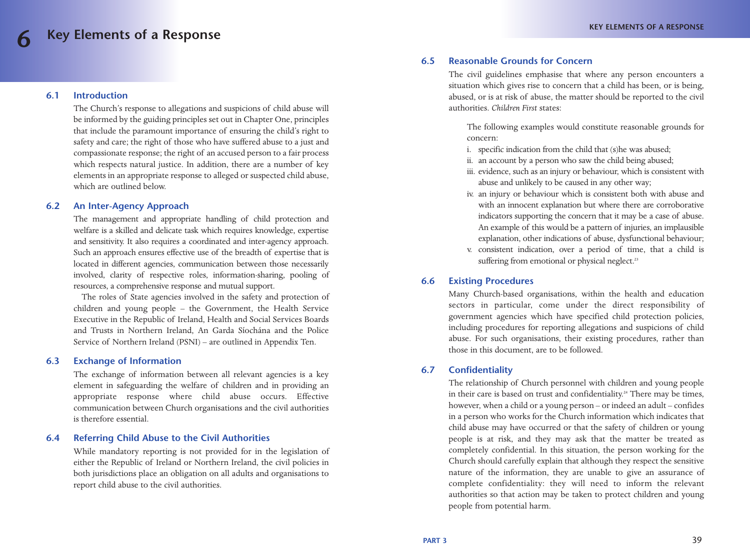# 6 Key Elements of a Response

## 6.1 Introduction

The Church's response to allegations and suspicions of child abuse will be informed by the guiding principles set out in Chapter One, principles that include the paramount importance of ensuring the child's right to safety and care; the right of those who have suffered abuse to a just and compassionate response; the right of an accused person to a fair process which respects natural justice. In addition, there are a number of key elements in an appropriate response to alleged or suspected child abuse, which are outlined below.

## 6.2 An Inter-Agency Approach

The management and appropriate handling of child protection and welfare is a skilled and delicate task which requires knowledge, expertise and sensitivity. It also requires a coordinated and inter-agency approach. Such an approach ensures effective use of the breadth of expertise that is located in different agencies, communication between those necessarily involved, clarity of respective roles, information-sharing, pooling of resources, a comprehensive response and mutual support.

The roles of State agencies involved in the safety and protection of children and young people – the Government, the Health Service Executive in the Republic of Ireland, Health and Social Services Boards and Trusts in Northern Ireland, An Garda Síochána and the Police Service of Northern Ireland (PSNI) – are outlined in Appendix Ten.

## 6.3 Exchange of Information

The exchange of information between all relevant agencies is a key element in safeguarding the welfare of children and in providing an appropriate response where child abuse occurs. Effective communication between Church organisations and the civil authorities is therefore essential.

## 6.4 Referring Child Abuse to the Civil Authorities

While mandatory reporting is not provided for in the legislation of either the Republic of Ireland or Northern Ireland, the civil policies in both jurisdictions place an obligation on all adults and organisations to report child abuse to the civil authorities.

## 6.5 Reasonable Grounds for Concern

The civil guidelines emphasise that where any person encounters a situation which gives rise to concern that a child has been, or is being, abused, or is at risk of abuse, the matter should be reported to the civil authorities. *Children First* states:

> The following examples would constitute reasonable grounds for concern:
>
> i. specific indication from the child that (s)he was abused;
> ii. an account by a person who saw the child being abused;
> iii. evidence, such as an injury or behaviour, which is consistent with abuse and unlikely to be caused in any other way;
> iv. an injury or behaviour which is consistent both with abuse and with an innocent explanation but where there are corroborative indicators supporting the concern that it may be a case of abuse. An example of this would be a pattern of injuries, an implausible explanation, other indications of abuse, dysfunctional behaviour;
> v. consistent indication, over a period of time, that a child is suffering from emotional or physical neglect.[23]

## 6.6 Existing Procedures

Many Church-based organisations, within the health and education sectors in particular, come under the direct responsibility of government agencies which have specified child protection policies, including procedures for reporting allegations and suspicions of child abuse. For such organisations, their existing procedures, rather than those in this document, are to be followed.

## 6.7 Confidentiality

The relationship of Church personnel with children and young people in their care is based on trust and confidentiality.[24] There may be times, however, when a child or a young person – or indeed an adult – confides in a person who works for the Church information which indicates that child abuse may have occurred or that the safety of children or young people is at risk, and they may ask that the matter be treated as completely confidential. In this situation, the person working for the Church should carefully explain that although they respect the sensitive nature of the information, they are unable to give an assurance of complete confidentiality: they will need to inform the relevant authorities so that action may be taken to protect children and young people from potential harm.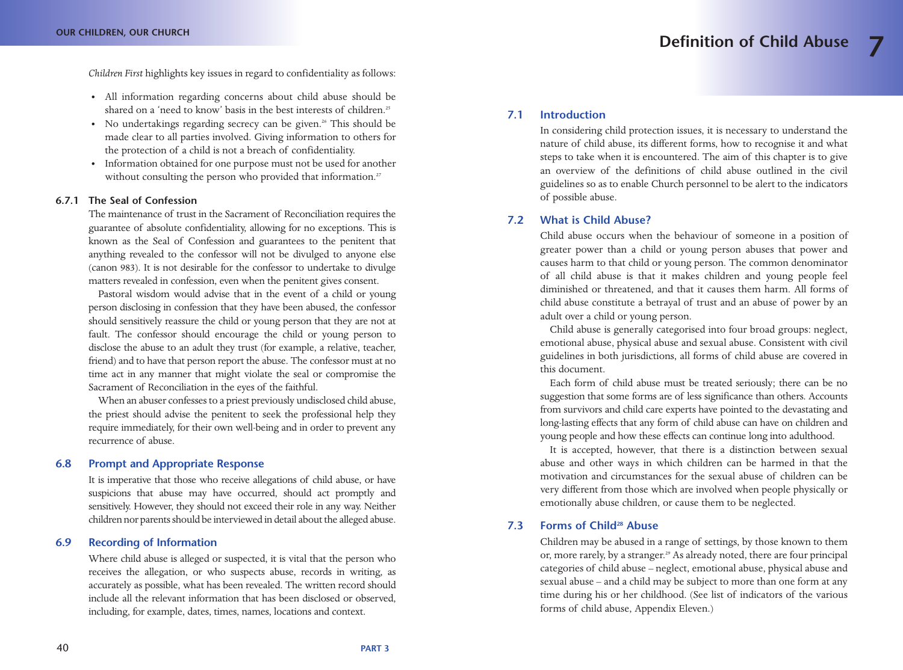*Children First* highlights key issues in regard to confidentiality as follows:

- All information regarding concerns about child abuse should be shared on a 'need to know' basis in the best interests of children.[25]
- No undertakings regarding secrecy can be given.[26] This should be made clear to all parties involved. Giving information to others for the protection of a child is not a breach of confidentiality.
- Information obtained for one purpose must not be used for another without consulting the person who provided that information.[27]

### 6.7.1 The Seal of Confession

The maintenance of trust in the Sacrament of Reconciliation requires the guarantee of absolute confidentiality, allowing for no exceptions. This is known as the Seal of Confession and guarantees to the penitent that anything revealed to the confessor will not be divulged to anyone else (canon 983). It is not desirable for the confessor to undertake to divulge matters revealed in confession, even when the penitent gives consent.

Pastoral wisdom would advise that in the event of a child or young person disclosing in confession that they have been abused, the confessor should sensitively reassure the child or young person that they are not at fault. The confessor should encourage the child or young person to disclose the abuse to an adult they trust (for example, a relative, teacher, friend) and to have that person report the abuse. The confessor must at no time act in any manner that might violate the seal or compromise the Sacrament of Reconciliation in the eyes of the faithful.

When an abuser confesses to a priest previously undisclosed child abuse, the priest should advise the penitent to seek the professional help they require immediately, for their own well-being and in order to prevent any recurrence of abuse.

## 6.8 Prompt and Appropriate Response

It is imperative that those who receive allegations of child abuse, or have suspicions that abuse may have occurred, should act promptly and sensitively. However, they should not exceed their role in any way. Neither children nor parents should be interviewed in detail about the alleged abuse.

## 6.9 Recording of Information

Where child abuse is alleged or suspected, it is vital that the person who receives the allegation, or who suspects abuse, records in writing, as accurately as possible, what has been revealed. The written record should include all the relevant information that has been disclosed or observed, including, for example, dates, times, names, locations and context.

# 7 Definition of Child Abuse

## 7.1 Introduction

In considering child protection issues, it is necessary to understand the nature of child abuse, its different forms, how to recognise it and what steps to take when it is encountered. The aim of this chapter is to give an overview of the definitions of child abuse outlined in the civil guidelines so as to enable Church personnel to be alert to the indicators of possible abuse.

## 7.2 What is Child Abuse?

Child abuse occurs when the behaviour of someone in a position of greater power than a child or young person abuses that power and causes harm to that child or young person. The common denominator of all child abuse is that it makes children and young people feel diminished or threatened, and that it causes them harm. All forms of child abuse constitute a betrayal of trust and an abuse of power by an adult over a child or young person.

Child abuse is generally categorised into four broad groups: neglect, emotional abuse, physical abuse and sexual abuse. Consistent with civil guidelines in both jurisdictions, all forms of child abuse are covered in this document.

Each form of child abuse must be treated seriously; there can be no suggestion that some forms are of less significance than others. Accounts from survivors and child care experts have pointed to the devastating and long-lasting effects that any form of child abuse can have on children and young people and how these effects can continue long into adulthood.

It is accepted, however, that there is a distinction between sexual abuse and other ways in which children can be harmed in that the motivation and circumstances for the sexual abuse of children can be very different from those which are involved when people physically or emotionally abuse children, or cause them to be neglected.

## 7.3 Forms of Child[28] Abuse

Children may be abused in a range of settings, by those known to them or, more rarely, by a stranger.[29] As already noted, there are four principal categories of child abuse – neglect, emotional abuse, physical abuse and sexual abuse – and a child may be subject to more than one form at any time during his or her childhood. (See list of indicators of the various forms of child abuse, Appendix Eleven.)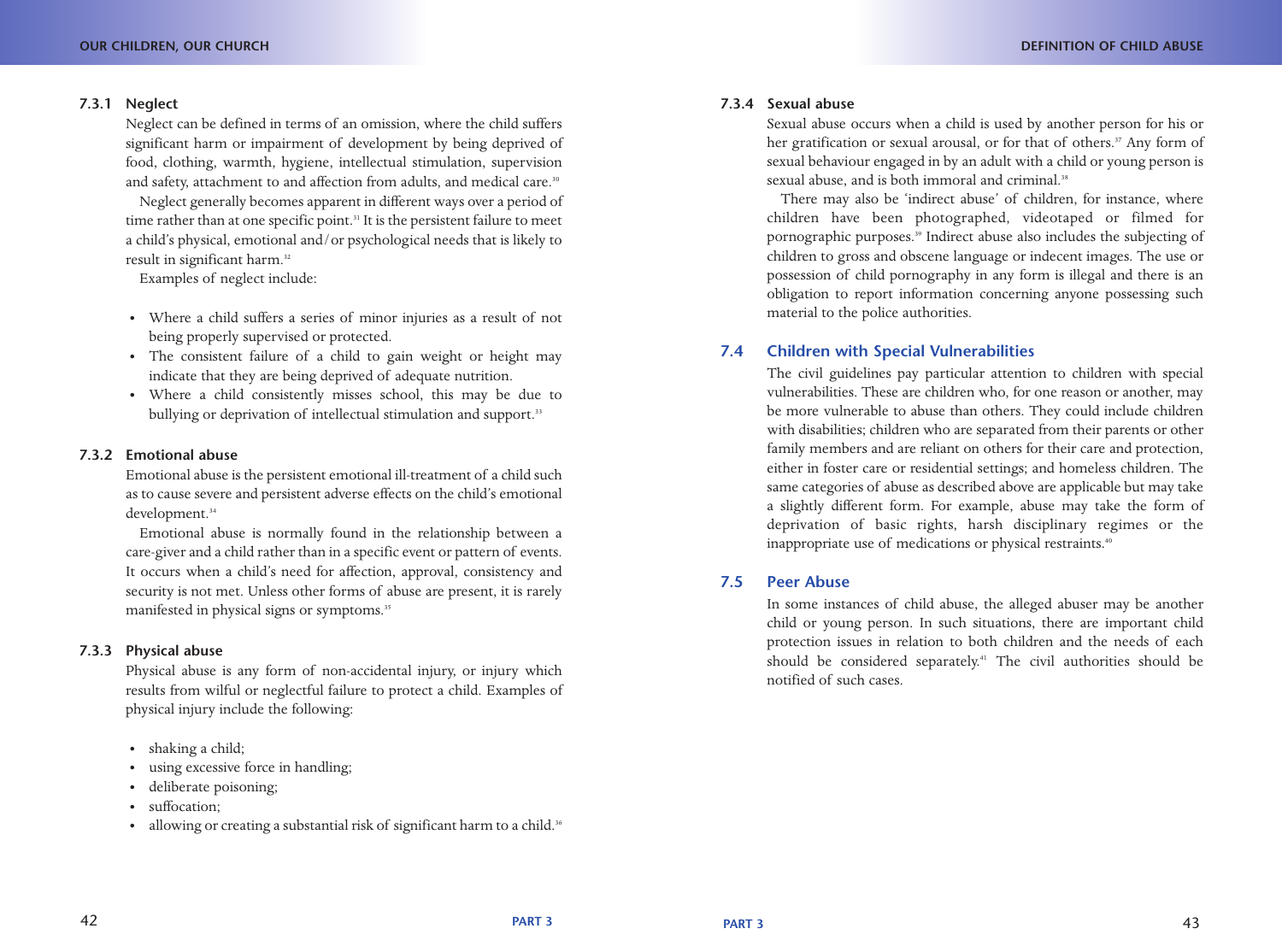#### 7.3.1 Neglect

Neglect can be defined in terms of an omission, where the child suffers significant harm or impairment of development by being deprived of food, clothing, warmth, hygiene, intellectual stimulation, supervision and safety, attachment to and affection from adults, and medical care.[30]

Neglect generally becomes apparent in different ways over a period of time rather than at one specific point.[31] It is the persistent failure to meet a child's physical, emotional and/or psychological needs that is likely to result in significant harm.[32]

Examples of neglect include:

- Where a child suffers a series of minor injuries as a result of not being properly supervised or protected.
- The consistent failure of a child to gain weight or height may indicate that they are being deprived of adequate nutrition.
- Where a child consistently misses school, this may be due to bullying or deprivation of intellectual stimulation and support.[33]

#### 7.3.2 Emotional abuse

Emotional abuse is the persistent emotional ill-treatment of a child such as to cause severe and persistent adverse effects on the child's emotional development.[34]

Emotional abuse is normally found in the relationship between a care-giver and a child rather than in a specific event or pattern of events. It occurs when a child's need for affection, approval, consistency and security is not met. Unless other forms of abuse are present, it is rarely manifested in physical signs or symptoms.[35]

#### 7.3.3 Physical abuse

Physical abuse is any form of non-accidental injury, or injury which results from wilful or neglectful failure to protect a child. Examples of physical injury include the following:

- shaking a child;
- using excessive force in handling;
- deliberate poisoning;
- suffocation;
- allowing or creating a substantial risk of significant harm to a child.[36]

#### 7.3.4 Sexual abuse

Sexual abuse occurs when a child is used by another person for his or her gratification or sexual arousal, or for that of others.[37] Any form of sexual behaviour engaged in by an adult with a child or young person is sexual abuse, and is both immoral and criminal.[38]

There may also be 'indirect abuse' of children, for instance, where children have been photographed, videotaped or filmed for pornographic purposes.[39] Indirect abuse also includes the subjecting of children to gross and obscene language or indecent images. The use or possession of child pornography in any form is illegal and there is an obligation to report information concerning anyone possessing such material to the police authorities.

### 7.4 Children with Special Vulnerabilities

The civil guidelines pay particular attention to children with special vulnerabilities. These are children who, for one reason or another, may be more vulnerable to abuse than others. They could include children with disabilities; children who are separated from their parents or other family members and are reliant on others for their care and protection, either in foster care or residential settings; and homeless children. The same categories of abuse as described above are applicable but may take a slightly different form. For example, abuse may take the form of deprivation of basic rights, harsh disciplinary regimes or the inappropriate use of medications or physical restraints.[40]

### 7.5 Peer Abuse

In some instances of child abuse, the alleged abuser may be another child or young person. In such situations, there are important child protection issues in relation to both children and the needs of each should be considered separately.[41] The civil authorities should be notified of such cases.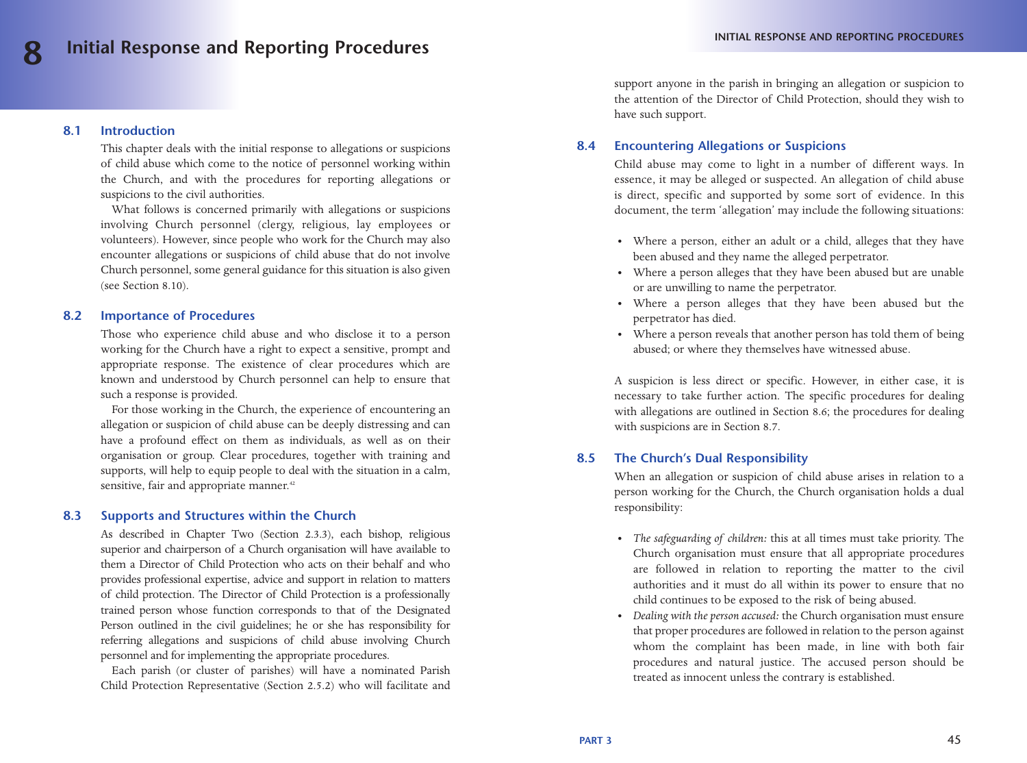# 8 Initial Response and Reporting Procedures

## 8.1 Introduction

This chapter deals with the initial response to allegations or suspicions of child abuse which come to the notice of personnel working within the Church, and with the procedures for reporting allegations or suspicions to the civil authorities.

What follows is concerned primarily with allegations or suspicions involving Church personnel (clergy, religious, lay employees or volunteers). However, since people who work for the Church may also encounter allegations or suspicions of child abuse that do not involve Church personnel, some general guidance for this situation is also given (see Section 8.10).

## 8.2 Importance of Procedures

Those who experience child abuse and who disclose it to a person working for the Church have a right to expect a sensitive, prompt and appropriate response. The existence of clear procedures which are known and understood by Church personnel can help to ensure that such a response is provided.

For those working in the Church, the experience of encountering an allegation or suspicion of child abuse can be deeply distressing and can have a profound effect on them as individuals, as well as on their organisation or group. Clear procedures, together with training and supports, will help to equip people to deal with the situation in a calm, sensitive, fair and appropriate manner.[42]

## 8.3 Supports and Structures within the Church

As described in Chapter Two (Section 2.3.3), each bishop, religious superior and chairperson of a Church organisation will have available to them a Director of Child Protection who acts on their behalf and who provides professional expertise, advice and support in relation to matters of child protection. The Director of Child Protection is a professionally trained person whose function corresponds to that of the Designated Person outlined in the civil guidelines; he or she has responsibility for referring allegations and suspicions of child abuse involving Church personnel and for implementing the appropriate procedures.

Each parish (or cluster of parishes) will have a nominated Parish Child Protection Representative (Section 2.5.2) who will facilitate and support anyone in the parish in bringing an allegation or suspicion to the attention of the Director of Child Protection, should they wish to have such support.

## 8.4 Encountering Allegations or Suspicions

Child abuse may come to light in a number of different ways. In essence, it may be alleged or suspected. An allegation of child abuse is direct, specific and supported by some sort of evidence. In this document, the term 'allegation' may include the following situations:

- Where a person, either an adult or a child, alleges that they have been abused and they name the alleged perpetrator.
- Where a person alleges that they have been abused but are unable or are unwilling to name the perpetrator.
- Where a person alleges that they have been abused but the perpetrator has died.
- Where a person reveals that another person has told them of being abused; or where they themselves have witnessed abuse.

A suspicion is less direct or specific. However, in either case, it is necessary to take further action. The specific procedures for dealing with allegations are outlined in Section 8.6; the procedures for dealing with suspicions are in Section 8.7.

## 8.5 The Church's Dual Responsibility

When an allegation or suspicion of child abuse arises in relation to a person working for the Church, the Church organisation holds a dual responsibility:

- *The safeguarding of children:* this at all times must take priority. The Church organisation must ensure that all appropriate procedures are followed in relation to reporting the matter to the civil authorities and it must do all within its power to ensure that no child continues to be exposed to the risk of being abused.
- *Dealing with the person accused:* the Church organisation must ensure that proper procedures are followed in relation to the person against whom the complaint has been made, in line with both fair procedures and natural justice. The accused person should be treated as innocent unless the contrary is established.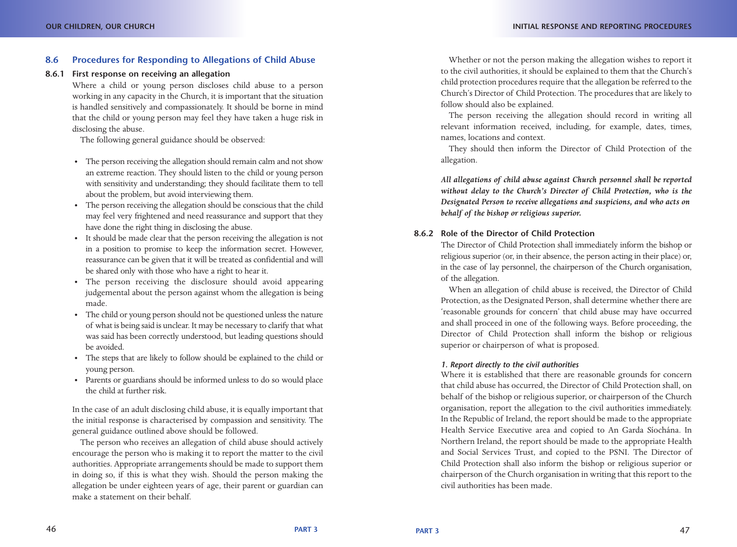## 8.6 Procedures for Responding to Allegations of Child Abuse

### 8.6.1 First response on receiving an allegation

Where a child or young person discloses child abuse to a person working in any capacity in the Church, it is important that the situation is handled sensitively and compassionately. It should be borne in mind that the child or young person may feel they have taken a huge risk in disclosing the abuse.

The following general guidance should be observed:

- The person receiving the allegation should remain calm and not show an extreme reaction. They should listen to the child or young person with sensitivity and understanding; they should facilitate them to tell about the problem, but avoid interviewing them.
- The person receiving the allegation should be conscious that the child may feel very frightened and need reassurance and support that they have done the right thing in disclosing the abuse.
- It should be made clear that the person receiving the allegation is not in a position to promise to keep the information secret. However, reassurance can be given that it will be treated as confidential and will be shared only with those who have a right to hear it.
- The person receiving the disclosure should avoid appearing judgemental about the person against whom the allegation is being made.
- The child or young person should not be questioned unless the nature of what is being said is unclear. It may be necessary to clarify that what was said has been correctly understood, but leading questions should be avoided.
- The steps that are likely to follow should be explained to the child or young person.
- Parents or guardians should be informed unless to do so would place the child at further risk.

In the case of an adult disclosing child abuse, it is equally important that the initial response is characterised by compassion and sensitivity. The general guidance outlined above should be followed.

The person who receives an allegation of child abuse should actively encourage the person who is making it to report the matter to the civil authorities. Appropriate arrangements should be made to support them in doing so, if this is what they wish. Should the person making the allegation be under eighteen years of age, their parent or guardian can make a statement on their behalf.

Whether or not the person making the allegation wishes to report it to the civil authorities, it should be explained to them that the Church's child protection procedures require that the allegation be referred to the Church's Director of Child Protection. The procedures that are likely to follow should also be explained.

The person receiving the allegation should record in writing all relevant information received, including, for example, dates, times, names, locations and context.

They should then inform the Director of Child Protection of the allegation.

***All allegations of child abuse against Church personnel shall be reported without delay to the Church's Director of Child Protection, who is the Designated Person to receive allegations and suspicions, and who acts on behalf of the bishop or religious superior.***

### 8.6.2 Role of the Director of Child Protection

The Director of Child Protection shall immediately inform the bishop or religious superior (or, in their absence, the person acting in their place) or, in the case of lay personnel, the chairperson of the Church organisation, of the allegation.

When an allegation of child abuse is received, the Director of Child Protection, as the Designated Person, shall determine whether there are 'reasonable grounds for concern' that child abuse may have occurred and shall proceed in one of the following ways. Before proceeding, the Director of Child Protection shall inform the bishop or religious superior or chairperson of what is proposed.

***1. Report directly to the civil authorities***

Where it is established that there are reasonable grounds for concern that child abuse has occurred, the Director of Child Protection shall, on behalf of the bishop or religious superior, or chairperson of the Church organisation, report the allegation to the civil authorities immediately. In the Republic of Ireland, the report should be made to the appropriate Health Service Executive area and copied to An Garda Síochána. In Northern Ireland, the report should be made to the appropriate Health and Social Services Trust, and copied to the PSNI. The Director of Child Protection shall also inform the bishop or religious superior or chairperson of the Church organisation in writing that this report to the civil authorities has been made.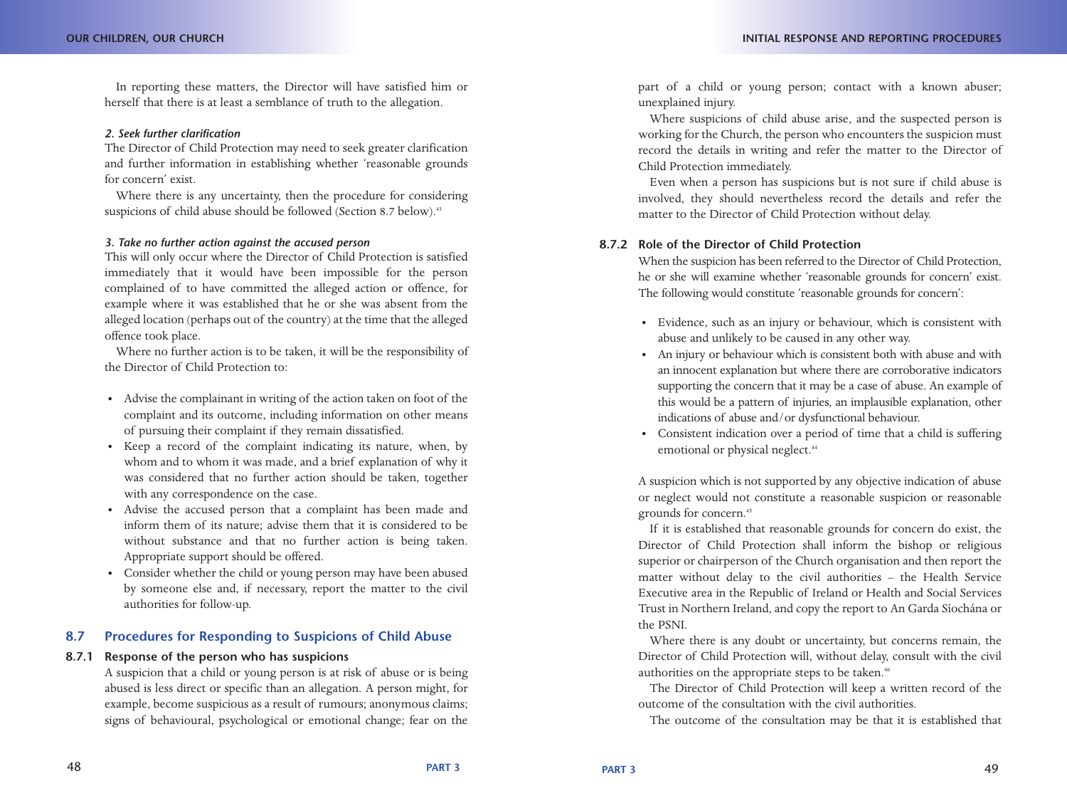In reporting these matters, the Director will have satisfied him or herself that there is at least a semblance of truth to the allegation.

***2. Seek further clarification***

The Director of Child Protection may need to seek greater clarification and further information in establishing whether 'reasonable grounds for concern' exist.

Where there is any uncertainty, then the procedure for considering suspicions of child abuse should be followed (Section 8.7 below).[43]

***3. Take no further action against the accused person***

This will only occur where the Director of Child Protection is satisfied immediately that it would have been impossible for the person complained of to have committed the alleged action or offence, for example where it was established that he or she was absent from the alleged location (perhaps out of the country) at the time that the alleged offence took place.

Where no further action is to be taken, it will be the responsibility of the Director of Child Protection to:

- Advise the complainant in writing of the action taken on foot of the complaint and its outcome, including information on other means of pursuing their complaint if they remain dissatisfied.
- Keep a record of the complaint indicating its nature, when, by whom and to whom it was made, and a brief explanation of why it was considered that no further action should be taken, together with any correspondence on the case.
- Advise the accused person that a complaint has been made and inform them of its nature; advise them that it is considered to be without substance and that no further action is being taken. Appropriate support should be offered.
- Consider whether the child or young person may have been abused by someone else and, if necessary, report the matter to the civil authorities for follow-up.

## 8.7 Procedures for Responding to Suspicions of Child Abuse

### 8.7.1 Response of the person who has suspicions

A suspicion that a child or young person is at risk of abuse or is being abused is less direct or specific than an allegation. A person might, for example, become suspicious as a result of rumours; anonymous claims; signs of behavioural, psychological or emotional change; fear on the part of a child or young person; contact with a known abuser; unexplained injury.

Where suspicions of child abuse arise, and the suspected person is working for the Church, the person who encounters the suspicion must record the details in writing and refer the matter to the Director of Child Protection immediately.

Even when a person has suspicions but is not sure if child abuse is involved, they should nevertheless record the details and refer the matter to the Director of Child Protection without delay.

### 8.7.2 Role of the Director of Child Protection

When the suspicion has been referred to the Director of Child Protection, he or she will examine whether 'reasonable grounds for concern' exist. The following would constitute 'reasonable grounds for concern':

- Evidence, such as an injury or behaviour, which is consistent with abuse and unlikely to be caused in any other way.
- An injury or behaviour which is consistent both with abuse and with an innocent explanation but where there are corroborative indicators supporting the concern that it may be a case of abuse. An example of this would be a pattern of injuries, an implausible explanation, other indications of abuse and/or dysfunctional behaviour.
- Consistent indication over a period of time that a child is suffering emotional or physical neglect.[44]

A suspicion which is not supported by any objective indication of abuse or neglect would not constitute a reasonable suspicion or reasonable grounds for concern.[45]

If it is established that reasonable grounds for concern do exist, the Director of Child Protection shall inform the bishop or religious superior or chairperson of the Church organisation and then report the matter without delay to the civil authorities – the Health Service Executive area in the Republic of Ireland or Health and Social Services Trust in Northern Ireland, and copy the report to An Garda Síochána or the PSNI.

Where there is any doubt or uncertainty, but concerns remain, the Director of Child Protection will, without delay, consult with the civil authorities on the appropriate steps to be taken.[46]

The Director of Child Protection will keep a written record of the outcome of the consultation with the civil authorities.

The outcome of the consultation may be that it is established that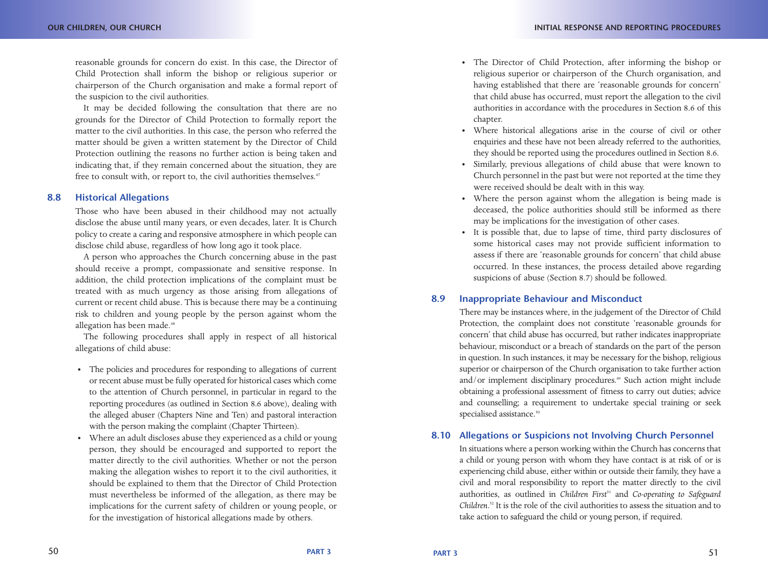reasonable grounds for concern do exist. In this case, the Director of Child Protection shall inform the bishop or religious superior or chairperson of the Church organisation and make a formal report of the suspicion to the civil authorities.

It may be decided following the consultation that there are no grounds for the Director of Child Protection to formally report the matter to the civil authorities. In this case, the person who referred the matter should be given a written statement by the Director of Child Protection outlining the reasons no further action is being taken and indicating that, if they remain concerned about the situation, they are free to consult with, or report to, the civil authorities themselves.[47]

## 8.8 Historical Allegations

Those who have been abused in their childhood may not actually disclose the abuse until many years, or even decades, later. It is Church policy to create a caring and responsive atmosphere in which people can disclose child abuse, regardless of how long ago it took place.

A person who approaches the Church concerning abuse in the past should receive a prompt, compassionate and sensitive response. In addition, the child protection implications of the complaint must be treated with as much urgency as those arising from allegations of current or recent child abuse. This is because there may be a continuing risk to children and young people by the person against whom the allegation has been made.[48]

The following procedures shall apply in respect of all historical allegations of child abuse:

- The policies and procedures for responding to allegations of current or recent abuse must be fully operated for historical cases which come to the attention of Church personnel, in particular in regard to the reporting procedures (as outlined in Section 8.6 above), dealing with the alleged abuser (Chapters Nine and Ten) and pastoral interaction with the person making the complaint (Chapter Thirteen).
- Where an adult discloses abuse they experienced as a child or young person, they should be encouraged and supported to report the matter directly to the civil authorities. Whether or not the person making the allegation wishes to report it to the civil authorities, it should be explained to them that the Director of Child Protection must nevertheless be informed of the allegation, as there may be implications for the current safety of children or young people, or for the investigation of historical allegations made by others.
- The Director of Child Protection, after informing the bishop or religious superior or chairperson of the Church organisation, and having established that there are 'reasonable grounds for concern' that child abuse has occurred, must report the allegation to the civil authorities in accordance with the procedures in Section 8.6 of this chapter.
- Where historical allegations arise in the course of civil or other enquiries and these have not been already referred to the authorities, they should be reported using the procedures outlined in Section 8.6.
- Similarly, previous allegations of child abuse that were known to Church personnel in the past but were not reported at the time they were received should be dealt with in this way.
- Where the person against whom the allegation is being made is deceased, the police authorities should still be informed as there may be implications for the investigation of other cases.
- It is possible that, due to lapse of time, third party disclosures of some historical cases may not provide sufficient information to assess if there are 'reasonable grounds for concern' that child abuse occurred. In these instances, the process detailed above regarding suspicions of abuse (Section 8.7) should be followed.

## 8.9 Inappropriate Behaviour and Misconduct

There may be instances where, in the judgement of the Director of Child Protection, the complaint does not constitute 'reasonable grounds for concern' that child abuse has occurred, but rather indicates inappropriate behaviour, misconduct or a breach of standards on the part of the person in question. In such instances, it may be necessary for the bishop, religious superior or chairperson of the Church organisation to take further action and/or implement disciplinary procedures.[49] Such action might include obtaining a professional assessment of fitness to carry out duties; advice and counselling; a requirement to undertake special training or seek specialised assistance.[50]

## 8.10 Allegations or Suspicions not Involving Church Personnel

In situations where a person working within the Church has concerns that a child or young person with whom they have contact is at risk of or is experiencing child abuse, either within or outside their family, they have a civil and moral responsibility to report the matter directly to the civil authorities, as outlined in *Children First*[51] and *Co-operating to Safeguard Children*.[52] It is the role of the civil authorities to assess the situation and to take action to safeguard the child or young person, if required.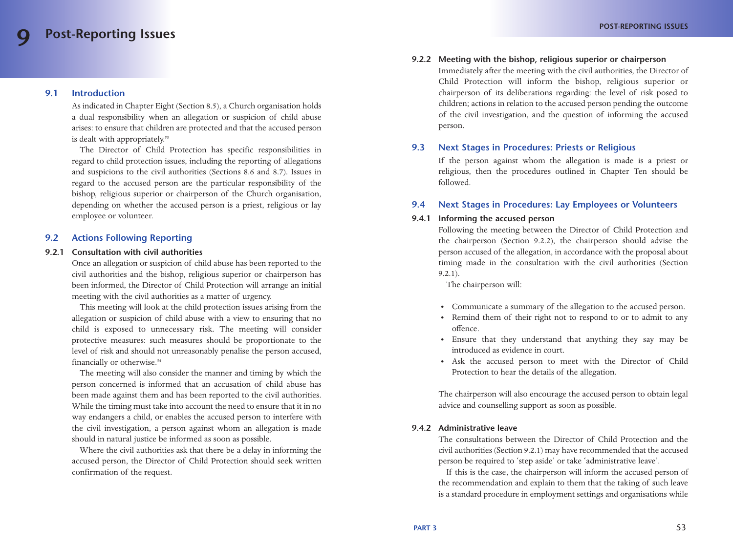# 9 Post-Reporting Issues

## 9.1 Introduction

As indicated in Chapter Eight (Section 8.5), a Church organisation holds a dual responsibility when an allegation or suspicion of child abuse arises: to ensure that children are protected and that the accused person is dealt with appropriately.[53]

The Director of Child Protection has specific responsibilities in regard to child protection issues, including the reporting of allegations and suspicions to the civil authorities (Sections 8.6 and 8.7). Issues in regard to the accused person are the particular responsibility of the bishop, religious superior or chairperson of the Church organisation, depending on whether the accused person is a priest, religious or lay employee or volunteer.

## 9.2 Actions Following Reporting

### 9.2.1 Consultation with civil authorities

Once an allegation or suspicion of child abuse has been reported to the civil authorities and the bishop, religious superior or chairperson has been informed, the Director of Child Protection will arrange an initial meeting with the civil authorities as a matter of urgency.

This meeting will look at the child protection issues arising from the allegation or suspicion of child abuse with a view to ensuring that no child is exposed to unnecessary risk. The meeting will consider protective measures: such measures should be proportionate to the level of risk and should not unreasonably penalise the person accused, financially or otherwise.[54]

The meeting will also consider the manner and timing by which the person concerned is informed that an accusation of child abuse has been made against them and has been reported to the civil authorities. While the timing must take into account the need to ensure that it in no way endangers a child, or enables the accused person to interfere with the civil investigation, a person against whom an allegation is made should in natural justice be informed as soon as possible.

Where the civil authorities ask that there be a delay in informing the accused person, the Director of Child Protection should seek written confirmation of the request.

### 9.2.2 Meeting with the bishop, religious superior or chairperson

Immediately after the meeting with the civil authorities, the Director of Child Protection will inform the bishop, religious superior or chairperson of its deliberations regarding: the level of risk posed to children; actions in relation to the accused person pending the outcome of the civil investigation, and the question of informing the accused person.

## 9.3 Next Stages in Procedures: Priests or Religious

If the person against whom the allegation is made is a priest or religious, then the procedures outlined in Chapter Ten should be followed.

## 9.4 Next Stages in Procedures: Lay Employees or Volunteers

### 9.4.1 Informing the accused person

Following the meeting between the Director of Child Protection and the chairperson (Section 9.2.2), the chairperson should advise the person accused of the allegation, in accordance with the proposal about timing made in the consultation with the civil authorities (Section 9.2.1).

The chairperson will:

- Communicate a summary of the allegation to the accused person.
- Remind them of their right not to respond to or to admit to any offence.
- Ensure that they understand that anything they say may be introduced as evidence in court.
- Ask the accused person to meet with the Director of Child Protection to hear the details of the allegation.

The chairperson will also encourage the accused person to obtain legal advice and counselling support as soon as possible.

### 9.4.2 Administrative leave

The consultations between the Director of Child Protection and the civil authorities (Section 9.2.1) may have recommended that the accused person be required to 'step aside' or take 'administrative leave'.

If this is the case, the chairperson will inform the accused person of the recommendation and explain to them that the taking of such leave is a standard procedure in employment settings and organisations while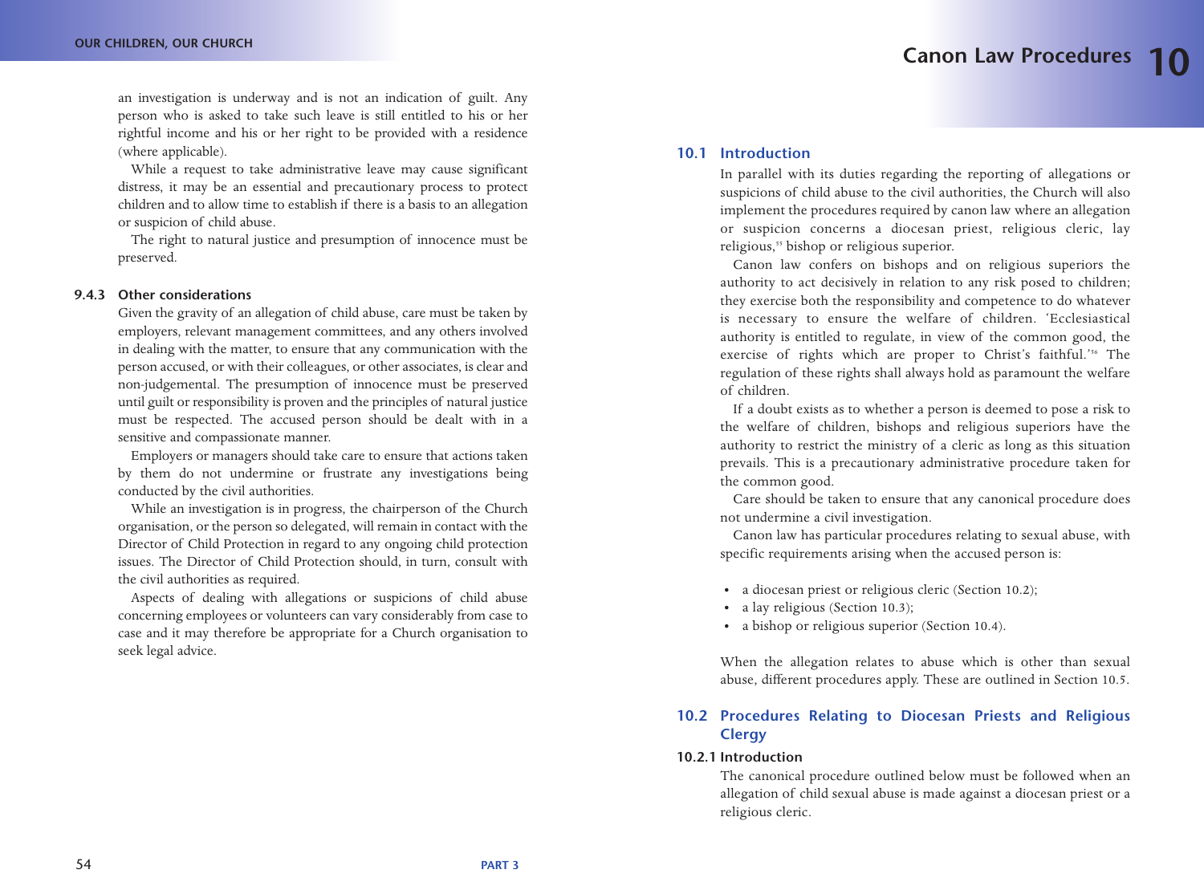an investigation is underway and is not an indication of guilt. Any person who is asked to take such leave is still entitled to his or her rightful income and his or her right to be provided with a residence (where applicable).

While a request to take administrative leave may cause significant distress, it may be an essential and precautionary process to protect children and to allow time to establish if there is a basis to an allegation or suspicion of child abuse.

The right to natural justice and presumption of innocence must be preserved.

### 9.4.3 Other considerations

Given the gravity of an allegation of child abuse, care must be taken by employers, relevant management committees, and any others involved in dealing with the matter, to ensure that any communication with the person accused, or with their colleagues, or other associates, is clear and non-judgemental. The presumption of innocence must be preserved until guilt or responsibility is proven and the principles of natural justice must be respected. The accused person should be dealt with in a sensitive and compassionate manner.

Employers or managers should take care to ensure that actions taken by them do not undermine or frustrate any investigations being conducted by the civil authorities.

While an investigation is in progress, the chairperson of the Church organisation, or the person so delegated, will remain in contact with the Director of Child Protection in regard to any ongoing child protection issues. The Director of Child Protection should, in turn, consult with the civil authorities as required.

Aspects of dealing with allegations or suspicions of child abuse concerning employees or volunteers can vary considerably from case to case and it may therefore be appropriate for a Church organisation to seek legal advice.

# 10 Canon Law Procedures

## 10.1 Introduction

In parallel with its duties regarding the reporting of allegations or suspicions of child abuse to the civil authorities, the Church will also implement the procedures required by canon law where an allegation or suspicion concerns a diocesan priest, religious cleric, lay religious,[55] bishop or religious superior.

Canon law confers on bishops and on religious superiors the authority to act decisively in relation to any risk posed to children; they exercise both the responsibility and competence to do whatever is necessary to ensure the welfare of children. 'Ecclesiastical authority is entitled to regulate, in view of the common good, the exercise of rights which are proper to Christ's faithful.'[56] The regulation of these rights shall always hold as paramount the welfare of children.

If a doubt exists as to whether a person is deemed to pose a risk to the welfare of children, bishops and religious superiors have the authority to restrict the ministry of a cleric as long as this situation prevails. This is a precautionary administrative procedure taken for the common good.

Care should be taken to ensure that any canonical procedure does not undermine a civil investigation.

Canon law has particular procedures relating to sexual abuse, with specific requirements arising when the accused person is:

- a diocesan priest or religious cleric (Section 10.2);
- a lay religious (Section 10.3);
- a bishop or religious superior (Section 10.4).

When the allegation relates to abuse which is other than sexual abuse, different procedures apply. These are outlined in Section 10.5.

## 10.2 Procedures Relating to Diocesan Priests and Religious Clergy

### 10.2.1 Introduction

The canonical procedure outlined below must be followed when an allegation of child sexual abuse is made against a diocesan priest or a religious cleric.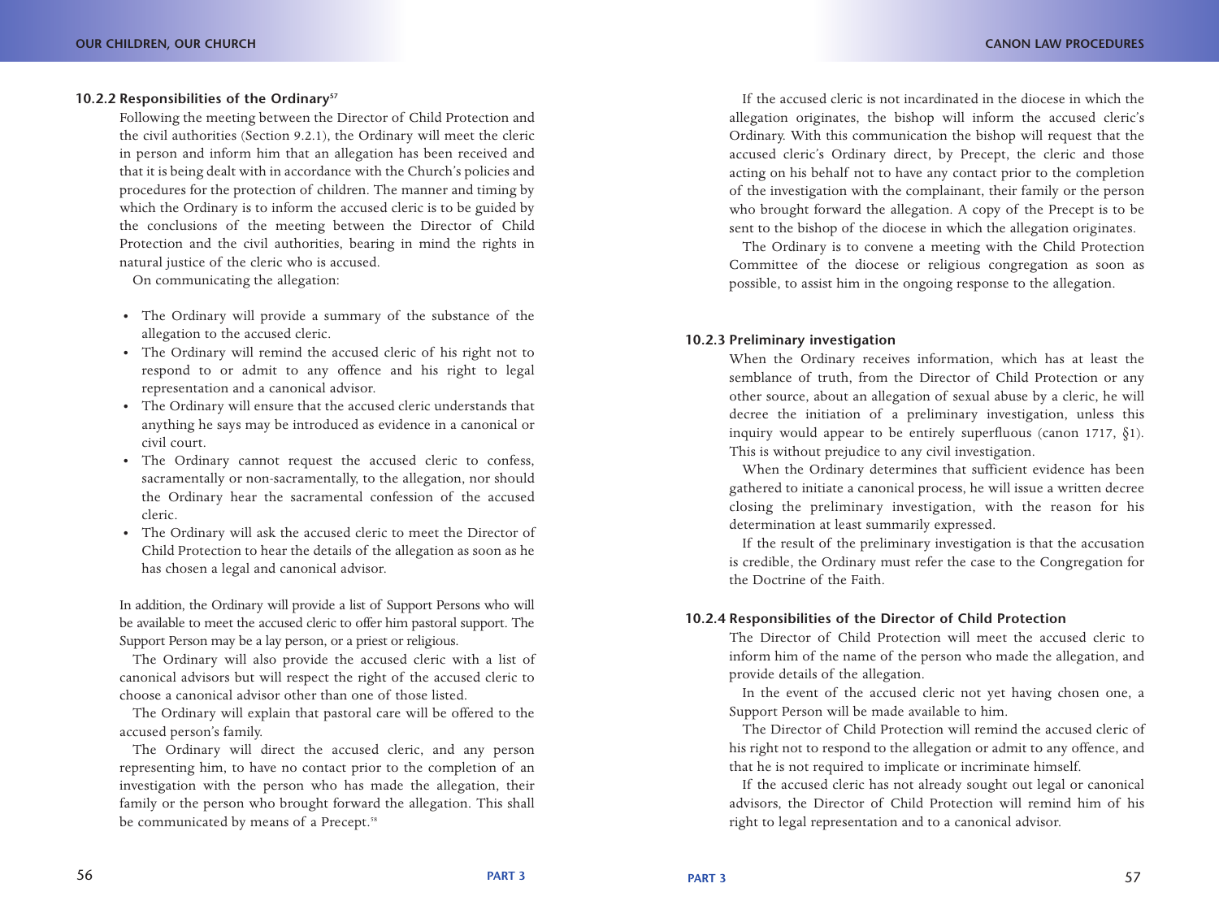### 10.2.2 Responsibilities of the Ordinary[57]

Following the meeting between the Director of Child Protection and the civil authorities (Section 9.2.1), the Ordinary will meet the cleric in person and inform him that an allegation has been received and that it is being dealt with in accordance with the Church's policies and procedures for the protection of children. The manner and timing by which the Ordinary is to inform the accused cleric is to be guided by the conclusions of the meeting between the Director of Child Protection and the civil authorities, bearing in mind the rights in natural justice of the cleric who is accused.

On communicating the allegation:

- The Ordinary will provide a summary of the substance of the allegation to the accused cleric.
- The Ordinary will remind the accused cleric of his right not to respond to or admit to any offence and his right to legal representation and a canonical advisor.
- The Ordinary will ensure that the accused cleric understands that anything he says may be introduced as evidence in a canonical or civil court.
- The Ordinary cannot request the accused cleric to confess, sacramentally or non-sacramentally, to the allegation, nor should the Ordinary hear the sacramental confession of the accused cleric.
- The Ordinary will ask the accused cleric to meet the Director of Child Protection to hear the details of the allegation as soon as he has chosen a legal and canonical advisor.

In addition, the Ordinary will provide a list of Support Persons who will be available to meet the accused cleric to offer him pastoral support. The Support Person may be a lay person, or a priest or religious.

The Ordinary will also provide the accused cleric with a list of canonical advisors but will respect the right of the accused cleric to choose a canonical advisor other than one of those listed.

The Ordinary will explain that pastoral care will be offered to the accused person's family.

The Ordinary will direct the accused cleric, and any person representing him, to have no contact prior to the completion of an investigation with the person who has made the allegation, their family or the person who brought forward the allegation. This shall be communicated by means of a Precept.[58]

If the accused cleric is not incardinated in the diocese in which the allegation originates, the bishop will inform the accused cleric's Ordinary. With this communication the bishop will request that the accused cleric's Ordinary direct, by Precept, the cleric and those acting on his behalf not to have any contact prior to the completion of the investigation with the complainant, their family or the person who brought forward the allegation. A copy of the Precept is to be sent to the bishop of the diocese in which the allegation originates.

The Ordinary is to convene a meeting with the Child Protection Committee of the diocese or religious congregation as soon as possible, to assist him in the ongoing response to the allegation.

### 10.2.3 Preliminary investigation

When the Ordinary receives information, which has at least the semblance of truth, from the Director of Child Protection or any other source, about an allegation of sexual abuse by a cleric, he will decree the initiation of a preliminary investigation, unless this inquiry would appear to be entirely superfluous (canon 1717, §1). This is without prejudice to any civil investigation.

When the Ordinary determines that sufficient evidence has been gathered to initiate a canonical process, he will issue a written decree closing the preliminary investigation, with the reason for his determination at least summarily expressed.

If the result of the preliminary investigation is that the accusation is credible, the Ordinary must refer the case to the Congregation for the Doctrine of the Faith.

### 10.2.4 Responsibilities of the Director of Child Protection

The Director of Child Protection will meet the accused cleric to inform him of the name of the person who made the allegation, and provide details of the allegation.

In the event of the accused cleric not yet having chosen one, a Support Person will be made available to him.

The Director of Child Protection will remind the accused cleric of his right not to respond to the allegation or admit to any offence, and that he is not required to implicate or incriminate himself.

If the accused cleric has not already sought out legal or canonical advisors, the Director of Child Protection will remind him of his right to legal representation and to a canonical advisor.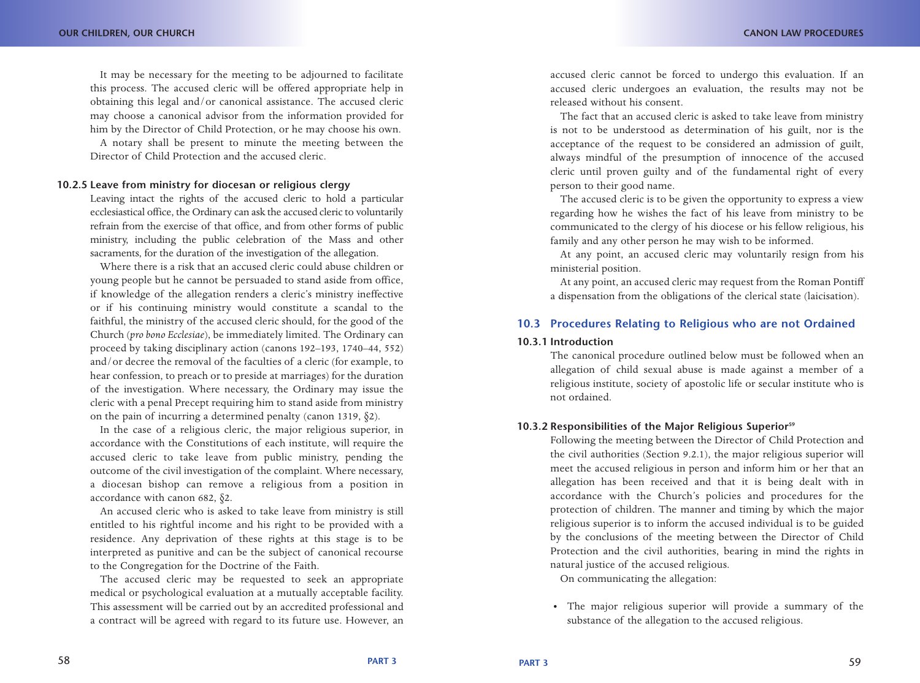It may be necessary for the meeting to be adjourned to facilitate this process. The accused cleric will be offered appropriate help in obtaining this legal and/or canonical assistance. The accused cleric may choose a canonical advisor from the information provided for him by the Director of Child Protection, or he may choose his own.

A notary shall be present to minute the meeting between the Director of Child Protection and the accused cleric.

### 10.2.5 Leave from ministry for diocesan or religious clergy

Leaving intact the rights of the accused cleric to hold a particular ecclesiastical office, the Ordinary can ask the accused cleric to voluntarily refrain from the exercise of that office, and from other forms of public ministry, including the public celebration of the Mass and other sacraments, for the duration of the investigation of the allegation.

Where there is a risk that an accused cleric could abuse children or young people but he cannot be persuaded to stand aside from office, if knowledge of the allegation renders a cleric's ministry ineffective or if his continuing ministry would constitute a scandal to the faithful, the ministry of the accused cleric should, for the good of the Church (*pro bono Ecclesiae*), be immediately limited. The Ordinary can proceed by taking disciplinary action (canons 192–193, 1740–44, 552) and/or decree the removal of the faculties of a cleric (for example, to hear confession, to preach or to preside at marriages) for the duration of the investigation. Where necessary, the Ordinary may issue the cleric with a penal Precept requiring him to stand aside from ministry on the pain of incurring a determined penalty (canon 1319, §2).

In the case of a religious cleric, the major religious superior, in accordance with the Constitutions of each institute, will require the accused cleric to take leave from public ministry, pending the outcome of the civil investigation of the complaint. Where necessary, a diocesan bishop can remove a religious from a position in accordance with canon 682, §2.

An accused cleric who is asked to take leave from ministry is still entitled to his rightful income and his right to be provided with a residence. Any deprivation of these rights at this stage is to be interpreted as punitive and can be the subject of canonical recourse to the Congregation for the Doctrine of the Faith.

The accused cleric may be requested to seek an appropriate medical or psychological evaluation at a mutually acceptable facility. This assessment will be carried out by an accredited professional and a contract will be agreed with regard to its future use. However, an accused cleric cannot be forced to undergo this evaluation. If an accused cleric undergoes an evaluation, the results may not be released without his consent.

The fact that an accused cleric is asked to take leave from ministry is not to be understood as determination of his guilt, nor is the acceptance of the request to be considered an admission of guilt, always mindful of the presumption of innocence of the accused cleric until proven guilty and of the fundamental right of every person to their good name.

The accused cleric is to be given the opportunity to express a view regarding how he wishes the fact of his leave from ministry to be communicated to the clergy of his diocese or his fellow religious, his family and any other person he may wish to be informed.

At any point, an accused cleric may voluntarily resign from his ministerial position.

At any point, an accused cleric may request from the Roman Pontiff a dispensation from the obligations of the clerical state (laicisation).

## 10.3 Procedures Relating to Religious who are not Ordained

### 10.3.1 Introduction

The canonical procedure outlined below must be followed when an allegation of child sexual abuse is made against a member of a religious institute, society of apostolic life or secular institute who is not ordained.

### 10.3.2 Responsibilities of the Major Religious Superior[59]

Following the meeting between the Director of Child Protection and the civil authorities (Section 9.2.1), the major religious superior will meet the accused religious in person and inform him or her that an allegation has been received and that it is being dealt with in accordance with the Church's policies and procedures for the protection of children. The manner and timing by which the major religious superior is to inform the accused individual is to be guided by the conclusions of the meeting between the Director of Child Protection and the civil authorities, bearing in mind the rights in natural justice of the accused religious.

On communicating the allegation:

- The major religious superior will provide a summary of the substance of the allegation to the accused religious.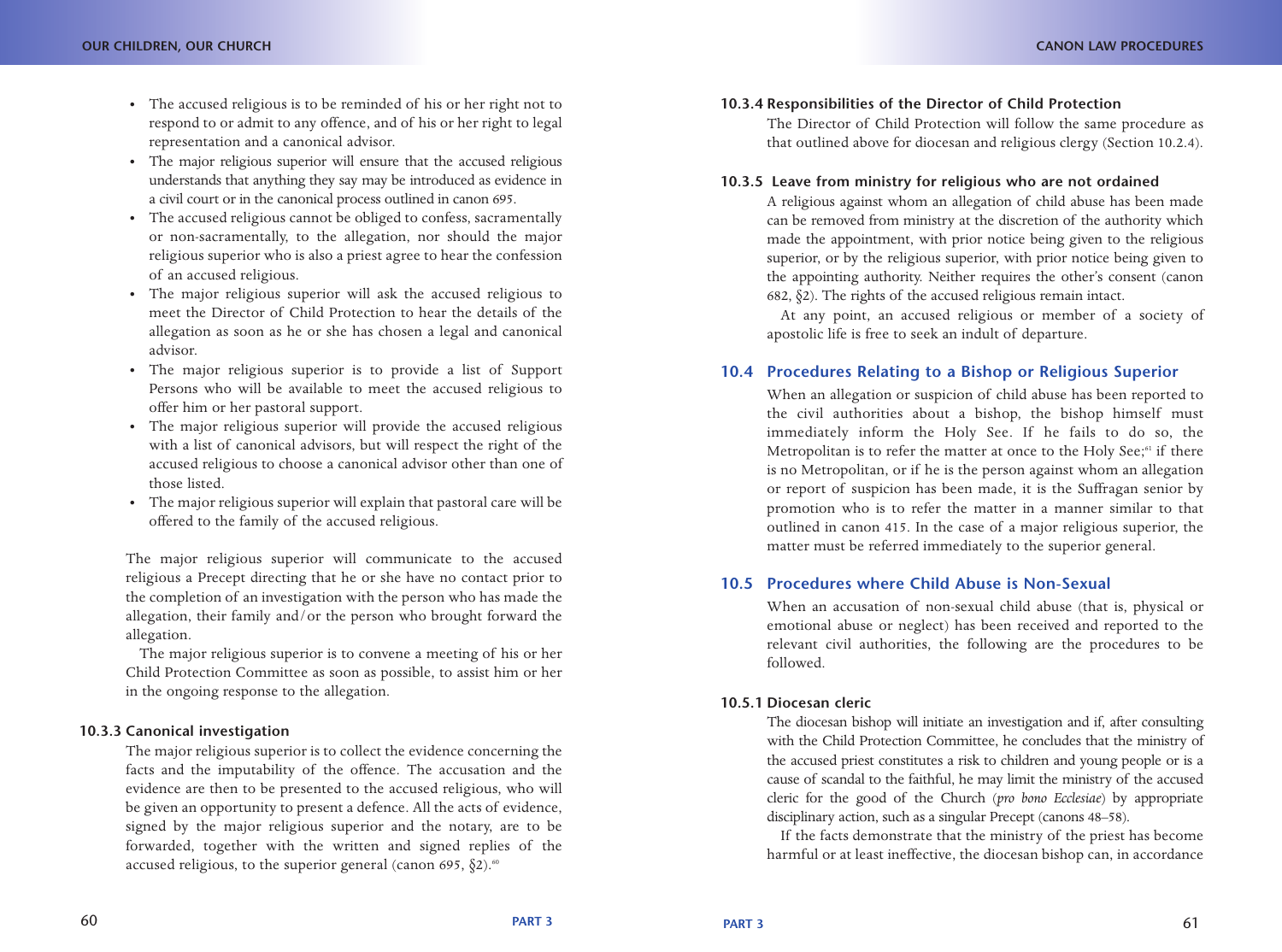- The accused religious is to be reminded of his or her right not to respond to or admit to any offence, and of his or her right to legal representation and a canonical advisor.
- The major religious superior will ensure that the accused religious understands that anything they say may be introduced as evidence in a civil court or in the canonical process outlined in canon 695.
- The accused religious cannot be obliged to confess, sacramentally or non-sacramentally, to the allegation, nor should the major religious superior who is also a priest agree to hear the confession of an accused religious.
- The major religious superior will ask the accused religious to meet the Director of Child Protection to hear the details of the allegation as soon as he or she has chosen a legal and canonical advisor.
- The major religious superior is to provide a list of Support Persons who will be available to meet the accused religious to offer him or her pastoral support.
- The major religious superior will provide the accused religious with a list of canonical advisors, but will respect the right of the accused religious to choose a canonical advisor other than one of those listed.
- The major religious superior will explain that pastoral care will be offered to the family of the accused religious.

The major religious superior will communicate to the accused religious a Precept directing that he or she have no contact prior to the completion of an investigation with the person who has made the allegation, their family and/or the person who brought forward the allegation.

The major religious superior is to convene a meeting of his or her Child Protection Committee as soon as possible, to assist him or her in the ongoing response to the allegation.

#### 10.3.3 Canonical investigation

The major religious superior is to collect the evidence concerning the facts and the imputability of the offence. The accusation and the evidence are then to be presented to the accused religious, who will be given an opportunity to present a defence. All the acts of evidence, signed by the major religious superior and the notary, are to be forwarded, together with the written and signed replies of the accused religious, to the superior general (canon 695, §2).[60]

#### 10.3.4 Responsibilities of the Director of Child Protection

The Director of Child Protection will follow the same procedure as that outlined above for diocesan and religious clergy (Section 10.2.4).

#### 10.3.5 Leave from ministry for religious who are not ordained

A religious against whom an allegation of child abuse has been made can be removed from ministry at the discretion of the authority which made the appointment, with prior notice being given to the religious superior, or by the religious superior, with prior notice being given to the appointing authority. Neither requires the other's consent (canon 682, §2). The rights of the accused religious remain intact.

At any point, an accused religious or member of a society of apostolic life is free to seek an indult of departure.

### 10.4 Procedures Relating to a Bishop or Religious Superior

When an allegation or suspicion of child abuse has been reported to the civil authorities about a bishop, the bishop himself must immediately inform the Holy See. If he fails to do so, the Metropolitan is to refer the matter at once to the Holy See;[61] if there is no Metropolitan, or if he is the person against whom an allegation or report of suspicion has been made, it is the Suffragan senior by promotion who is to refer the matter in a manner similar to that outlined in canon 415. In the case of a major religious superior, the matter must be referred immediately to the superior general.

### 10.5 Procedures where Child Abuse is Non-Sexual

When an accusation of non-sexual child abuse (that is, physical or emotional abuse or neglect) has been received and reported to the relevant civil authorities, the following are the procedures to be followed.

#### 10.5.1 Diocesan cleric

The diocesan bishop will initiate an investigation and if, after consulting with the Child Protection Committee, he concludes that the ministry of the accused priest constitutes a risk to children and young people or is a cause of scandal to the faithful, he may limit the ministry of the accused cleric for the good of the Church (*pro bono Ecclesiae*) by appropriate disciplinary action, such as a singular Precept (canons 48–58).

If the facts demonstrate that the ministry of the priest has become harmful or at least ineffective, the diocesan bishop can, in accordance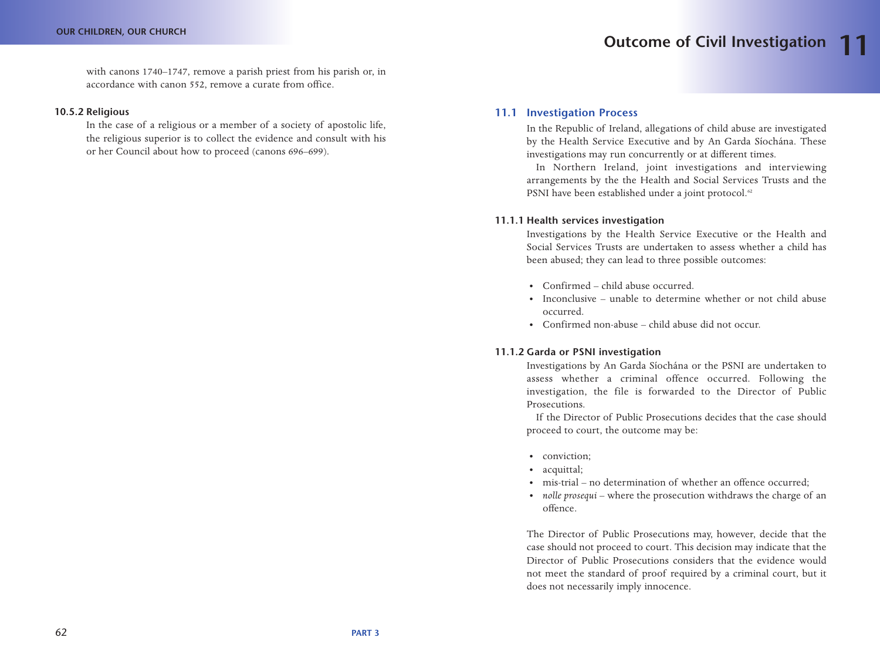with canons 1740–1747, remove a parish priest from his parish or, in accordance with canon 552, remove a curate from office.

#### 10.5.2 Religious

In the case of a religious or a member of a society of apostolic life, the religious superior is to collect the evidence and consult with his or her Council about how to proceed (canons 696–699).

# 11 Outcome of Civil Investigation

## 11.1 Investigation Process

In the Republic of Ireland, allegations of child abuse are investigated by the Health Service Executive and by An Garda Síochána. These investigations may run concurrently or at different times.

In Northern Ireland, joint investigations and interviewing arrangements by the the Health and Social Services Trusts and the PSNI have been established under a joint protocol.[62]

### 11.1.1 Health services investigation

Investigations by the Health Service Executive or the Health and Social Services Trusts are undertaken to assess whether a child has been abused; they can lead to three possible outcomes:

- Confirmed – child abuse occurred.
- Inconclusive – unable to determine whether or not child abuse occurred.
- Confirmed non-abuse – child abuse did not occur.

### 11.1.2 Garda or PSNI investigation

Investigations by An Garda Síochána or the PSNI are undertaken to assess whether a criminal offence occurred. Following the investigation, the file is forwarded to the Director of Public Prosecutions.

If the Director of Public Prosecutions decides that the case should proceed to court, the outcome may be:

- conviction;
- acquittal;
- mis-trial – no determination of whether an offence occurred;
- *nolle prosequi* – where the prosecution withdraws the charge of an offence.

The Director of Public Prosecutions may, however, decide that the case should not proceed to court. This decision may indicate that the Director of Public Prosecutions considers that the evidence would not meet the standard of proof required by a criminal court, but it does not necessarily imply innocence.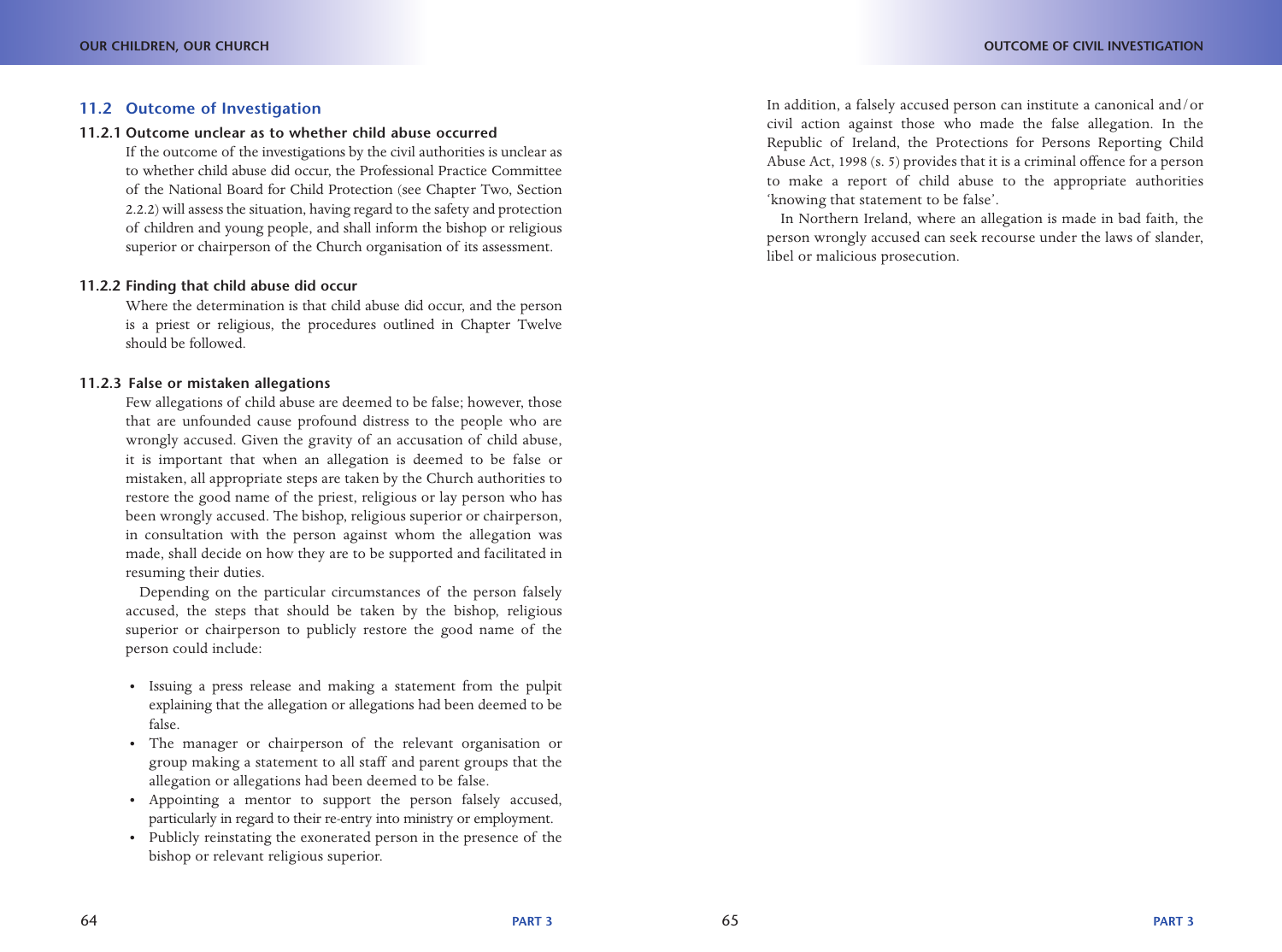## 11.2 Outcome of Investigation

### 11.2.1 Outcome unclear as to whether child abuse occurred

If the outcome of the investigations by the civil authorities is unclear as to whether child abuse did occur, the Professional Practice Committee of the National Board for Child Protection (see Chapter Two, Section 2.2.2) will assess the situation, having regard to the safety and protection of children and young people, and shall inform the bishop or religious superior or chairperson of the Church organisation of its assessment.

### 11.2.2 Finding that child abuse did occur

Where the determination is that child abuse did occur, and the person is a priest or religious, the procedures outlined in Chapter Twelve should be followed.

### 11.2.3 False or mistaken allegations

Few allegations of child abuse are deemed to be false; however, those that are unfounded cause profound distress to the people who are wrongly accused. Given the gravity of an accusation of child abuse, it is important that when an allegation is deemed to be false or mistaken, all appropriate steps are taken by the Church authorities to restore the good name of the priest, religious or lay person who has been wrongly accused. The bishop, religious superior or chairperson, in consultation with the person against whom the allegation was made, shall decide on how they are to be supported and facilitated in resuming their duties.

Depending on the particular circumstances of the person falsely accused, the steps that should be taken by the bishop, religious superior or chairperson to publicly restore the good name of the person could include:

- Issuing a press release and making a statement from the pulpit explaining that the allegation or allegations had been deemed to be false.
- The manager or chairperson of the relevant organisation or group making a statement to all staff and parent groups that the allegation or allegations had been deemed to be false.
- Appointing a mentor to support the person falsely accused, particularly in regard to their re-entry into ministry or employment.
- Publicly reinstating the exonerated person in the presence of the bishop or relevant religious superior.

In addition, a falsely accused person can institute a canonical and/or civil action against those who made the false allegation. In the Republic of Ireland, the Protections for Persons Reporting Child Abuse Act, 1998 (s. 5) provides that it is a criminal offence for a person to make a report of child abuse to the appropriate authorities 'knowing that statement to be false'.

In Northern Ireland, where an allegation is made in bad faith, the person wrongly accused can seek recourse under the laws of slander, libel or malicious prosecution.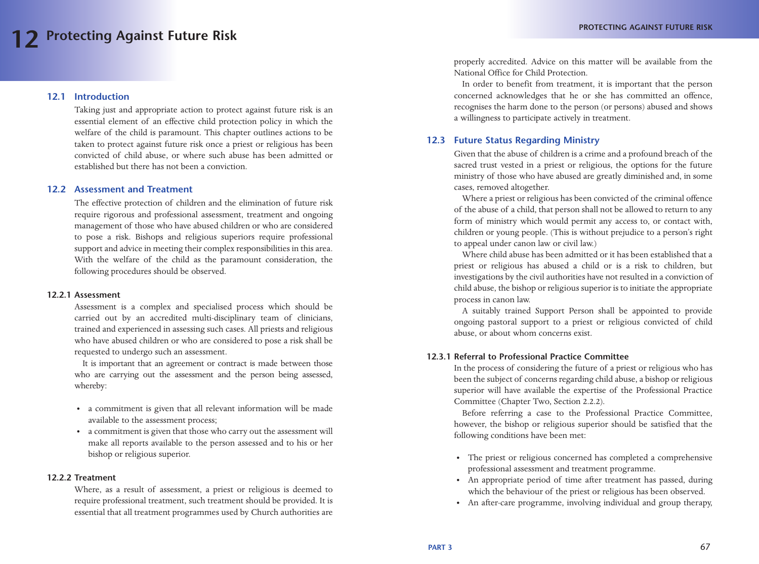# 12 Protecting Against Future Risk

## 12.1 Introduction

Taking just and appropriate action to protect against future risk is an essential element of an effective child protection policy in which the welfare of the child is paramount. This chapter outlines actions to be taken to protect against future risk once a priest or religious has been convicted of child abuse, or where such abuse has been admitted or established but there has not been a conviction.

## 12.2 Assessment and Treatment

The effective protection of children and the elimination of future risk require rigorous and professional assessment, treatment and ongoing management of those who have abused children or who are considered to pose a risk. Bishops and religious superiors require professional support and advice in meeting their complex responsibilities in this area. With the welfare of the child as the paramount consideration, the following procedures should be observed.

### 12.2.1 Assessment

Assessment is a complex and specialised process which should be carried out by an accredited multi-disciplinary team of clinicians, trained and experienced in assessing such cases. All priests and religious who have abused children or who are considered to pose a risk shall be requested to undergo such an assessment.

It is important that an agreement or contract is made between those who are carrying out the assessment and the person being assessed, whereby:

- a commitment is given that all relevant information will be made available to the assessment process;
- a commitment is given that those who carry out the assessment will make all reports available to the person assessed and to his or her bishop or religious superior.

### 12.2.2 Treatment

Where, as a result of assessment, a priest or religious is deemed to require professional treatment, such treatment should be provided. It is essential that all treatment programmes used by Church authorities are properly accredited. Advice on this matter will be available from the National Office for Child Protection.

In order to benefit from treatment, it is important that the person concerned acknowledges that he or she has committed an offence, recognises the harm done to the person (or persons) abused and shows a willingness to participate actively in treatment.

## 12.3 Future Status Regarding Ministry

Given that the abuse of children is a crime and a profound breach of the sacred trust vested in a priest or religious, the options for the future ministry of those who have abused are greatly diminished and, in some cases, removed altogether.

Where a priest or religious has been convicted of the criminal offence of the abuse of a child, that person shall not be allowed to return to any form of ministry which would permit any access to, or contact with, children or young people. (This is without prejudice to a person's right to appeal under canon law or civil law.)

Where child abuse has been admitted or it has been established that a priest or religious has abused a child or is a risk to children, but investigations by the civil authorities have not resulted in a conviction of child abuse, the bishop or religious superior is to initiate the appropriate process in canon law.

A suitably trained Support Person shall be appointed to provide ongoing pastoral support to a priest or religious convicted of child abuse, or about whom concerns exist.

### 12.3.1 Referral to Professional Practice Committee

In the process of considering the future of a priest or religious who has been the subject of concerns regarding child abuse, a bishop or religious superior will have available the expertise of the Professional Practice Committee (Chapter Two, Section 2.2.2).

Before referring a case to the Professional Practice Committee, however, the bishop or religious superior should be satisfied that the following conditions have been met:

- The priest or religious concerned has completed a comprehensive professional assessment and treatment programme.
- An appropriate period of time after treatment has passed, during which the behaviour of the priest or religious has been observed.
- An after-care programme, involving individual and group therapy,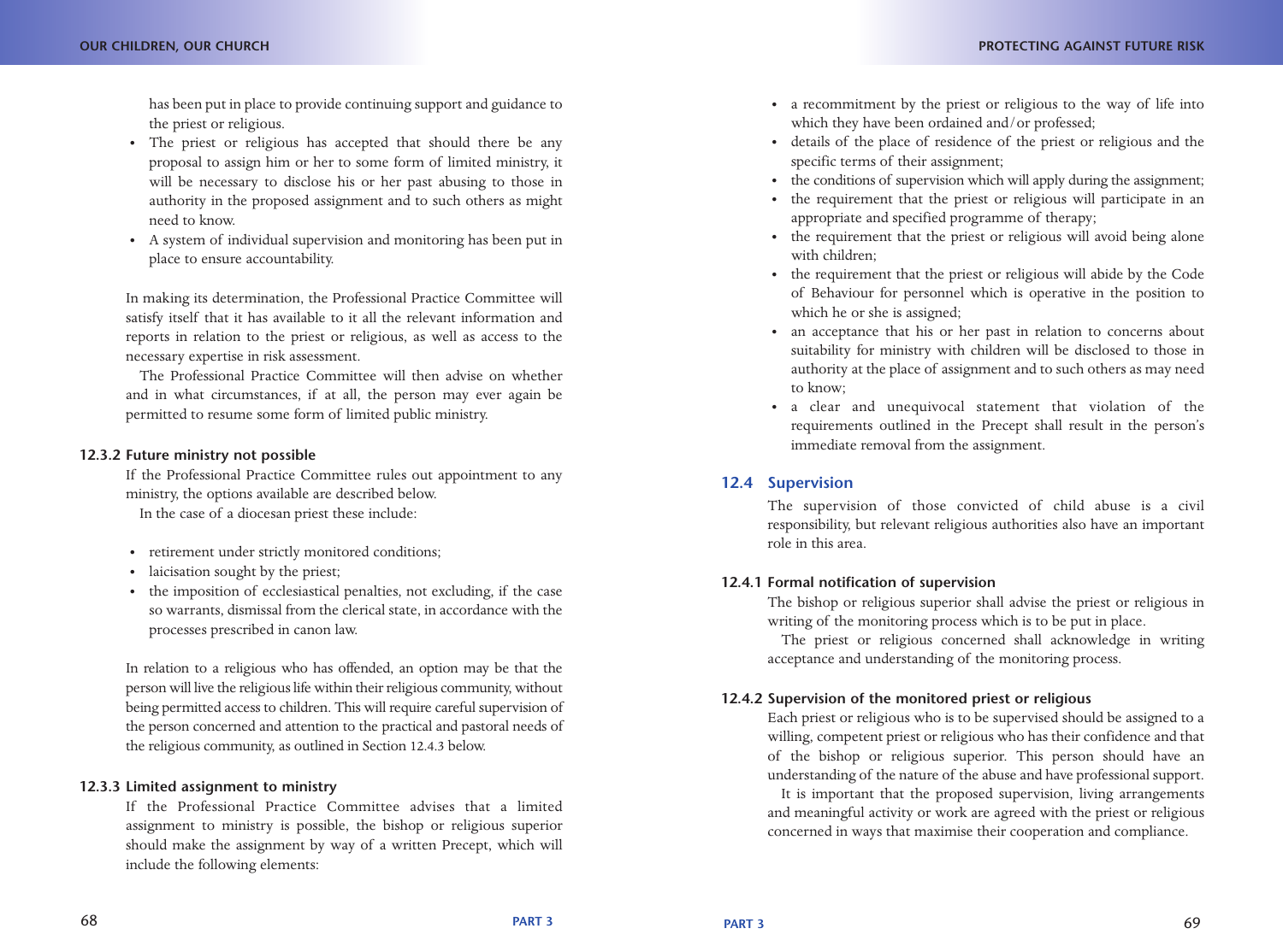has been put in place to provide continuing support and guidance to the priest or religious.

- The priest or religious has accepted that should there be any proposal to assign him or her to some form of limited ministry, it will be necessary to disclose his or her past abusing to those in authority in the proposed assignment and to such others as might need to know.
- A system of individual supervision and monitoring has been put in place to ensure accountability.

In making its determination, the Professional Practice Committee will satisfy itself that it has available to it all the relevant information and reports in relation to the priest or religious, as well as access to the necessary expertise in risk assessment.

The Professional Practice Committee will then advise on whether and in what circumstances, if at all, the person may ever again be permitted to resume some form of limited public ministry.

### 12.3.2 Future ministry not possible

If the Professional Practice Committee rules out appointment to any ministry, the options available are described below.

In the case of a diocesan priest these include:

- retirement under strictly monitored conditions;
- laicisation sought by the priest;
- the imposition of ecclesiastical penalties, not excluding, if the case so warrants, dismissal from the clerical state, in accordance with the processes prescribed in canon law.

In relation to a religious who has offended, an option may be that the person will live the religious life within their religious community, without being permitted access to children. This will require careful supervision of the person concerned and attention to the practical and pastoral needs of the religious community, as outlined in Section 12.4.3 below.

### 12.3.3 Limited assignment to ministry

If the Professional Practice Committee advises that a limited assignment to ministry is possible, the bishop or religious superior should make the assignment by way of a written Precept, which will include the following elements:

- a recommitment by the priest or religious to the way of life into which they have been ordained and/or professed;
- details of the place of residence of the priest or religious and the specific terms of their assignment;
- the conditions of supervision which will apply during the assignment;
- the requirement that the priest or religious will participate in an appropriate and specified programme of therapy;
- the requirement that the priest or religious will avoid being alone with children;
- the requirement that the priest or religious will abide by the Code of Behaviour for personnel which is operative in the position to which he or she is assigned;
- an acceptance that his or her past in relation to concerns about suitability for ministry with children will be disclosed to those in authority at the place of assignment and to such others as may need to know;
- a clear and unequivocal statement that violation of the requirements outlined in the Precept shall result in the person's immediate removal from the assignment.

## 12.4 Supervision

The supervision of those convicted of child abuse is a civil responsibility, but relevant religious authorities also have an important role in this area.

### 12.4.1 Formal notification of supervision

The bishop or religious superior shall advise the priest or religious in writing of the monitoring process which is to be put in place.

The priest or religious concerned shall acknowledge in writing acceptance and understanding of the monitoring process.

### 12.4.2 Supervision of the monitored priest or religious

Each priest or religious who is to be supervised should be assigned to a willing, competent priest or religious who has their confidence and that of the bishop or religious superior. This person should have an understanding of the nature of the abuse and have professional support.

It is important that the proposed supervision, living arrangements and meaningful activity or work are agreed with the priest or religious concerned in ways that maximise their cooperation and compliance.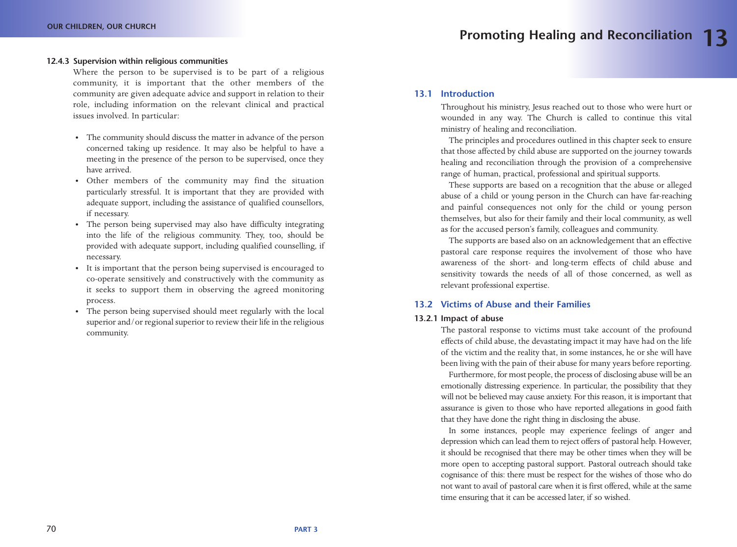#### 12.4.3 Supervision within religious communities

Where the person to be supervised is to be part of a religious community, it is important that the other members of the community are given adequate advice and support in relation to their role, including information on the relevant clinical and practical issues involved. In particular:

- The community should discuss the matter in advance of the person concerned taking up residence. It may also be helpful to have a meeting in the presence of the person to be supervised, once they have arrived.
- Other members of the community may find the situation particularly stressful. It is important that they are provided with adequate support, including the assistance of qualified counsellors, if necessary.
- The person being supervised may also have difficulty integrating into the life of the religious community. They, too, should be provided with adequate support, including qualified counselling, if necessary.
- It is important that the person being supervised is encouraged to co-operate sensitively and constructively with the community as it seeks to support them in observing the agreed monitoring process.
- The person being supervised should meet regularly with the local superior and/or regional superior to review their life in the religious community.

# 13 Promoting Healing and Reconciliation

## 13.1 Introduction

Throughout his ministry, Jesus reached out to those who were hurt or wounded in any way. The Church is called to continue this vital ministry of healing and reconciliation.

The principles and procedures outlined in this chapter seek to ensure that those affected by child abuse are supported on the journey towards healing and reconciliation through the provision of a comprehensive range of human, practical, professional and spiritual supports.

These supports are based on a recognition that the abuse or alleged abuse of a child or young person in the Church can have far-reaching and painful consequences not only for the child or young person themselves, but also for their family and their local community, as well as for the accused person's family, colleagues and community.

The supports are based also on an acknowledgement that an effective pastoral care response requires the involvement of those who have awareness of the short- and long-term effects of child abuse and sensitivity towards the needs of all of those concerned, as well as relevant professional expertise.

## 13.2 Victims of Abuse and their Families

#### 13.2.1 Impact of abuse

The pastoral response to victims must take account of the profound effects of child abuse, the devastating impact it may have had on the life of the victim and the reality that, in some instances, he or she will have been living with the pain of their abuse for many years before reporting.

Furthermore, for most people, the process of disclosing abuse will be an emotionally distressing experience. In particular, the possibility that they will not be believed may cause anxiety. For this reason, it is important that assurance is given to those who have reported allegations in good faith that they have done the right thing in disclosing the abuse.

In some instances, people may experience feelings of anger and depression which can lead them to reject offers of pastoral help. However, it should be recognised that there may be other times when they will be more open to accepting pastoral support. Pastoral outreach should take cognisance of this: there must be respect for the wishes of those who do not want to avail of pastoral care when it is first offered, while at the same time ensuring that it can be accessed later, if so wished.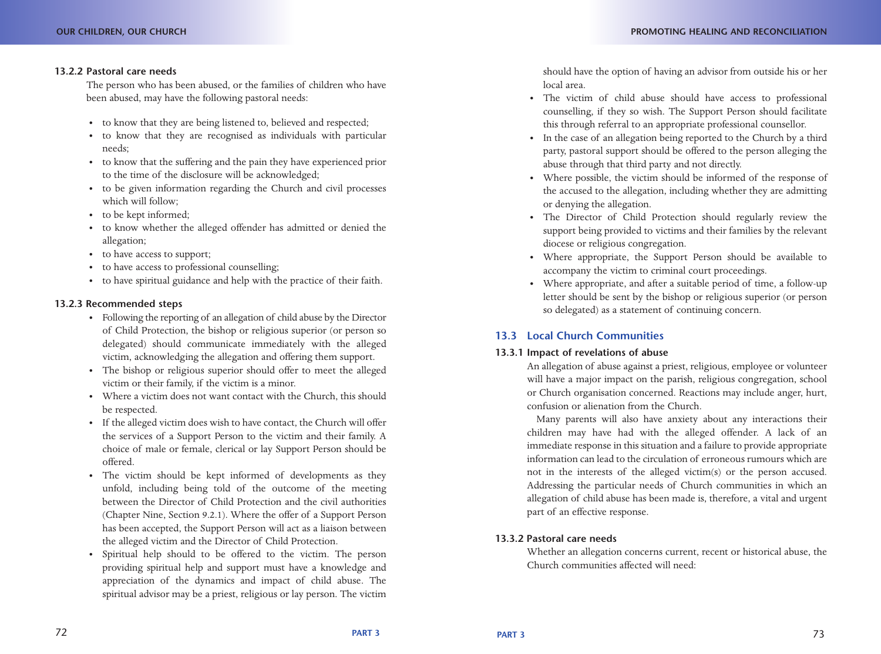### 13.2.2 Pastoral care needs

The person who has been abused, or the families of children who have been abused, may have the following pastoral needs:

- to know that they are being listened to, believed and respected;
- to know that they are recognised as individuals with particular needs;
- to know that the suffering and the pain they have experienced prior to the time of the disclosure will be acknowledged;
- to be given information regarding the Church and civil processes which will follow;
- to be kept informed;
- to know whether the alleged offender has admitted or denied the allegation;
- to have access to support;
- to have access to professional counselling;
- to have spiritual guidance and help with the practice of their faith.

### 13.2.3 Recommended steps

- Following the reporting of an allegation of child abuse by the Director of Child Protection, the bishop or religious superior (or person so delegated) should communicate immediately with the alleged victim, acknowledging the allegation and offering them support.
- The bishop or religious superior should offer to meet the alleged victim or their family, if the victim is a minor.
- Where a victim does not want contact with the Church, this should be respected.
- If the alleged victim does wish to have contact, the Church will offer the services of a Support Person to the victim and their family. A choice of male or female, clerical or lay Support Person should be offered.
- The victim should be kept informed of developments as they unfold, including being told of the outcome of the meeting between the Director of Child Protection and the civil authorities (Chapter Nine, Section 9.2.1). Where the offer of a Support Person has been accepted, the Support Person will act as a liaison between the alleged victim and the Director of Child Protection.
- Spiritual help should to be offered to the victim. The person providing spiritual help and support must have a knowledge and appreciation of the dynamics and impact of child abuse. The spiritual advisor may be a priest, religious or lay person. The victim should have the option of having an advisor from outside his or her local area.
- The victim of child abuse should have access to professional counselling, if they so wish. The Support Person should facilitate this through referral to an appropriate professional counsellor.
- In the case of an allegation being reported to the Church by a third party, pastoral support should be offered to the person alleging the abuse through that third party and not directly.
- Where possible, the victim should be informed of the response of the accused to the allegation, including whether they are admitting or denying the allegation.
- The Director of Child Protection should regularly review the support being provided to victims and their families by the relevant diocese or religious congregation.
- Where appropriate, the Support Person should be available to accompany the victim to criminal court proceedings.
- Where appropriate, and after a suitable period of time, a follow-up letter should be sent by the bishop or religious superior (or person so delegated) as a statement of continuing concern.

## 13.3 Local Church Communities

### 13.3.1 Impact of revelations of abuse

An allegation of abuse against a priest, religious, employee or volunteer will have a major impact on the parish, religious congregation, school or Church organisation concerned. Reactions may include anger, hurt, confusion or alienation from the Church.

Many parents will also have anxiety about any interactions their children may have had with the alleged offender. A lack of an immediate response in this situation and a failure to provide appropriate information can lead to the circulation of erroneous rumours which are not in the interests of the alleged victim(s) or the person accused. Addressing the particular needs of Church communities in which an allegation of child abuse has been made is, therefore, a vital and urgent part of an effective response.

### 13.3.2 Pastoral care needs

Whether an allegation concerns current, recent or historical abuse, the Church communities affected will need: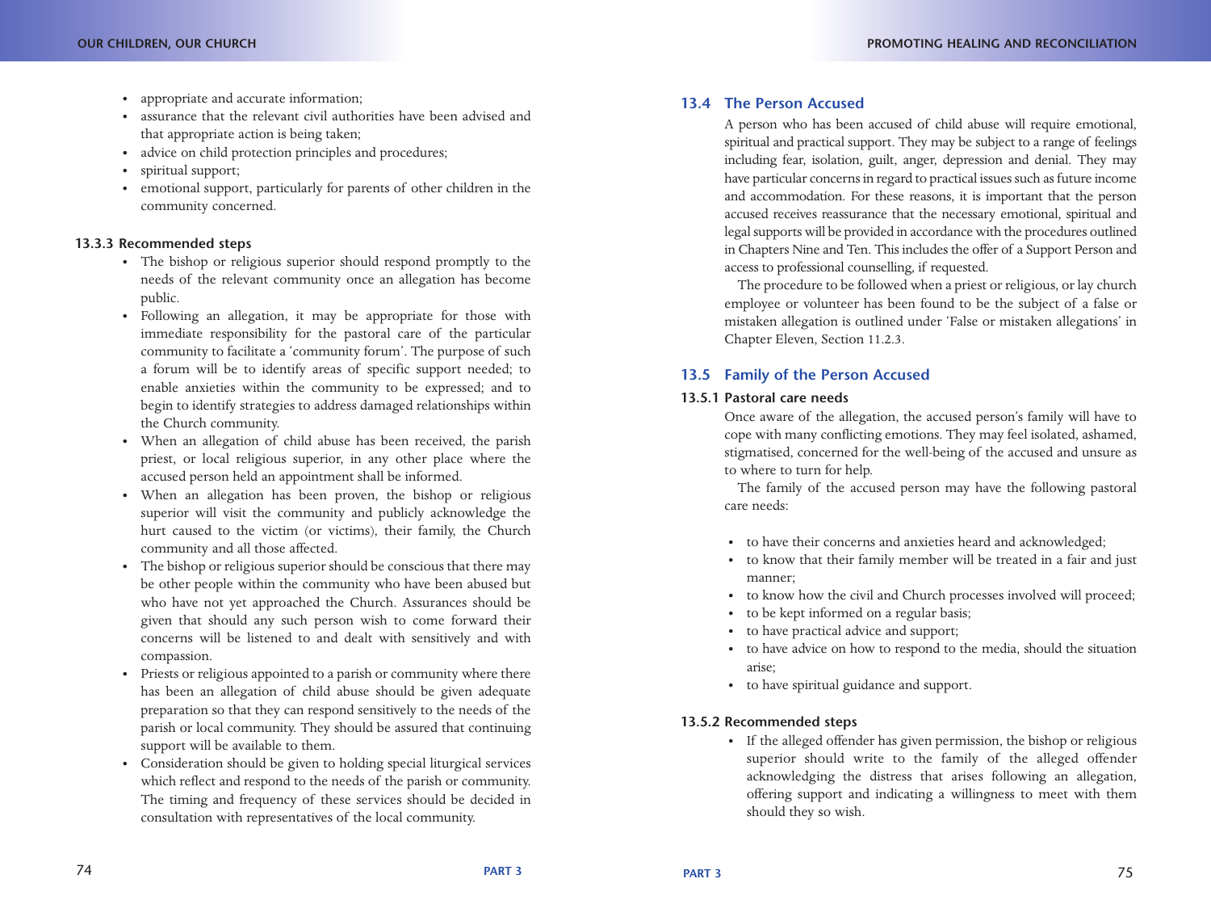- appropriate and accurate information;
- assurance that the relevant civil authorities have been advised and that appropriate action is being taken;
- advice on child protection principles and procedures;
- spiritual support;
- emotional support, particularly for parents of other children in the community concerned.

#### 13.3.3 Recommended steps

- The bishop or religious superior should respond promptly to the needs of the relevant community once an allegation has become public.
- Following an allegation, it may be appropriate for those with immediate responsibility for the pastoral care of the particular community to facilitate a 'community forum'. The purpose of such a forum will be to identify areas of specific support needed; to enable anxieties within the community to be expressed; and to begin to identify strategies to address damaged relationships within the Church community.
- When an allegation of child abuse has been received, the parish priest, or local religious superior, in any other place where the accused person held an appointment shall be informed.
- When an allegation has been proven, the bishop or religious superior will visit the community and publicly acknowledge the hurt caused to the victim (or victims), their family, the Church community and all those affected.
- The bishop or religious superior should be conscious that there may be other people within the community who have been abused but who have not yet approached the Church. Assurances should be given that should any such person wish to come forward their concerns will be listened to and dealt with sensitively and with compassion.
- Priests or religious appointed to a parish or community where there has been an allegation of child abuse should be given adequate preparation so that they can respond sensitively to the needs of the parish or local community. They should be assured that continuing support will be available to them.
- Consideration should be given to holding special liturgical services which reflect and respond to the needs of the parish or community. The timing and frequency of these services should be decided in consultation with representatives of the local community.

## 13.4 The Person Accused

A person who has been accused of child abuse will require emotional, spiritual and practical support. They may be subject to a range of feelings including fear, isolation, guilt, anger, depression and denial. They may have particular concerns in regard to practical issues such as future income and accommodation. For these reasons, it is important that the person accused receives reassurance that the necessary emotional, spiritual and legal supports will be provided in accordance with the procedures outlined in Chapters Nine and Ten. This includes the offer of a Support Person and access to professional counselling, if requested.

The procedure to be followed when a priest or religious, or lay church employee or volunteer has been found to be the subject of a false or mistaken allegation is outlined under 'False or mistaken allegations' in Chapter Eleven, Section 11.2.3.

## 13.5 Family of the Person Accused

#### 13.5.1 Pastoral care needs

Once aware of the allegation, the accused person's family will have to cope with many conflicting emotions. They may feel isolated, ashamed, stigmatised, concerned for the well-being of the accused and unsure as to where to turn for help.

The family of the accused person may have the following pastoral care needs:

- to have their concerns and anxieties heard and acknowledged;
- to know that their family member will be treated in a fair and just manner;
- to know how the civil and Church processes involved will proceed;
- to be kept informed on a regular basis;
- to have practical advice and support;
- to have advice on how to respond to the media, should the situation arise;
- to have spiritual guidance and support.

#### 13.5.2 Recommended steps

- If the alleged offender has given permission, the bishop or religious superior should write to the family of the alleged offender acknowledging the distress that arises following an allegation, offering support and indicating a willingness to meet with them should they so wish.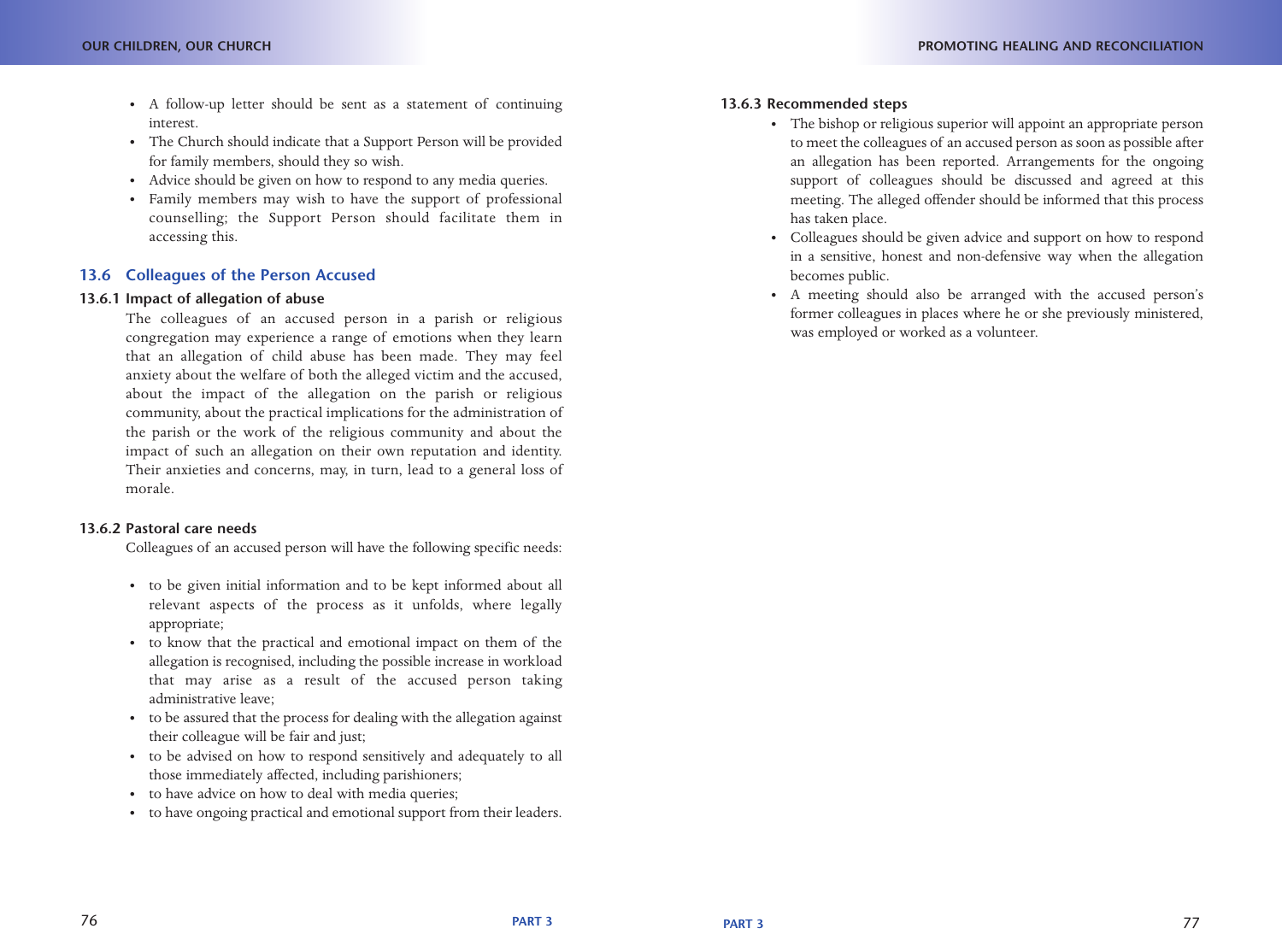- A follow-up letter should be sent as a statement of continuing interest.
- The Church should indicate that a Support Person will be provided for family members, should they so wish.
- Advice should be given on how to respond to any media queries.
- Family members may wish to have the support of professional counselling; the Support Person should facilitate them in accessing this.

## 13.6 Colleagues of the Person Accused

### 13.6.1 Impact of allegation of abuse

The colleagues of an accused person in a parish or religious congregation may experience a range of emotions when they learn that an allegation of child abuse has been made. They may feel anxiety about the welfare of both the alleged victim and the accused, about the impact of the allegation on the parish or religious community, about the practical implications for the administration of the parish or the work of the religious community and about the impact of such an allegation on their own reputation and identity. Their anxieties and concerns, may, in turn, lead to a general loss of morale.

### 13.6.2 Pastoral care needs

Colleagues of an accused person will have the following specific needs:

- to be given initial information and to be kept informed about all relevant aspects of the process as it unfolds, where legally appropriate;
- to know that the practical and emotional impact on them of the allegation is recognised, including the possible increase in workload that may arise as a result of the accused person taking administrative leave;
- to be assured that the process for dealing with the allegation against their colleague will be fair and just;
- to be advised on how to respond sensitively and adequately to all those immediately affected, including parishioners;
- to have advice on how to deal with media queries;
- to have ongoing practical and emotional support from their leaders.

### 13.6.3 Recommended steps

- The bishop or religious superior will appoint an appropriate person to meet the colleagues of an accused person as soon as possible after an allegation has been reported. Arrangements for the ongoing support of colleagues should be discussed and agreed at this meeting. The alleged offender should be informed that this process has taken place.
- Colleagues should be given advice and support on how to respond in a sensitive, honest and non-defensive way when the allegation becomes public.
- A meeting should also be arranged with the accused person's former colleagues in places where he or she previously ministered, was employed or worked as a volunteer.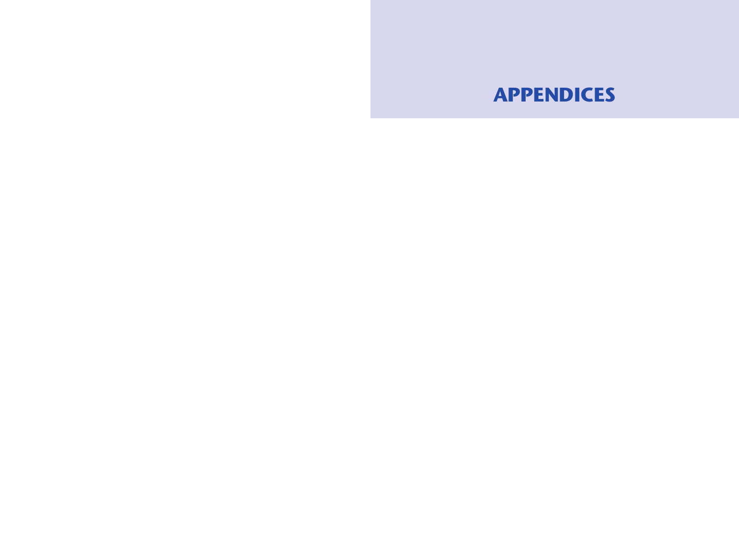# APPENDICES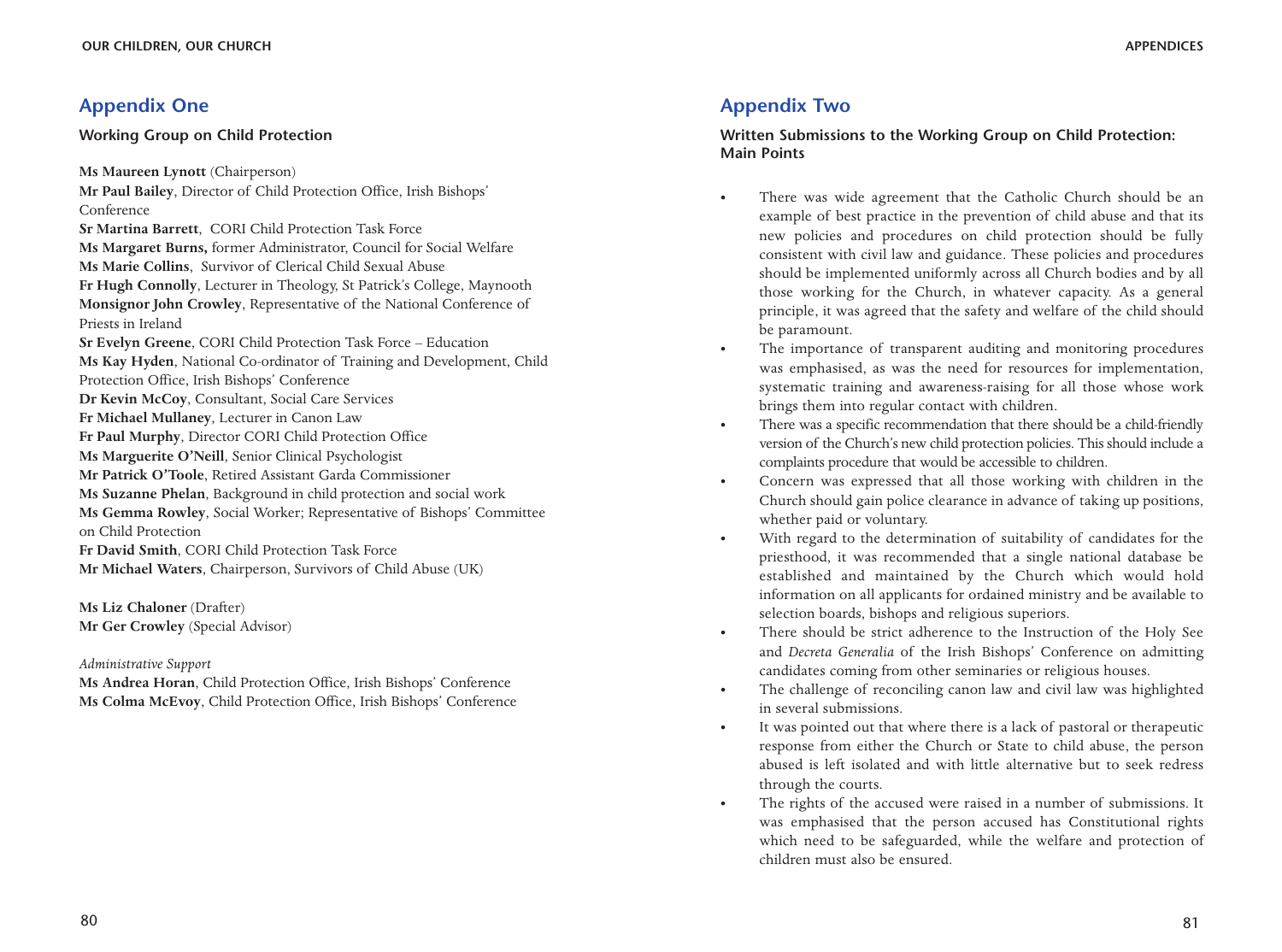## Appendix One

### Working Group on Child Protection

**Ms Maureen Lynott** (Chairperson)
**Mr Paul Bailey**, Director of Child Protection Office, Irish Bishops' Conference
**Sr Martina Barrett**, CORI Child Protection Task Force
**Ms Margaret Burns,** former Administrator, Council for Social Welfare
**Ms Marie Collins**, Survivor of Clerical Child Sexual Abuse
**Fr Hugh Connolly**, Lecturer in Theology, St Patrick's College, Maynooth
**Monsignor John Crowley**, Representative of the National Conference of Priests in Ireland
**Sr Evelyn Greene**, CORI Child Protection Task Force – Education
**Ms Kay Hyden**, National Co-ordinator of Training and Development, Child Protection Office, Irish Bishops' Conference
**Dr Kevin McCoy**, Consultant, Social Care Services
**Fr Michael Mullaney**, Lecturer in Canon Law
**Fr Paul Murphy**, Director CORI Child Protection Office
**Ms Marguerite O'Neill**, Senior Clinical Psychologist
**Mr Patrick O'Toole**, Retired Assistant Garda Commissioner
**Ms Suzanne Phelan**, Background in child protection and social work
**Ms Gemma Rowley**, Social Worker; Representative of Bishops' Committee on Child Protection
**Fr David Smith**, CORI Child Protection Task Force
**Mr Michael Waters**, Chairperson, Survivors of Child Abuse (UK)

**Ms Liz Chaloner** (Drafter)
**Mr Ger Crowley** (Special Advisor)

*Administrative Support*
**Ms Andrea Horan**, Child Protection Office, Irish Bishops' Conference
**Ms Colma McEvoy**, Child Protection Office, Irish Bishops' Conference

## Appendix Two

### Written Submissions to the Working Group on Child Protection: Main Points

- There was wide agreement that the Catholic Church should be an example of best practice in the prevention of child abuse and that its new policies and procedures on child protection should be fully consistent with civil law and guidance. These policies and procedures should be implemented uniformly across all Church bodies and by all those working for the Church, in whatever capacity. As a general principle, it was agreed that the safety and welfare of the child should be paramount.
- The importance of transparent auditing and monitoring procedures was emphasised, as was the need for resources for implementation, systematic training and awareness-raising for all those whose work brings them into regular contact with children.
- There was a specific recommendation that there should be a child-friendly version of the Church's new child protection policies. This should include a complaints procedure that would be accessible to children.
- Concern was expressed that all those working with children in the Church should gain police clearance in advance of taking up positions, whether paid or voluntary.
- With regard to the determination of suitability of candidates for the priesthood, it was recommended that a single national database be established and maintained by the Church which would hold information on all applicants for ordained ministry and be available to selection boards, bishops and religious superiors.
- There should be strict adherence to the Instruction of the Holy See and *Decreta Generalia* of the Irish Bishops' Conference on admitting candidates coming from other seminaries or religious houses.
- The challenge of reconciling canon law and civil law was highlighted in several submissions.
- It was pointed out that where there is a lack of pastoral or therapeutic response from either the Church or State to child abuse, the person abused is left isolated and with little alternative but to seek redress through the courts.
- The rights of the accused were raised in a number of submissions. It was emphasised that the person accused has Constitutional rights which need to be safeguarded, while the welfare and protection of children must also be ensured.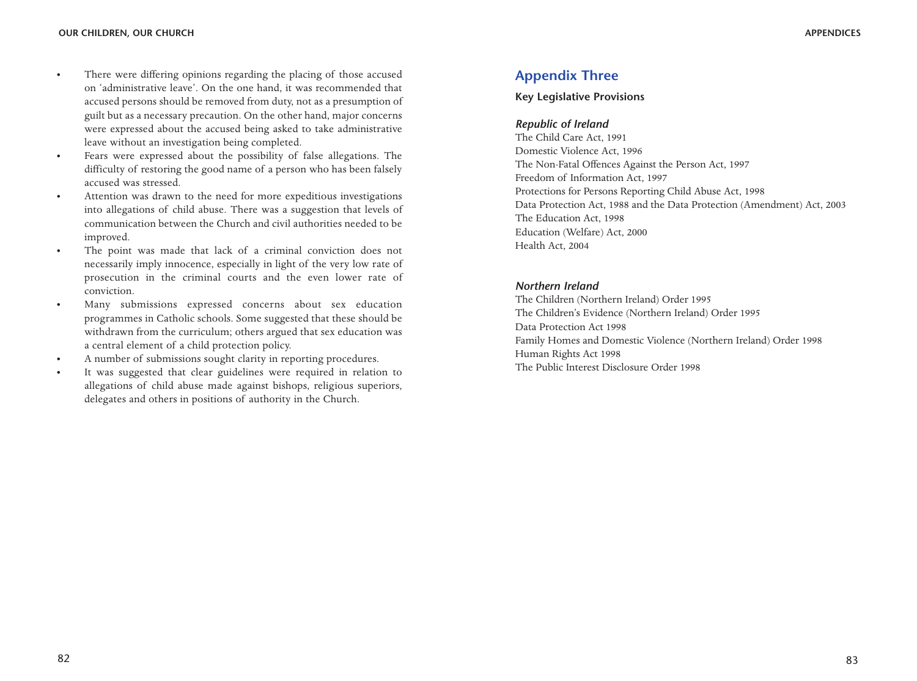- There were differing opinions regarding the placing of those accused on 'administrative leave'. On the one hand, it was recommended that accused persons should be removed from duty, not as a presumption of guilt but as a necessary precaution. On the other hand, major concerns were expressed about the accused being asked to take administrative leave without an investigation being completed.
- Fears were expressed about the possibility of false allegations. The difficulty of restoring the good name of a person who has been falsely accused was stressed.
- Attention was drawn to the need for more expeditious investigations into allegations of child abuse. There was a suggestion that levels of communication between the Church and civil authorities needed to be improved.
- The point was made that lack of a criminal conviction does not necessarily imply innocence, especially in light of the very low rate of prosecution in the criminal courts and the even lower rate of conviction.
- Many submissions expressed concerns about sex education programmes in Catholic schools. Some suggested that these should be withdrawn from the curriculum; others argued that sex education was a central element of a child protection policy.
- A number of submissions sought clarity in reporting procedures.
- It was suggested that clear guidelines were required in relation to allegations of child abuse made against bishops, religious superiors, delegates and others in positions of authority in the Church.

## Appendix Three

**Key Legislative Provisions**

### *Republic of Ireland*

The Child Care Act, 1991
Domestic Violence Act, 1996
The Non-Fatal Offences Against the Person Act, 1997
Freedom of Information Act, 1997
Protections for Persons Reporting Child Abuse Act, 1998
Data Protection Act, 1988 and the Data Protection (Amendment) Act, 2003
The Education Act, 1998
Education (Welfare) Act, 2000
Health Act, 2004

### *Northern Ireland*

The Children (Northern Ireland) Order 1995
The Children's Evidence (Northern Ireland) Order 1995
Data Protection Act 1998
Family Homes and Domestic Violence (Northern Ireland) Order 1998
Human Rights Act 1998
The Public Interest Disclosure Order 1998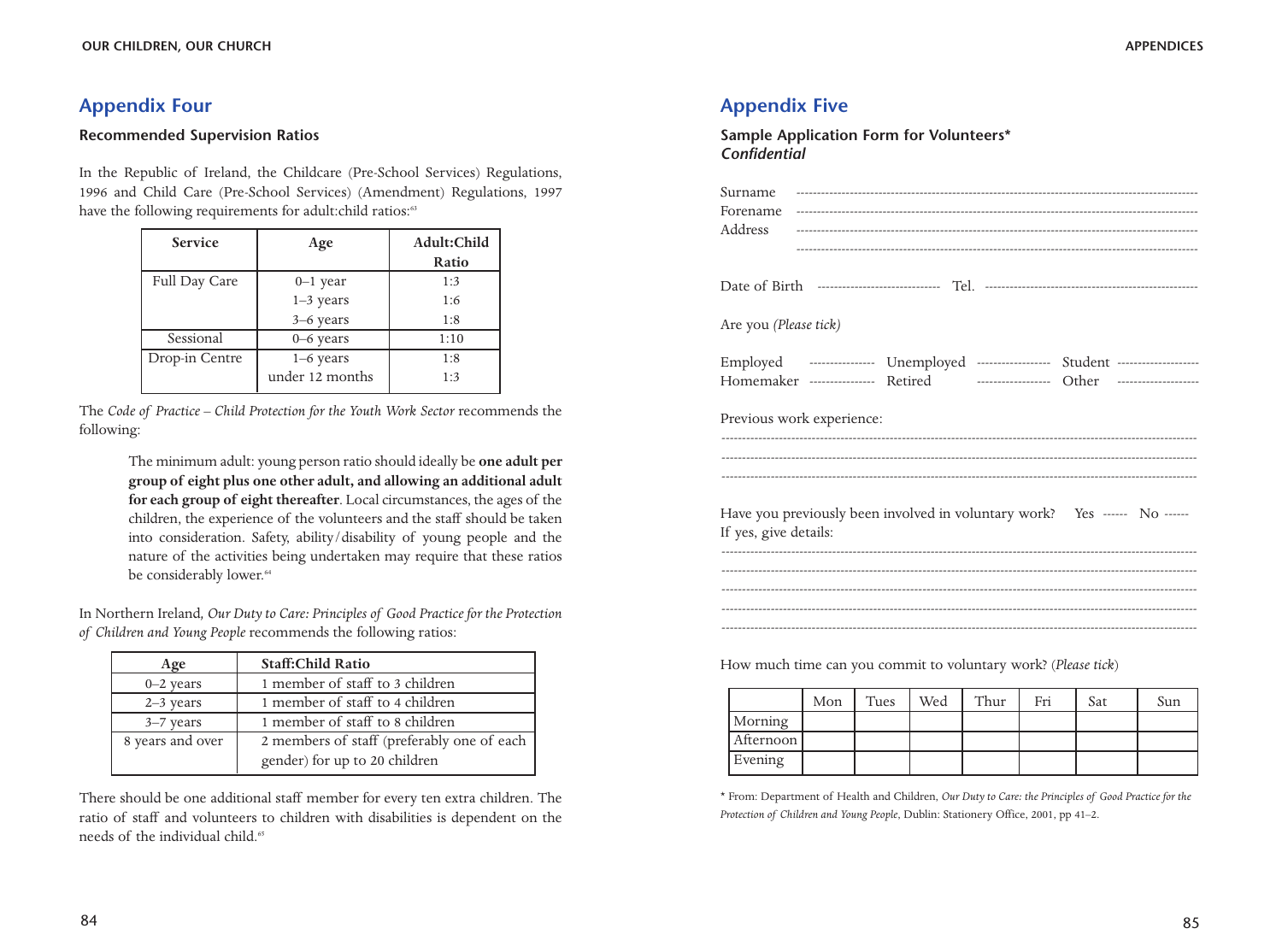## Appendix Four

### Recommended Supervision Ratios

In the Republic of Ireland, the Childcare (Pre-School Services) Regulations, 1996 and Child Care (Pre-School Services) (Amendment) Regulations, 1997 have the following requirements for adult:child ratios:[63]

| Service | Age | Adult:Child Ratio |
|---|---|---|
| Full Day Care | 0–1 year | 1:3 |
| | 1–3 years | 1:6 |
| | 3–6 years | 1:8 |
| Sessional | 0–6 years | 1:10 |
| Drop-in Centre | 1–6 years | 1:8 |
| | under 12 months | 1:3 |

The *Code of Practice – Child Protection for the Youth Work Sector* recommends the following:

> The minimum adult: young person ratio should ideally be **one adult per group of eight plus one other adult, and allowing an additional adult for each group of eight thereafter**. Local circumstances, the ages of the children, the experience of the volunteers and the staff should be taken into consideration. Safety, ability/disability of young people and the nature of the activities being undertaken may require that these ratios be considerably lower.[64]

In Northern Ireland, *Our Duty to Care: Principles of Good Practice for the Protection of Children and Young People* recommends the following ratios:

| Age | Staff:Child Ratio |
|---|---|
| 0–2 years | 1 member of staff to 3 children |
| 2–3 years | 1 member of staff to 4 children |
| 3–7 years | 1 member of staff to 8 children |
| 8 years and over | 2 members of staff (preferably one of each gender) for up to 20 children |

There should be one additional staff member for every ten extra children. The ratio of staff and volunteers to children with disabilities is dependent on the needs of the individual child.[65]

## Appendix Five

### Sample Application Form for Volunteers*
***Confidential***

Surname ---------------------------------------------------------------------------------

Forename ---------------------------------------------------------------------------------

Address ---------------------------------------------------------------------------------

---------------------------------------------------------------------------------

Date of Birth ----------------------------- Tel. ---------------------------------------------------

Are you *(Please tick)*

Employed --------------- Unemployed ----------------- Student -------------------

Homemaker --------------- Retired ----------------- Other -------------------

Previous work experience:

---------------------------------------------------------------------------------

---------------------------------------------------------------------------------

---------------------------------------------------------------------------------

Have you previously been involved in voluntary work? Yes ------ No ------

If yes, give details:

---------------------------------------------------------------------------------

---------------------------------------------------------------------------------

---------------------------------------------------------------------------------

---------------------------------------------------------------------------------

---------------------------------------------------------------------------------

How much time can you commit to voluntary work? (*Please tick*)

| | Mon | Tues | Wed | Thur | Fri | Sat | Sun |
|---|---|---|---|---|---|---|---|
| Morning | | | | | | | |
| Afternoon | | | | | | | |
| Evening | | | | | | | |

\* From: Department of Health and Children, *Our Duty to Care: the Principles of Good Practice for the Protection of Children and Young People*, Dublin: Stationery Office, 2001, pp 41–2.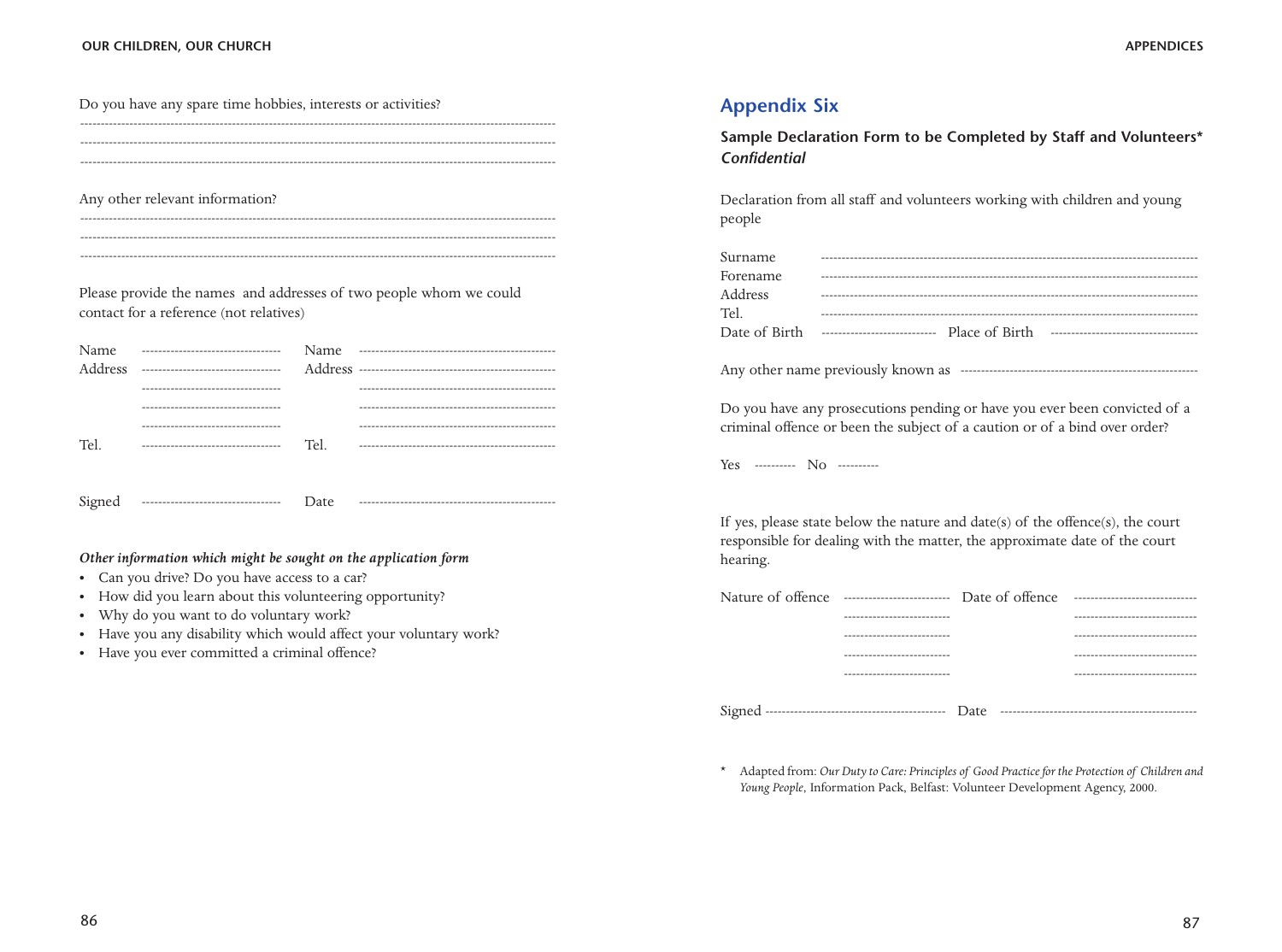Do you have any spare time hobbies, interests or activities?

-----------------------------------------------------------------------------------------------------------

-----------------------------------------------------------------------------------------------------------

-----------------------------------------------------------------------------------------------------------

Any other relevant information?

-----------------------------------------------------------------------------------------------------------

-----------------------------------------------------------------------------------------------------------

-----------------------------------------------------------------------------------------------------------

Please provide the names and addresses of two people whom we could contact for a reference (not relatives)

| | | | |
|---|---|---|---|
| Name | ---------------------------------- | Name | ----------------------------------------------- |
| Address | ---------------------------------- | Address | ----------------------------------------------- |
| | ---------------------------------- | | ----------------------------------------------- |
| | ---------------------------------- | | ----------------------------------------------- |
| | ---------------------------------- | | ----------------------------------------------- |
| Tel. | ---------------------------------- | Tel. | ----------------------------------------------- |

Signed ---------------------------------- Date -----------------------------------------------

***Other information which might be sought on the application form***

- Can you drive? Do you have access to a car?
- How did you learn about this volunteering opportunity?
- Why do you want to do voluntary work?
- Have you any disability which would affect your voluntary work?
- Have you ever committed a criminal offence?

# Appendix Six

**Sample Declaration Form to be Completed by Staff and Volunteers***
***Confidential***

Declaration from all staff and volunteers working with children and young people

Surname ------------------------------------------------------------------------------------------
Forename ------------------------------------------------------------------------------------------
Address ------------------------------------------------------------------------------------------
Tel. ------------------------------------------------------------------------------------------
Date of Birth ---------------------------- Place of Birth ------------------------------------

Any other name previously known as ---------------------------------------------------------

Do you have any prosecutions pending or have you ever been convicted of a criminal offence or been the subject of a caution or of a bind over order?

Yes ---------- No ----------

If yes, please state below the nature and date(s) of the offence(s), the court responsible for dealing with the matter, the approximate date of the court hearing.

| | | | |
|---|---|---|---|
| Nature of offence | -------------------------- | Date of offence | ------------------------------ |
| | -------------------------- | | ------------------------------ |
| | -------------------------- | | ------------------------------ |
| | -------------------------- | | ------------------------------ |
| | -------------------------- | | ------------------------------ |

Signed -------------------------------------------- Date -----------------------------------------------

\* Adapted from: *Our Duty to Care: Principles of Good Practice for the Protection of Children and Young People*, Information Pack, Belfast: Volunteer Development Agency, 2000.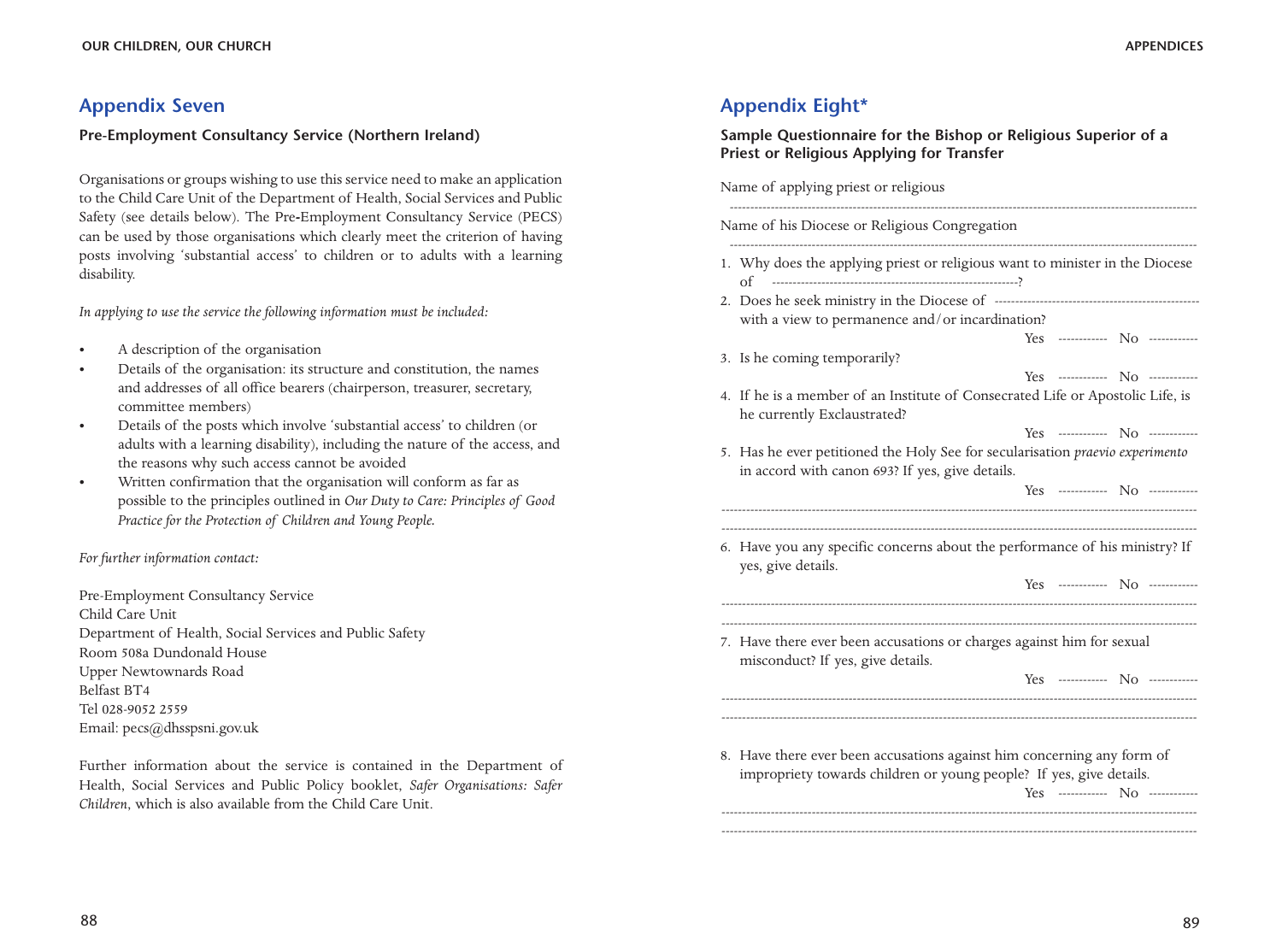## Appendix Seven

### Pre-Employment Consultancy Service (Northern Ireland)

Organisations or groups wishing to use this service need to make an application to the Child Care Unit of the Department of Health, Social Services and Public Safety (see details below). The Pre-Employment Consultancy Service (PECS) can be used by those organisations which clearly meet the criterion of having posts involving 'substantial access' to children or to adults with a learning disability.

*In applying to use the service the following information must be included:*

- A description of the organisation
- Details of the organisation: its structure and constitution, the names and addresses of all office bearers (chairperson, treasurer, secretary, committee members)
- Details of the posts which involve 'substantial access' to children (or adults with a learning disability), including the nature of the access, and the reasons why such access cannot be avoided
- Written confirmation that the organisation will conform as far as possible to the principles outlined in *Our Duty to Care: Principles of Good Practice for the Protection of Children and Young People.*

*For further information contact:*

Pre-Employment Consultancy Service
Child Care Unit
Department of Health, Social Services and Public Safety
Room 508a Dundonald House
Upper Newtownards Road
Belfast BT4
Tel 028-9052 2559
Email: pecs@dhsspsni.gov.uk

Further information about the service is contained in the Department of Health, Social Services and Public Policy booklet, *Safer Organisations: Safer Children*, which is also available from the Child Care Unit.

## Appendix Eight*

### Sample Questionnaire for the Bishop or Religious Superior of a Priest or Religious Applying for Transfer

Name of applying priest or religious

--------------------------------------------------------------------------------

Name of his Diocese or Religious Congregation

--------------------------------------------------------------------------------

1. Why does the applying priest or religious want to minister in the Diocese of ---------------------------------------------?
2. Does he seek ministry in the Diocese of --------------------------------------- with a view to permanence and/or incardination?

   Yes ----------- No -----------
3. Is he coming temporarily?

   Yes ----------- No -----------
4. If he is a member of an Institute of Consecrated Life or Apostolic Life, is he currently Exclaustrated?

   Yes ----------- No -----------
5. Has he ever petitioned the Holy See for secularisation *praevio experimento* in accord with canon 693? If yes, give details.

   Yes ----------- No -----------

   --------------------------------------------------------------------------------

   --------------------------------------------------------------------------------
6. Have you any specific concerns about the performance of his ministry? If yes, give details.

   Yes ----------- No -----------

   --------------------------------------------------------------------------------

   --------------------------------------------------------------------------------
7. Have there ever been accusations or charges against him for sexual misconduct? If yes, give details.

   Yes ----------- No -----------

   --------------------------------------------------------------------------------

   --------------------------------------------------------------------------------
8. Have there ever been accusations against him concerning any form of impropriety towards children or young people? If yes, give details.

   Yes ----------- No -----------

   --------------------------------------------------------------------------------

   --------------------------------------------------------------------------------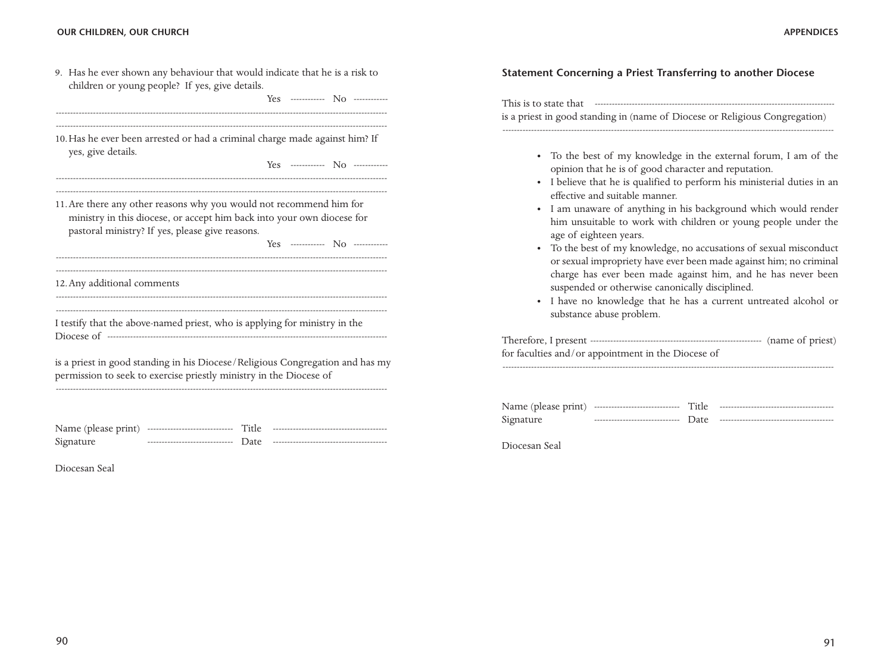9. Has he ever shown any behaviour that would indicate that he is a risk to children or young people? If yes, give details.

   Yes ------------ No ------------

-----------------------------------------------------------------------------------------------------------------

-----------------------------------------------------------------------------------------------------------------

10. Has he ever been arrested or had a criminal charge made against him? If yes, give details.

    Yes ------------ No ------------

-----------------------------------------------------------------------------------------------------------------

-----------------------------------------------------------------------------------------------------------------

11. Are there any other reasons why you would not recommend him for ministry in this diocese, or accept him back into your own diocese for pastoral ministry? If yes, please give reasons.

    Yes ------------ No ------------

-----------------------------------------------------------------------------------------------------------------

-----------------------------------------------------------------------------------------------------------------

12. Any additional comments

-----------------------------------------------------------------------------------------------------------------

-----------------------------------------------------------------------------------------------------------------

I testify that the above-named priest, who is applying for ministry in the Diocese of ------------------------------------------------------------------------------------------

is a priest in good standing in his Diocese/Religious Congregation and has my permission to seek to exercise priestly ministry in the Diocese of

-----------------------------------------------------------------------------------------------------------------

Name (please print) ------------------------------ Title ----------------------------------------

Signature ------------------------------ Date ----------------------------------------

Diocesan Seal

### Statement Concerning a Priest Transferring to another Diocese

This is to state that ---------------------------------------------------------------------------------
is a priest in good standing in (name of Diocese or Religious Congregation)

-----------------------------------------------------------------------------------------------------------------

- To the best of my knowledge in the external forum, I am of the opinion that he is of good character and reputation.
- I believe that he is qualified to perform his ministerial duties in an effective and suitable manner.
- I am unaware of anything in his background which would render him unsuitable to work with children or young people under the age of eighteen years.
- To the best of my knowledge, no accusations of sexual misconduct or sexual impropriety have ever been made against him; no criminal charge has ever been made against him, and he has never been suspended or otherwise canonically disciplined.
- I have no knowledge that he has a current untreated alcohol or substance abuse problem.

Therefore, I present ------------------------------------------------------------ (name of priest) for faculties and/or appointment in the Diocese of

-----------------------------------------------------------------------------------------------------------------

Name (please print) ------------------------------ Title ----------------------------------------

Signature ------------------------------ Date ----------------------------------------

Diocesan Seal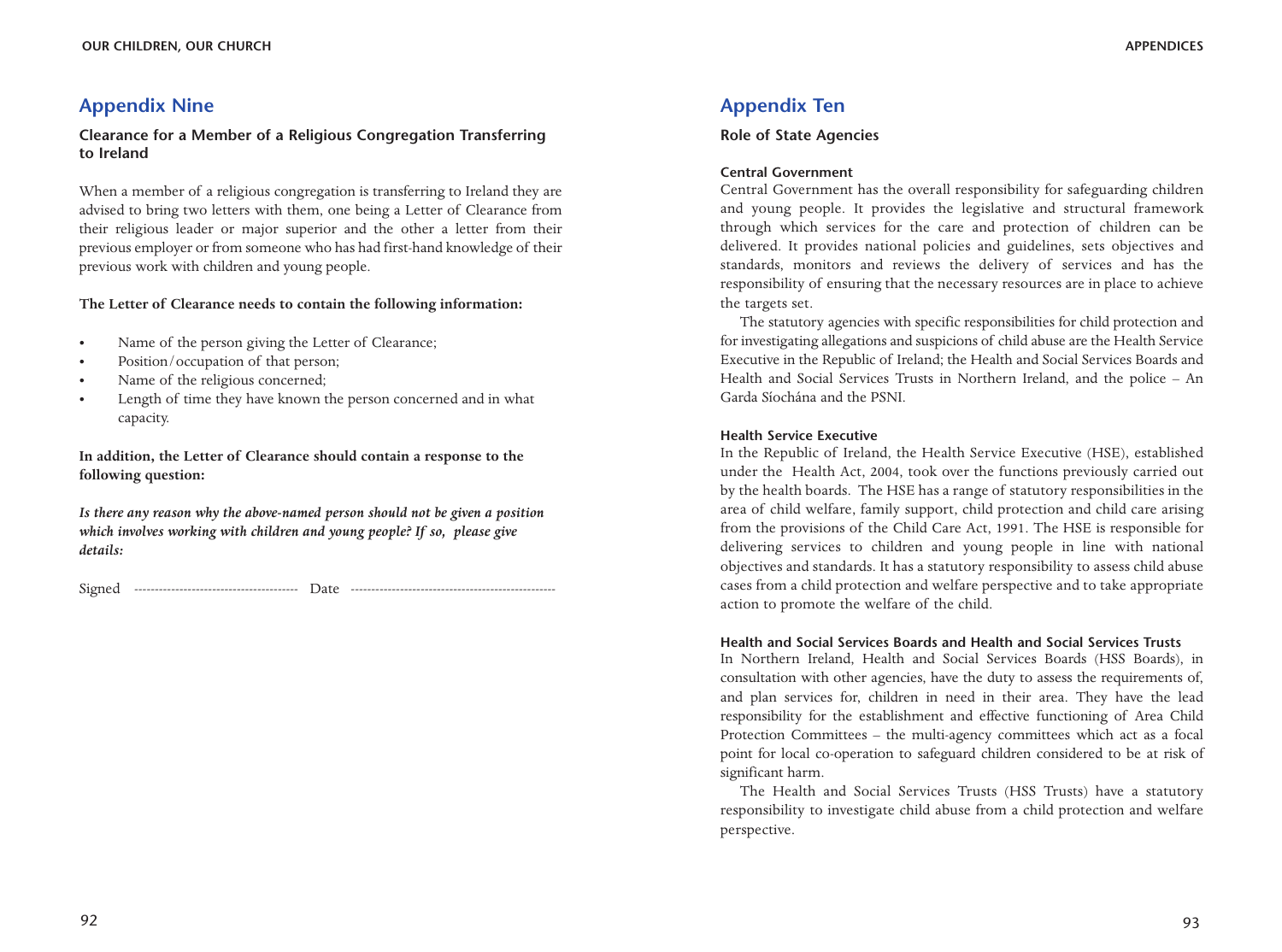## Appendix Nine

### Clearance for a Member of a Religious Congregation Transferring to Ireland

When a member of a religious congregation is transferring to Ireland they are advised to bring two letters with them, one being a Letter of Clearance from their religious leader or major superior and the other a letter from their previous employer or from someone who has had first-hand knowledge of their previous work with children and young people.

**The Letter of Clearance needs to contain the following information:**

- Name of the person giving the Letter of Clearance;
- Position/occupation of that person;
- Name of the religious concerned;
- Length of time they have known the person concerned and in what capacity.

**In addition, the Letter of Clearance should contain a response to the following question:**

***Is there any reason why the above-named person should not be given a position which involves working with children and young people? If so, please give details:***

Signed ---------------------------------------- Date -------------------------------------------------

## Appendix Ten

### Role of State Agencies

#### Central Government

Central Government has the overall responsibility for safeguarding children and young people. It provides the legislative and structural framework through which services for the care and protection of children can be delivered. It provides national policies and guidelines, sets objectives and standards, monitors and reviews the delivery of services and has the responsibility of ensuring that the necessary resources are in place to achieve the targets set.

The statutory agencies with specific responsibilities for child protection and for investigating allegations and suspicions of child abuse are the Health Service Executive in the Republic of Ireland; the Health and Social Services Boards and Health and Social Services Trusts in Northern Ireland, and the police – An Garda Síochána and the PSNI.

#### Health Service Executive

In the Republic of Ireland, the Health Service Executive (HSE), established under the Health Act, 2004, took over the functions previously carried out by the health boards. The HSE has a range of statutory responsibilities in the area of child welfare, family support, child protection and child care arising from the provisions of the Child Care Act, 1991. The HSE is responsible for delivering services to children and young people in line with national objectives and standards. It has a statutory responsibility to assess child abuse cases from a child protection and welfare perspective and to take appropriate action to promote the welfare of the child.

#### Health and Social Services Boards and Health and Social Services Trusts

In Northern Ireland, Health and Social Services Boards (HSS Boards), in consultation with other agencies, have the duty to assess the requirements of, and plan services for, children in need in their area. They have the lead responsibility for the establishment and effective functioning of Area Child Protection Committees – the multi-agency committees which act as a focal point for local co-operation to safeguard children considered to be at risk of significant harm.

The Health and Social Services Trusts (HSS Trusts) have a statutory responsibility to investigate child abuse from a child protection and welfare perspective.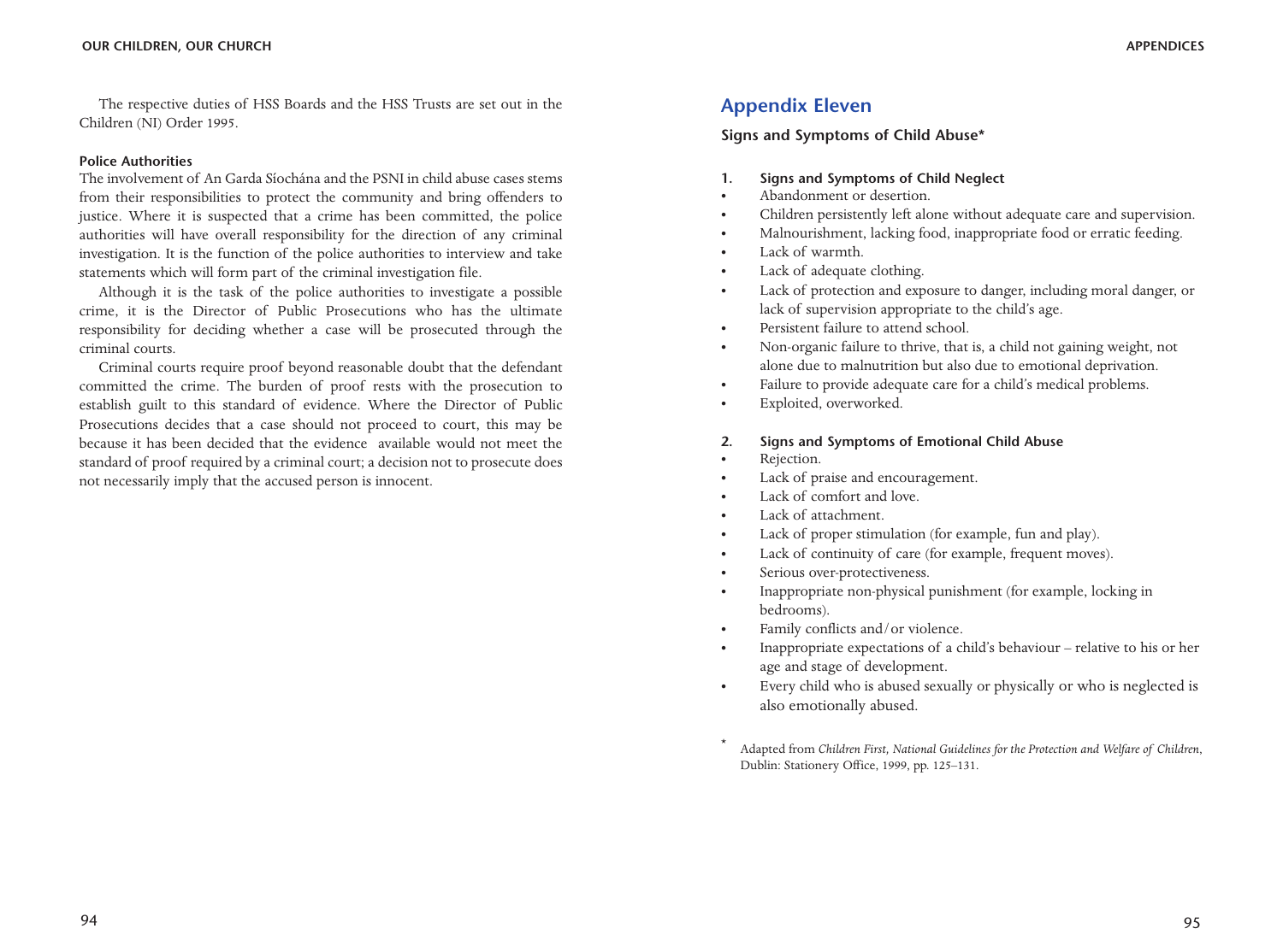The respective duties of HSS Boards and the HSS Trusts are set out in the Children (NI) Order 1995.

**Police Authorities**

The involvement of An Garda Síochána and the PSNI in child abuse cases stems from their responsibilities to protect the community and bring offenders to justice. Where it is suspected that a crime has been committed, the police authorities will have overall responsibility for the direction of any criminal investigation. It is the function of the police authorities to interview and take statements which will form part of the criminal investigation file.

Although it is the task of the police authorities to investigate a possible crime, it is the Director of Public Prosecutions who has the ultimate responsibility for deciding whether a case will be prosecuted through the criminal courts.

Criminal courts require proof beyond reasonable doubt that the defendant committed the crime. The burden of proof rests with the prosecution to establish guilt to this standard of evidence. Where the Director of Public Prosecutions decides that a case should not proceed to court, this may be because it has been decided that the evidence available would not meet the standard of proof required by a criminal court; a decision not to prosecute does not necessarily imply that the accused person is innocent.

## Appendix Eleven

### Signs and Symptoms of Child Abuse*

**1. Signs and Symptoms of Child Neglect**

- Abandonment or desertion.
- Children persistently left alone without adequate care and supervision.
- Malnourishment, lacking food, inappropriate food or erratic feeding.
- Lack of warmth.
- Lack of adequate clothing.
- Lack of protection and exposure to danger, including moral danger, or lack of supervision appropriate to the child's age.
- Persistent failure to attend school.
- Non-organic failure to thrive, that is, a child not gaining weight, not alone due to malnutrition but also due to emotional deprivation.
- Failure to provide adequate care for a child's medical problems.
- Exploited, overworked.

**2. Signs and Symptoms of Emotional Child Abuse**

- Rejection.
- Lack of praise and encouragement.
- Lack of comfort and love.
- Lack of attachment.
- Lack of proper stimulation (for example, fun and play).
- Lack of continuity of care (for example, frequent moves).
- Serious over-protectiveness.
- Inappropriate non-physical punishment (for example, locking in bedrooms).
- Family conflicts and/or violence.
- Inappropriate expectations of a child's behaviour – relative to his or her age and stage of development.
- Every child who is abused sexually or physically or who is neglected is also emotionally abused.

\* Adapted from *Children First, National Guidelines for the Protection and Welfare of Children*, Dublin: Stationery Office, 1999, pp. 125–131.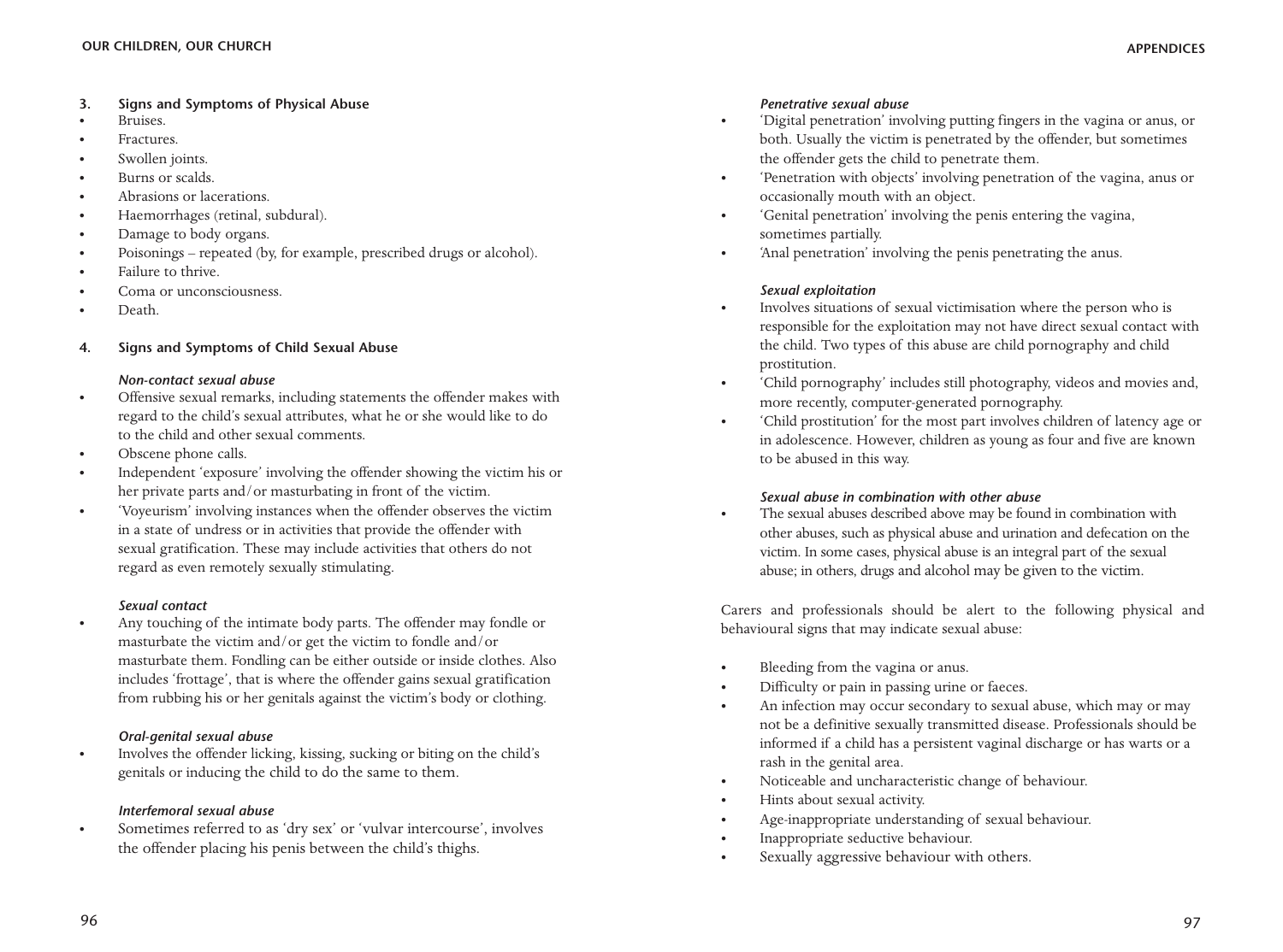### 3. Signs and Symptoms of Physical Abuse

- Bruises.
- Fractures.
- Swollen joints.
- Burns or scalds.
- Abrasions or lacerations.
- Haemorrhages (retinal, subdural).
- Damage to body organs.
- Poisonings – repeated (by, for example, prescribed drugs or alcohol).
- Failure to thrive.
- Coma or unconsciousness.
- Death.

### 4. Signs and Symptoms of Child Sexual Abuse

***Non-contact sexual abuse***

- Offensive sexual remarks, including statements the offender makes with regard to the child's sexual attributes, what he or she would like to do to the child and other sexual comments.
- Obscene phone calls.
- Independent 'exposure' involving the offender showing the victim his or her private parts and/or masturbating in front of the victim.
- 'Voyeurism' involving instances when the offender observes the victim in a state of undress or in activities that provide the offender with sexual gratification. These may include activities that others do not regard as even remotely sexually stimulating.

***Sexual contact***

- Any touching of the intimate body parts. The offender may fondle or masturbate the victim and/or get the victim to fondle and/or masturbate them. Fondling can be either outside or inside clothes. Also includes 'frottage', that is where the offender gains sexual gratification from rubbing his or her genitals against the victim's body or clothing.

***Oral-genital sexual abuse***

- Involves the offender licking, kissing, sucking or biting on the child's genitals or inducing the child to do the same to them.

***Interfemoral sexual abuse***

- Sometimes referred to as 'dry sex' or 'vulvar intercourse', involves the offender placing his penis between the child's thighs.

***Penetrative sexual abuse***

- 'Digital penetration' involving putting fingers in the vagina or anus, or both. Usually the victim is penetrated by the offender, but sometimes the offender gets the child to penetrate them.
- 'Penetration with objects' involving penetration of the vagina, anus or occasionally mouth with an object.
- 'Genital penetration' involving the penis entering the vagina, sometimes partially.
- 'Anal penetration' involving the penis penetrating the anus.

***Sexual exploitation***

- Involves situations of sexual victimisation where the person who is responsible for the exploitation may not have direct sexual contact with the child. Two types of this abuse are child pornography and child prostitution.
- 'Child pornography' includes still photography, videos and movies and, more recently, computer-generated pornography.
- 'Child prostitution' for the most part involves children of latency age or in adolescence. However, children as young as four and five are known to be abused in this way.

***Sexual abuse in combination with other abuse***

- The sexual abuses described above may be found in combination with other abuses, such as physical abuse and urination and defecation on the victim. In some cases, physical abuse is an integral part of the sexual abuse; in others, drugs and alcohol may be given to the victim.

Carers and professionals should be alert to the following physical and behavioural signs that may indicate sexual abuse:

- Bleeding from the vagina or anus.
- Difficulty or pain in passing urine or faeces.
- An infection may occur secondary to sexual abuse, which may or may not be a definitive sexually transmitted disease. Professionals should be informed if a child has a persistent vaginal discharge or has warts or a rash in the genital area.
- Noticeable and uncharacteristic change of behaviour.
- Hints about sexual activity.
- Age-inappropriate understanding of sexual behaviour.
- Inappropriate seductive behaviour.
- Sexually aggressive behaviour with others.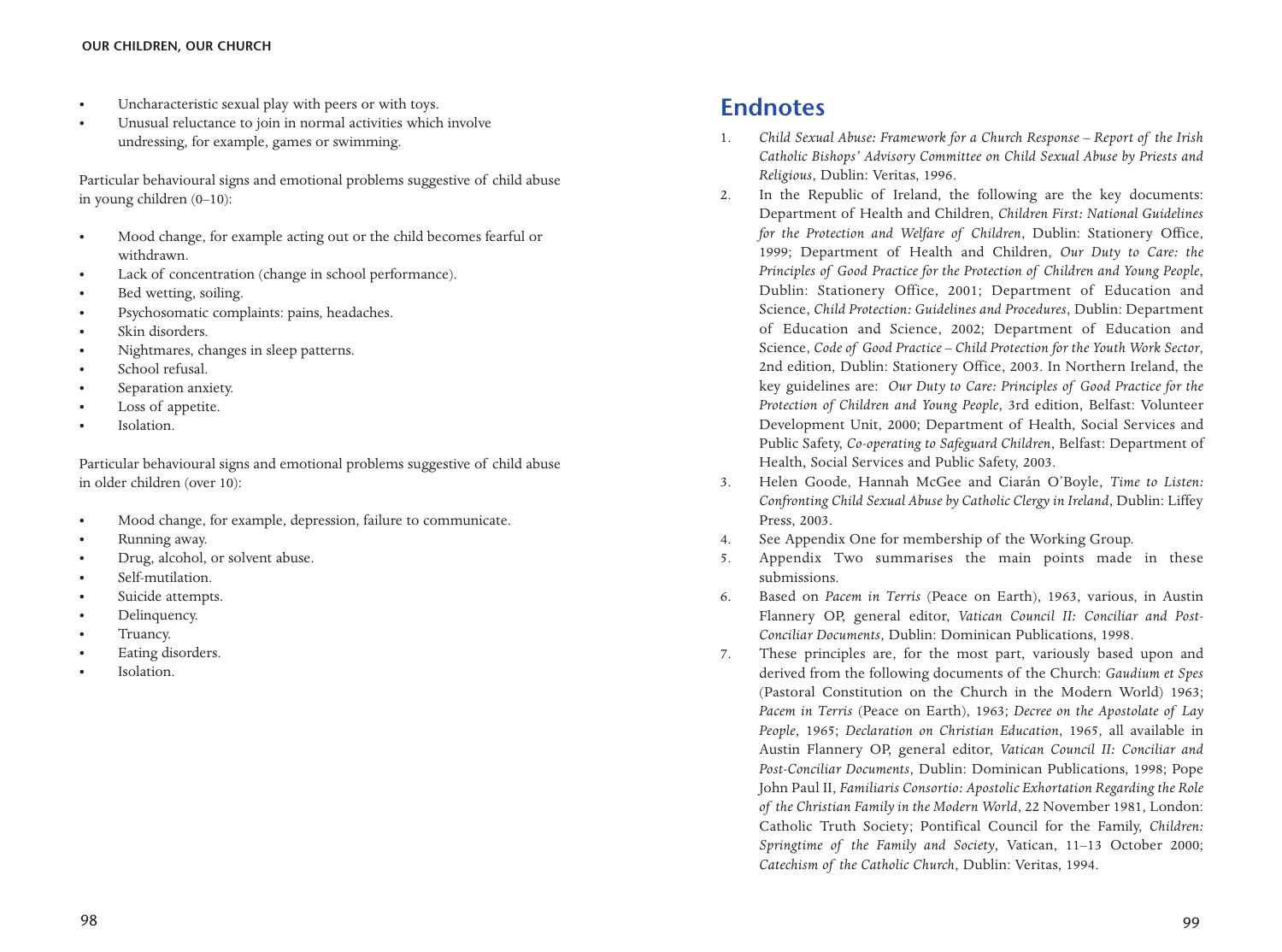- Uncharacteristic sexual play with peers or with toys.
- Unusual reluctance to join in normal activities which involve undressing, for example, games or swimming.

Particular behavioural signs and emotional problems suggestive of child abuse in young children (0–10):

- Mood change, for example acting out or the child becomes fearful or withdrawn.
- Lack of concentration (change in school performance).
- Bed wetting, soiling.
- Psychosomatic complaints: pains, headaches.
- Skin disorders.
- Nightmares, changes in sleep patterns.
- School refusal.
- Separation anxiety.
- Loss of appetite.
- Isolation.

Particular behavioural signs and emotional problems suggestive of child abuse in older children (over 10):

- Mood change, for example, depression, failure to communicate.
- Running away.
- Drug, alcohol, or solvent abuse.
- Self-mutilation.
- Suicide attempts.
- Delinquency.
- Truancy.
- Eating disorders.
- Isolation.

## Endnotes

1. *Child Sexual Abuse: Framework for a Church Response – Report of the Irish Catholic Bishops' Advisory Committee on Child Sexual Abuse by Priests and Religious*, Dublin: Veritas, 1996.
2. In the Republic of Ireland, the following are the key documents: Department of Health and Children, *Children First: National Guidelines for the Protection and Welfare of Children*, Dublin: Stationery Office, 1999; Department of Health and Children, *Our Duty to Care: the Principles of Good Practice for the Protection of Children and Young People*, Dublin: Stationery Office, 2001; Department of Education and Science, *Child Protection: Guidelines and Procedures*, Dublin: Department of Education and Science, 2002; Department of Education and Science, *Code of Good Practice – Child Protection for the Youth Work Sector*, 2nd edition, Dublin: Stationery Office, 2003. In Northern Ireland, the key guidelines are: *Our Duty to Care: Principles of Good Practice for the Protection of Children and Young People*, 3rd edition, Belfast: Volunteer Development Unit, 2000; Department of Health, Social Services and Public Safety, *Co-operating to Safeguard Children*, Belfast: Department of Health, Social Services and Public Safety, 2003.
3. Helen Goode, Hannah McGee and Ciarán O'Boyle, *Time to Listen: Confronting Child Sexual Abuse by Catholic Clergy in Ireland*, Dublin: Liffey Press, 2003.
4. See Appendix One for membership of the Working Group.
5. Appendix Two summarises the main points made in these submissions.
6. Based on *Pacem in Terris* (Peace on Earth), 1963, various, in Austin Flannery OP, general editor, *Vatican Council II: Conciliar and Post-Conciliar Documents*, Dublin: Dominican Publications, 1998.
7. These principles are, for the most part, variously based upon and derived from the following documents of the Church: *Gaudium et Spes* (Pastoral Constitution on the Church in the Modern World) 1963; *Pacem in Terris* (Peace on Earth), 1963; *Decree on the Apostolate of Lay People*, 1965; *Declaration on Christian Education*, 1965, all available in Austin Flannery OP, general editor, *Vatican Council II: Conciliar and Post-Conciliar Documents*, Dublin: Dominican Publications, 1998; Pope John Paul II, *Familiaris Consortio: Apostolic Exhortation Regarding the Role of the Christian Family in the Modern World*, 22 November 1981, London: Catholic Truth Society; Pontifical Council for the Family, *Children: Springtime of the Family and Society*, Vatican, 11–13 October 2000; *Catechism of the Catholic Church*, Dublin: Veritas, 1994.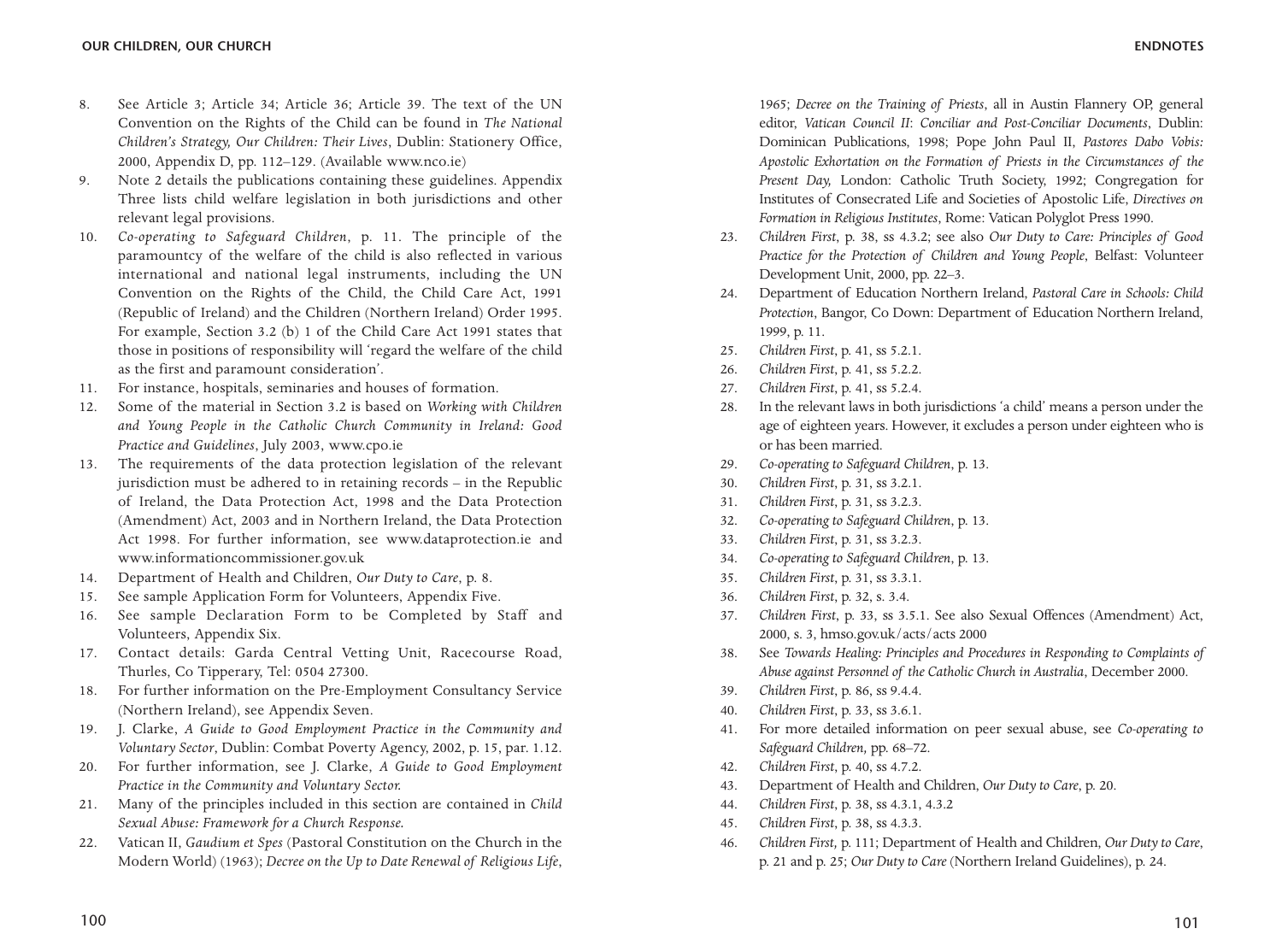8. See Article 3; Article 34; Article 36; Article 39. The text of the UN Convention on the Rights of the Child can be found in *The National Children's Strategy, Our Children: Their Lives*, Dublin: Stationery Office, 2000, Appendix D, pp. 112–129. (Available www.nco.ie)
9. Note 2 details the publications containing these guidelines. Appendix Three lists child welfare legislation in both jurisdictions and other relevant legal provisions.
10. *Co-operating to Safeguard Children*, p. 11. The principle of the paramountcy of the welfare of the child is also reflected in various international and national legal instruments, including the UN Convention on the Rights of the Child, the Child Care Act, 1991 (Republic of Ireland) and the Children (Northern Ireland) Order 1995. For example, Section 3.2 (b) 1 of the Child Care Act 1991 states that those in positions of responsibility will 'regard the welfare of the child as the first and paramount consideration'.
11. For instance, hospitals, seminaries and houses of formation.
12. Some of the material in Section 3.2 is based on *Working with Children and Young People in the Catholic Church Community in Ireland: Good Practice and Guidelines*, July 2003, www.cpo.ie
13. The requirements of the data protection legislation of the relevant jurisdiction must be adhered to in retaining records – in the Republic of Ireland, the Data Protection Act, 1998 and the Data Protection (Amendment) Act, 2003 and in Northern Ireland, the Data Protection Act 1998. For further information, see www.dataprotection.ie and www.informationcommissioner.gov.uk
14. Department of Health and Children, *Our Duty to Care*, p. 8.
15. See sample Application Form for Volunteers, Appendix Five.
16. See sample Declaration Form to be Completed by Staff and Volunteers, Appendix Six.
17. Contact details: Garda Central Vetting Unit, Racecourse Road, Thurles, Co Tipperary, Tel: 0504 27300.
18. For further information on the Pre-Employment Consultancy Service (Northern Ireland), see Appendix Seven.
19. J. Clarke, *A Guide to Good Employment Practice in the Community and Voluntary Sector*, Dublin: Combat Poverty Agency, 2002, p. 15, par. 1.12.
20. For further information, see J. Clarke, *A Guide to Good Employment Practice in the Community and Voluntary Sector.*
21. Many of the principles included in this section are contained in *Child Sexual Abuse: Framework for a Church Response.*
22. Vatican II, *Gaudium et Spes* (Pastoral Constitution on the Church in the Modern World) (1963); *Decree on the Up to Date Renewal of Religious Life*, 1965; *Decree on the Training of Priests*, all in Austin Flannery OP, general editor, *Vatican Council II: Conciliar and Post-Conciliar Documents*, Dublin: Dominican Publications, 1998; Pope John Paul II, *Pastores Dabo Vobis: Apostolic Exhortation on the Formation of Priests in the Circumstances of the Present Day,* London: Catholic Truth Society, 1992; Congregation for Institutes of Consecrated Life and Societies of Apostolic Life, *Directives on Formation in Religious Institutes*, Rome: Vatican Polyglot Press 1990.
23. *Children First*, p. 38, ss 4.3.2; see also *Our Duty to Care: Principles of Good Practice for the Protection of Children and Young People*, Belfast: Volunteer Development Unit, 2000, pp. 22–3.
24. Department of Education Northern Ireland, *Pastoral Care in Schools: Child Protection*, Bangor, Co Down: Department of Education Northern Ireland, 1999, p. 11.
25. *Children First*, p. 41, ss 5.2.1.
26. *Children First*, p. 41, ss 5.2.2.
27. *Children First*, p. 41, ss 5.2.4.
28. In the relevant laws in both jurisdictions 'a child' means a person under the age of eighteen years. However, it excludes a person under eighteen who is or has been married.
29. *Co-operating to Safeguard Children*, p. 13.
30. *Children First*, p. 31, ss 3.2.1.
31. *Children First*, p. 31, ss 3.2.3.
32. *Co-operating to Safeguard Children*, p. 13.
33. *Children First*, p. 31, ss 3.2.3.
34. *Co-operating to Safeguard Children*, p. 13.
35. *Children First*, p. 31, ss 3.3.1.
36. *Children First*, p. 32, s. 3.4.
37. *Children First*, p. 33, ss 3.5.1. See also Sexual Offences (Amendment) Act, 2000, s. 3, hmso.gov.uk/acts/acts 2000
38. See *Towards Healing: Principles and Procedures in Responding to Complaints of Abuse against Personnel of the Catholic Church in Australia*, December 2000.
39. *Children First*, p. 86, ss 9.4.4.
40. *Children First*, p. 33, ss 3.6.1.
41. For more detailed information on peer sexual abuse, see *Co-operating to Safeguard Children*, pp. 68–72.
42. *Children First*, p. 40, ss 4.7.2.
43. Department of Health and Children, *Our Duty to Care*, p. 20.
44. *Children First*, p. 38, ss 4.3.1, 4.3.2
45. *Children First*, p. 38, ss 4.3.3.
46. *Children First,* p. 111; Department of Health and Children, *Our Duty to Care*, p. 21 and p. 25; *Our Duty to Care* (Northern Ireland Guidelines), p. 24.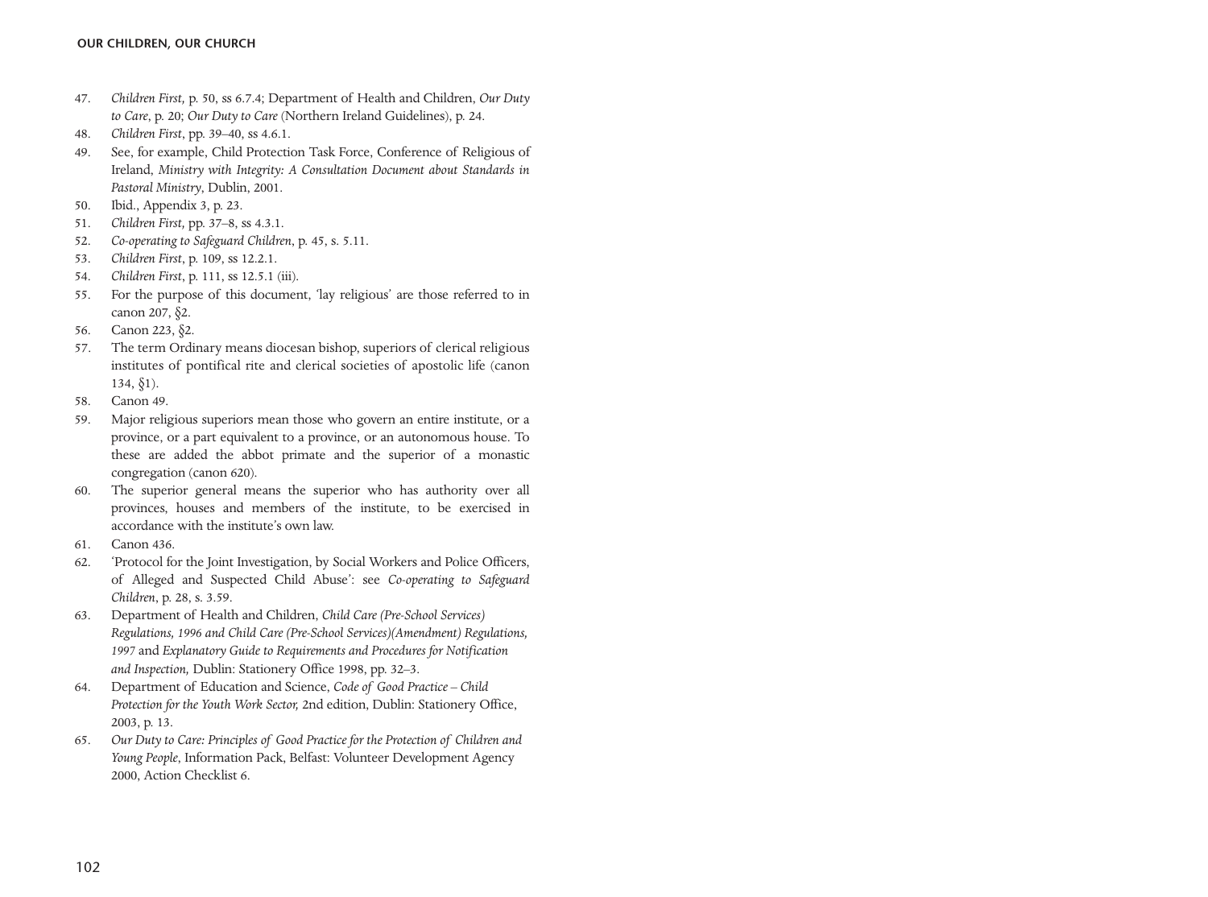47. *Children First,* p. 50, ss 6.7.4; Department of Health and Children, *Our Duty to Care*, p. 20; *Our Duty to Care* (Northern Ireland Guidelines), p. 24.
48. *Children First*, pp. 39–40, ss 4.6.1.
49. See, for example, Child Protection Task Force, Conference of Religious of Ireland, *Ministry with Integrity: A Consultation Document about Standards in Pastoral Ministry*, Dublin, 2001.
50. Ibid., Appendix 3, p. 23.
51. *Children First,* pp. 37–8, ss 4.3.1.
52. *Co-operating to Safeguard Children*, p. 45, s. 5.11.
53. *Children First*, p. 109, ss 12.2.1.
54. *Children First*, p. 111, ss 12.5.1 (iii).
55. For the purpose of this document, 'lay religious' are those referred to in canon 207, §2.
56. Canon 223, §2.
57. The term Ordinary means diocesan bishop, superiors of clerical religious institutes of pontifical rite and clerical societies of apostolic life (canon 134, §1).
58. Canon 49.
59. Major religious superiors mean those who govern an entire institute, or a province, or a part equivalent to a province, or an autonomous house. To these are added the abbot primate and the superior of a monastic congregation (canon 620).
60. The superior general means the superior who has authority over all provinces, houses and members of the institute, to be exercised in accordance with the institute's own law.
61. Canon 436.
62. 'Protocol for the Joint Investigation, by Social Workers and Police Officers, of Alleged and Suspected Child Abuse': see *Co-operating to Safeguard Children*, p. 28, s. 3.59.
63. Department of Health and Children, *Child Care (Pre-School Services) Regulations, 1996 and Child Care (Pre-School Services)(Amendment) Regulations, 1997* and *Explanatory Guide to Requirements and Procedures for Notification and Inspection,* Dublin: Stationery Office 1998, pp. 32–3.
64. Department of Education and Science, *Code of Good Practice – Child Protection for the Youth Work Sector,* 2nd edition, Dublin: Stationery Office, 2003, p. 13.
65. *Our Duty to Care: Principles of Good Practice for the Protection of Children and Young People*, Information Pack, Belfast: Volunteer Development Agency 2000, Action Checklist 6.